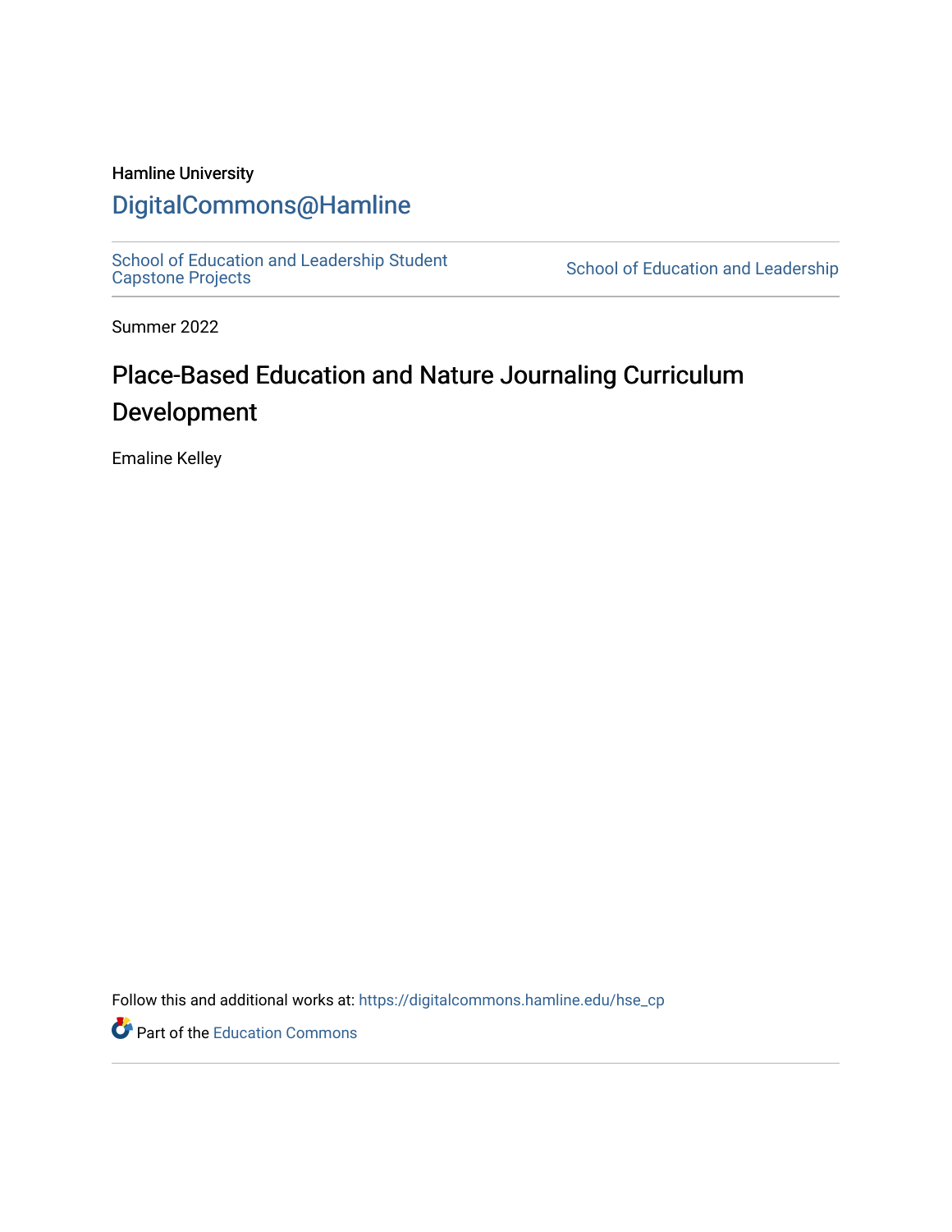Hamline University

# DigitalCommons@Hamline

School of Education and Leadership Student Capstone Projects

School of Education and Leadership

Summer 2022

## Place-Based Education and Nature Journaling Curriculum Development

Emaline Kelley

Follow this and additional works at: https://digitalcommons.hamline.edu/hse_cp

Part of the Education Commons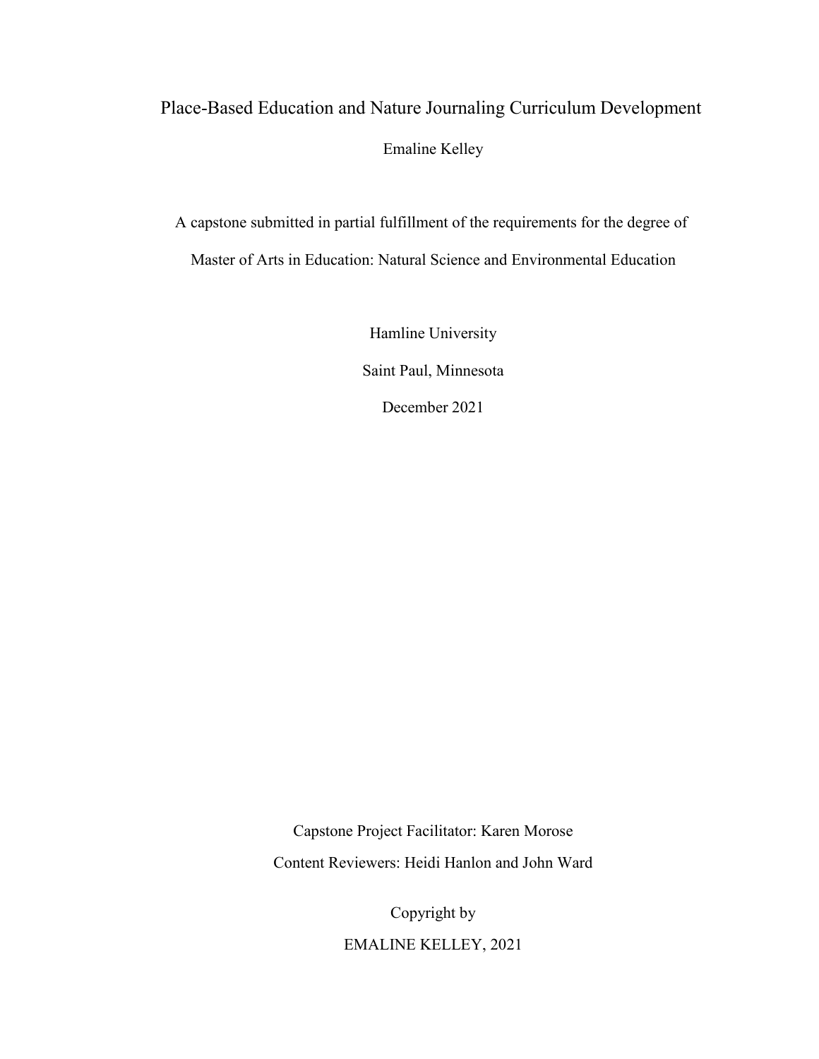# Place-Based Education and Nature Journaling Curriculum Development

Emaline Kelley

A capstone submitted in partial fulfillment of the requirements for the degree of

Master of Arts in Education: Natural Science and Environmental Education

Hamline University

Saint Paul, Minnesota

December 2021

Capstone Project Facilitator: Karen Morose

Content Reviewers: Heidi Hanlon and John Ward

Copyright by

EMALINE KELLEY, 2021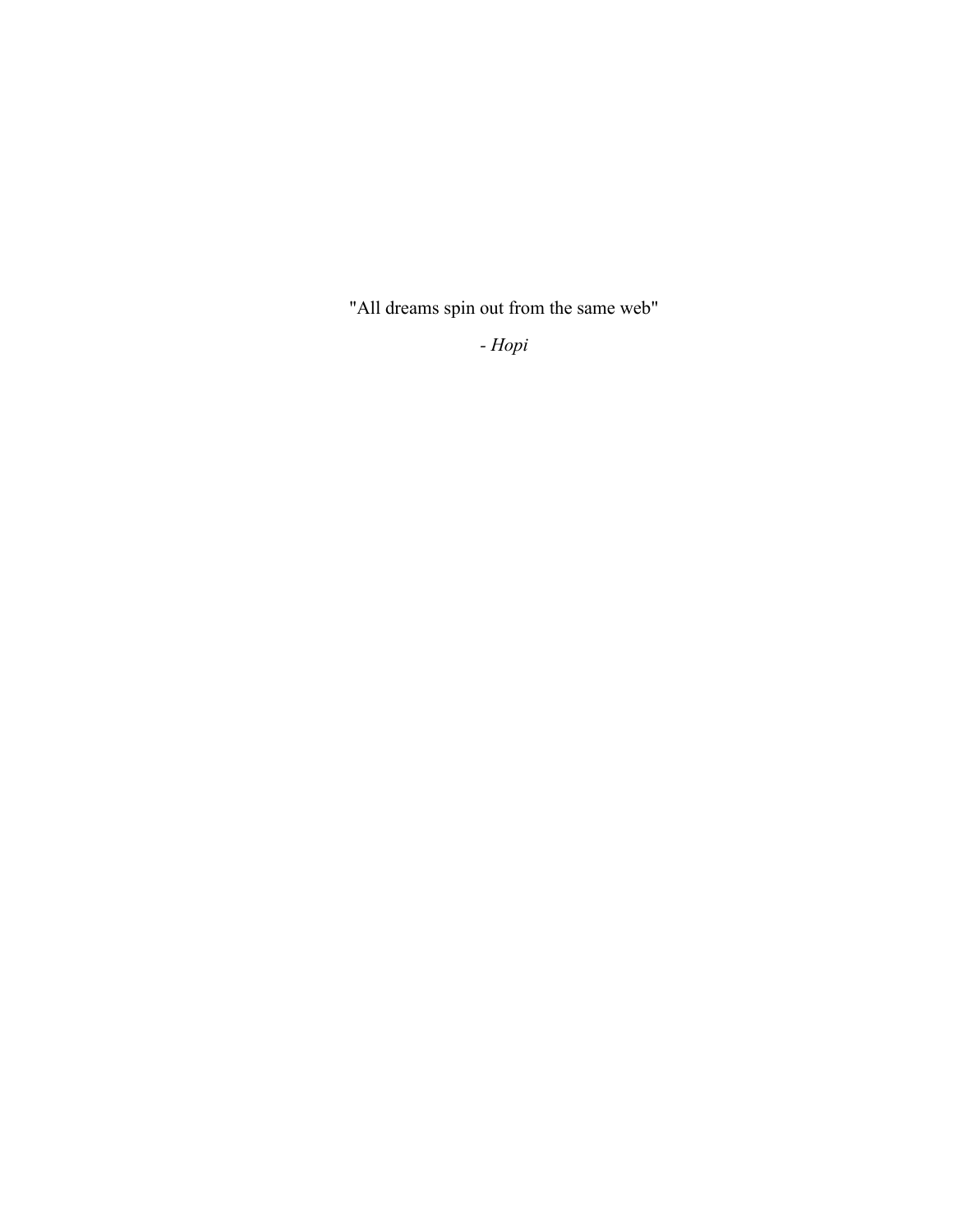"All dreams spin out from the same web"

- *Hopi*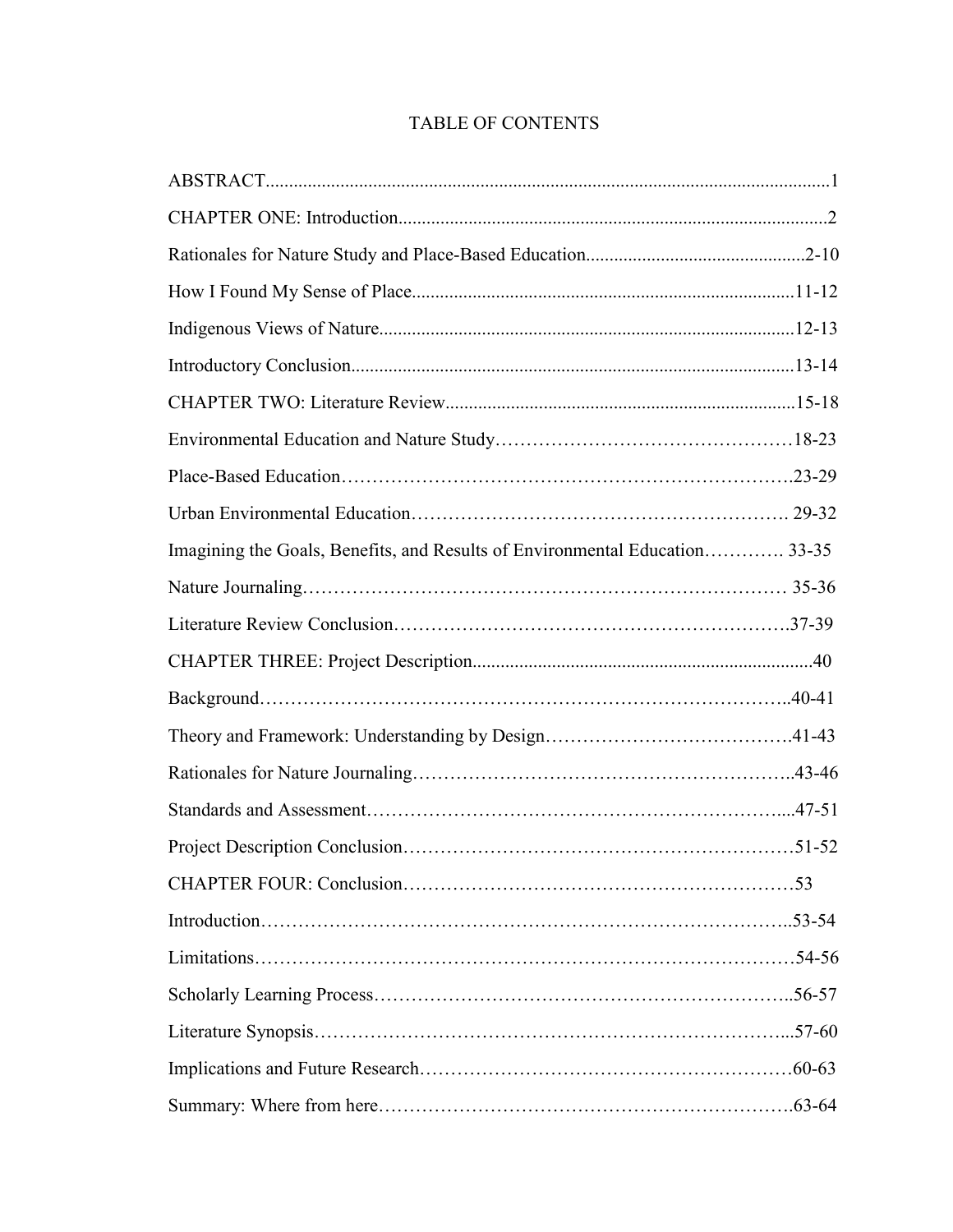# TABLE OF CONTENTS

ABSTRACT........................................................................................................................1

CHAPTER ONE: Introduction...........................................................................................2

Rationales for Nature Study and Place-Based Education...............................................2-10

How I Found My Sense of Place.................................................................................11-12

Indigenous Views of Nature........................................................................................12-13

Introductory Conclusion..............................................................................................13-14

CHAPTER TWO: Literature Review...........................................................................15-18

Environmental Education and Nature Study…………………………………………18-23

Place-Based Education……………………………………………………………….23-29

Urban Environmental Education…………………………………………………. 29-32

Imagining the Goals, Benefits, and Results of Environmental Education…………. 33-35

Nature Journaling………………………………………………………………… 35-36

Literature Review Conclusion……………………………………………………….37-39

CHAPTER THREE: Project Description........................................................................40

Background…………………………………………………………………………..40-41

Theory and Framework: Understanding by Design………………………………….41-43

Rationales for Nature Journaling……………………………………………………..43-46

Standards and Assessment…………………………………………………………....47-51

Project Description Conclusion………………………………………………………51-52

CHAPTER FOUR: Conclusion………………………………………………………53

Introduction…………………………………………………………………………..53-54

Limitations……………………………………………………………………………54-56

Scholarly Learning Process…………………………………………………………..56-57

Literature Synopsis…………………………………………………………………...57-60

Implications and Future Research……………………………………………………60-63

Summary: Where from here………………………………………………………….63-64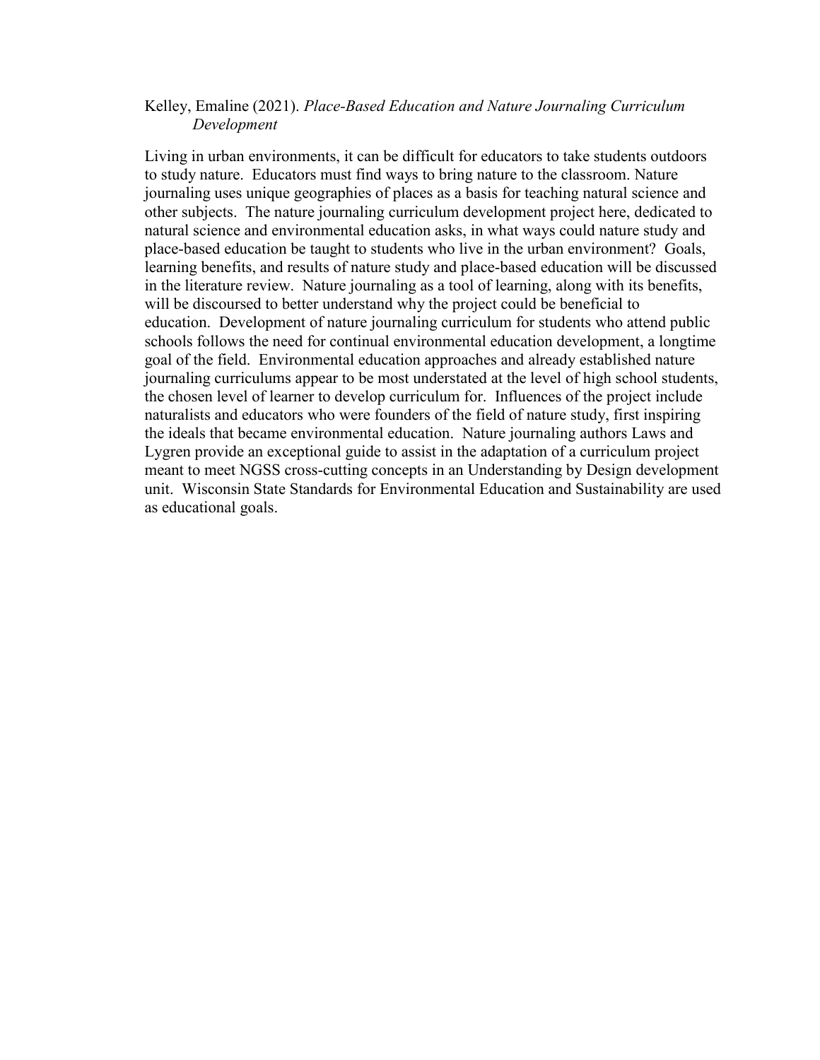Kelley, Emaline (2021). *Place-Based Education and Nature Journaling Curriculum Development*

Living in urban environments, it can be difficult for educators to take students outdoors to study nature. Educators must find ways to bring nature to the classroom. Nature journaling uses unique geographies of places as a basis for teaching natural science and other subjects. The nature journaling curriculum development project here, dedicated to natural science and environmental education asks, in what ways could nature study and place-based education be taught to students who live in the urban environment? Goals, learning benefits, and results of nature study and place-based education will be discussed in the literature review. Nature journaling as a tool of learning, along with its benefits, will be discoursed to better understand why the project could be beneficial to education. Development of nature journaling curriculum for students who attend public schools follows the need for continual environmental education development, a longtime goal of the field. Environmental education approaches and already established nature journaling curriculums appear to be most understated at the level of high school students, the chosen level of learner to develop curriculum for. Influences of the project include naturalists and educators who were founders of the field of nature study, first inspiring the ideals that became environmental education. Nature journaling authors Laws and Lygren provide an exceptional guide to assist in the adaptation of a curriculum project meant to meet NGSS cross-cutting concepts in an Understanding by Design development unit. Wisconsin State Standards for Environmental Education and Sustainability are used as educational goals.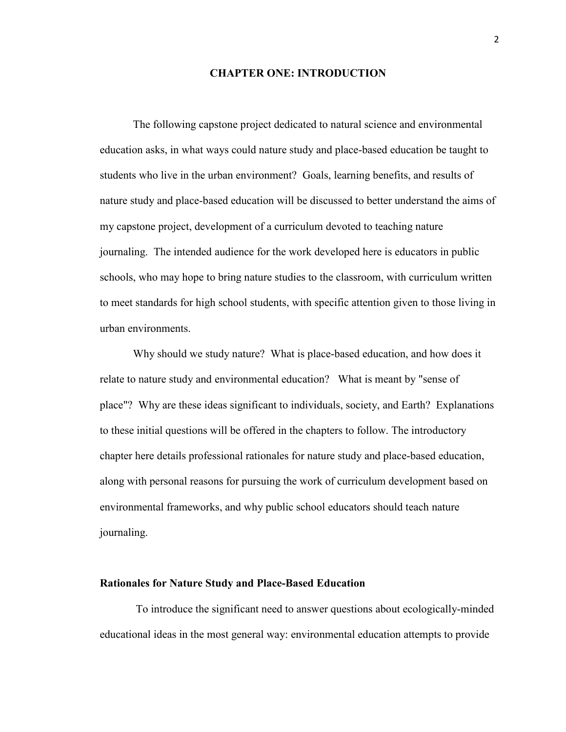# CHAPTER ONE: INTRODUCTION

The following capstone project dedicated to natural science and environmental education asks, in what ways could nature study and place-based education be taught to students who live in the urban environment? Goals, learning benefits, and results of nature study and place-based education will be discussed to better understand the aims of my capstone project, development of a curriculum devoted to teaching nature journaling. The intended audience for the work developed here is educators in public schools, who may hope to bring nature studies to the classroom, with curriculum written to meet standards for high school students, with specific attention given to those living in urban environments.

Why should we study nature? What is place-based education, and how does it relate to nature study and environmental education? What is meant by "sense of place"? Why are these ideas significant to individuals, society, and Earth? Explanations to these initial questions will be offered in the chapters to follow. The introductory chapter here details professional rationales for nature study and place-based education, along with personal reasons for pursuing the work of curriculum development based on environmental frameworks, and why public school educators should teach nature journaling.

## Rationales for Nature Study and Place-Based Education

To introduce the significant need to answer questions about ecologically-minded educational ideas in the most general way: environmental education attempts to provide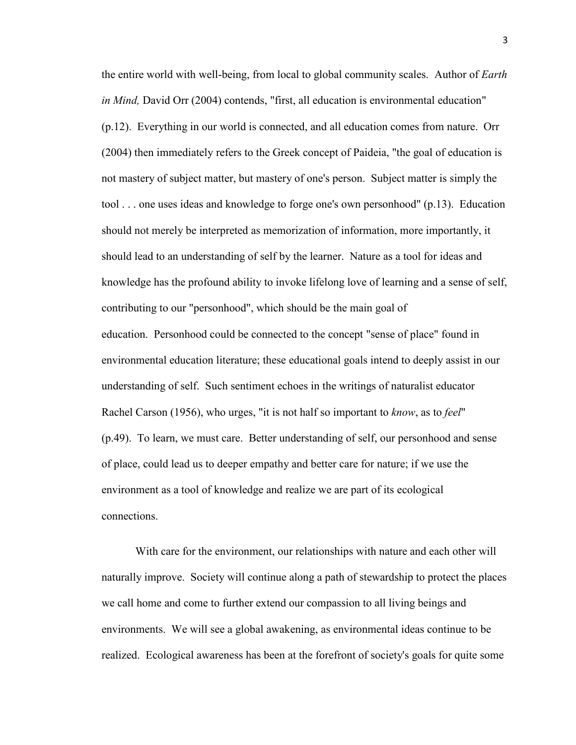the entire world with well-being, from local to global community scales. Author of *Earth in Mind,* David Orr (2004) contends, "first, all education is environmental education" (p.12). Everything in our world is connected, and all education comes from nature. Orr (2004) then immediately refers to the Greek concept of Paideia, "the goal of education is not mastery of subject matter, but mastery of one's person. Subject matter is simply the tool . . . one uses ideas and knowledge to forge one's own personhood" (p.13). Education should not merely be interpreted as memorization of information, more importantly, it should lead to an understanding of self by the learner. Nature as a tool for ideas and knowledge has the profound ability to invoke lifelong love of learning and a sense of self, contributing to our "personhood", which should be the main goal of education. Personhood could be connected to the concept "sense of place" found in environmental education literature; these educational goals intend to deeply assist in our understanding of self. Such sentiment echoes in the writings of naturalist educator Rachel Carson (1956), who urges, "it is not half so important to *know*, as to *feel*" (p.49). To learn, we must care. Better understanding of self, our personhood and sense of place, could lead us to deeper empathy and better care for nature; if we use the environment as a tool of knowledge and realize we are part of its ecological connections.

With care for the environment, our relationships with nature and each other will naturally improve. Society will continue along a path of stewardship to protect the places we call home and come to further extend our compassion to all living beings and environments. We will see a global awakening, as environmental ideas continue to be realized. Ecological awareness has been at the forefront of society's goals for quite some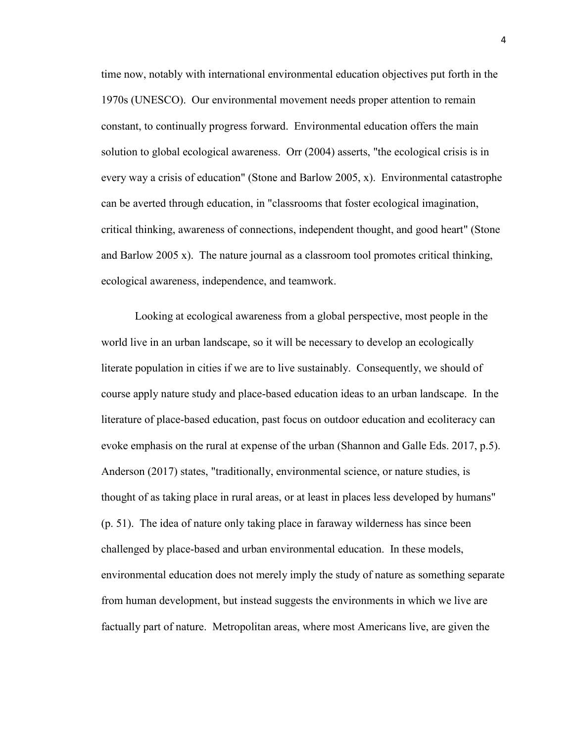time now, notably with international environmental education objectives put forth in the 1970s (UNESCO). Our environmental movement needs proper attention to remain constant, to continually progress forward. Environmental education offers the main solution to global ecological awareness. Orr (2004) asserts, "the ecological crisis is in every way a crisis of education" (Stone and Barlow 2005, x). Environmental catastrophe can be averted through education, in "classrooms that foster ecological imagination, critical thinking, awareness of connections, independent thought, and good heart" (Stone and Barlow 2005 x). The nature journal as a classroom tool promotes critical thinking, ecological awareness, independence, and teamwork.

Looking at ecological awareness from a global perspective, most people in the world live in an urban landscape, so it will be necessary to develop an ecologically literate population in cities if we are to live sustainably. Consequently, we should of course apply nature study and place-based education ideas to an urban landscape. In the literature of place-based education, past focus on outdoor education and ecoliteracy can evoke emphasis on the rural at expense of the urban (Shannon and Galle Eds. 2017, p.5). Anderson (2017) states, "traditionally, environmental science, or nature studies, is thought of as taking place in rural areas, or at least in places less developed by humans" (p. 51). The idea of nature only taking place in faraway wilderness has since been challenged by place-based and urban environmental education. In these models, environmental education does not merely imply the study of nature as something separate from human development, but instead suggests the environments in which we live are factually part of nature. Metropolitan areas, where most Americans live, are given the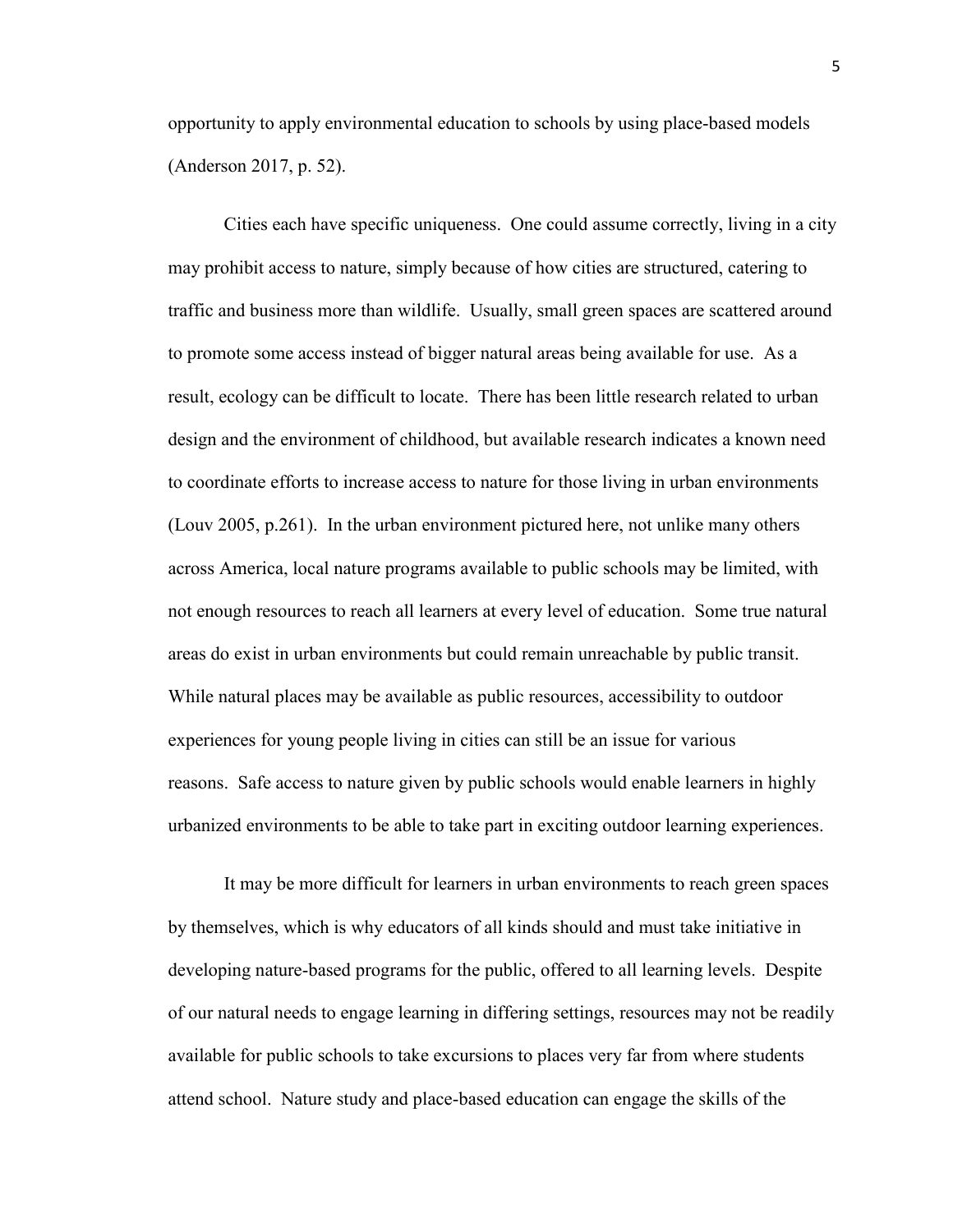opportunity to apply environmental education to schools by using place-based models (Anderson 2017, p. 52).

Cities each have specific uniqueness. One could assume correctly, living in a city may prohibit access to nature, simply because of how cities are structured, catering to traffic and business more than wildlife. Usually, small green spaces are scattered around to promote some access instead of bigger natural areas being available for use. As a result, ecology can be difficult to locate. There has been little research related to urban design and the environment of childhood, but available research indicates a known need to coordinate efforts to increase access to nature for those living in urban environments (Louv 2005, p.261). In the urban environment pictured here, not unlike many others across America, local nature programs available to public schools may be limited, with not enough resources to reach all learners at every level of education. Some true natural areas do exist in urban environments but could remain unreachable by public transit. While natural places may be available as public resources, accessibility to outdoor experiences for young people living in cities can still be an issue for various reasons. Safe access to nature given by public schools would enable learners in highly urbanized environments to be able to take part in exciting outdoor learning experiences.

It may be more difficult for learners in urban environments to reach green spaces by themselves, which is why educators of all kinds should and must take initiative in developing nature-based programs for the public, offered to all learning levels. Despite of our natural needs to engage learning in differing settings, resources may not be readily available for public schools to take excursions to places very far from where students attend school. Nature study and place-based education can engage the skills of the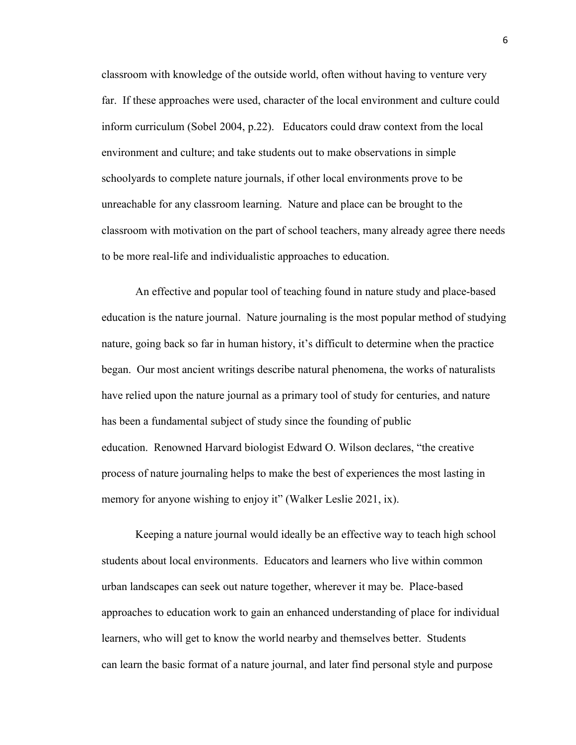classroom with knowledge of the outside world, often without having to venture very far. If these approaches were used, character of the local environment and culture could inform curriculum (Sobel 2004, p.22). Educators could draw context from the local environment and culture; and take students out to make observations in simple schoolyards to complete nature journals, if other local environments prove to be unreachable for any classroom learning. Nature and place can be brought to the classroom with motivation on the part of school teachers, many already agree there needs to be more real-life and individualistic approaches to education.

An effective and popular tool of teaching found in nature study and place-based education is the nature journal. Nature journaling is the most popular method of studying nature, going back so far in human history, it's difficult to determine when the practice began. Our most ancient writings describe natural phenomena, the works of naturalists have relied upon the nature journal as a primary tool of study for centuries, and nature has been a fundamental subject of study since the founding of public education. Renowned Harvard biologist Edward O. Wilson declares, "the creative process of nature journaling helps to make the best of experiences the most lasting in memory for anyone wishing to enjoy it" (Walker Leslie 2021, ix).

Keeping a nature journal would ideally be an effective way to teach high school students about local environments. Educators and learners who live within common urban landscapes can seek out nature together, wherever it may be. Place-based approaches to education work to gain an enhanced understanding of place for individual learners, who will get to know the world nearby and themselves better. Students can learn the basic format of a nature journal, and later find personal style and purpose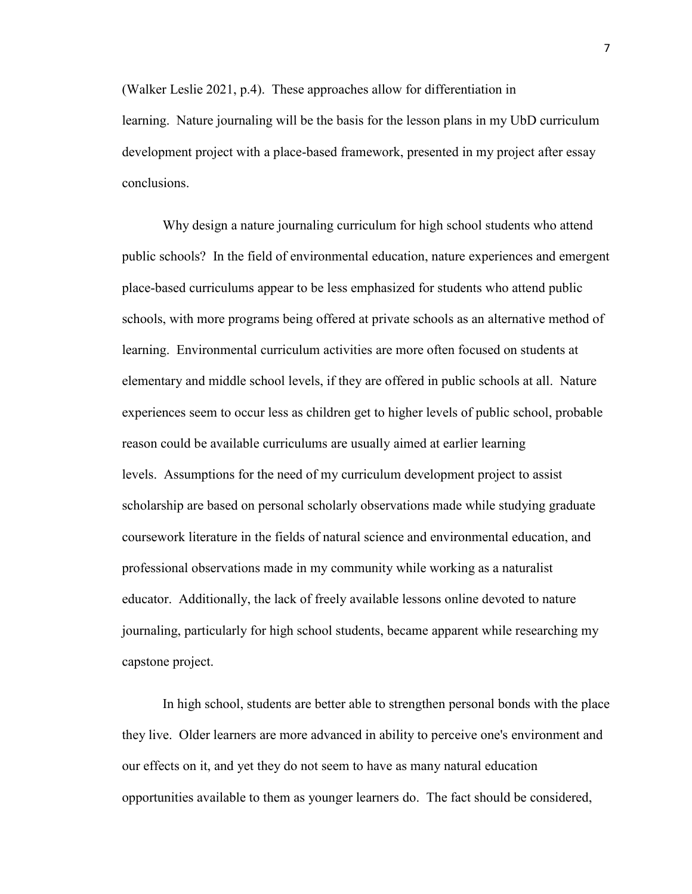(Walker Leslie 2021, p.4). These approaches allow for differentiation in learning. Nature journaling will be the basis for the lesson plans in my UbD curriculum development project with a place-based framework, presented in my project after essay conclusions.

Why design a nature journaling curriculum for high school students who attend public schools? In the field of environmental education, nature experiences and emergent place-based curriculums appear to be less emphasized for students who attend public schools, with more programs being offered at private schools as an alternative method of learning. Environmental curriculum activities are more often focused on students at elementary and middle school levels, if they are offered in public schools at all. Nature experiences seem to occur less as children get to higher levels of public school, probable reason could be available curriculums are usually aimed at earlier learning levels. Assumptions for the need of my curriculum development project to assist scholarship are based on personal scholarly observations made while studying graduate coursework literature in the fields of natural science and environmental education, and professional observations made in my community while working as a naturalist educator. Additionally, the lack of freely available lessons online devoted to nature journaling, particularly for high school students, became apparent while researching my capstone project.

In high school, students are better able to strengthen personal bonds with the place they live. Older learners are more advanced in ability to perceive one's environment and our effects on it, and yet they do not seem to have as many natural education opportunities available to them as younger learners do. The fact should be considered,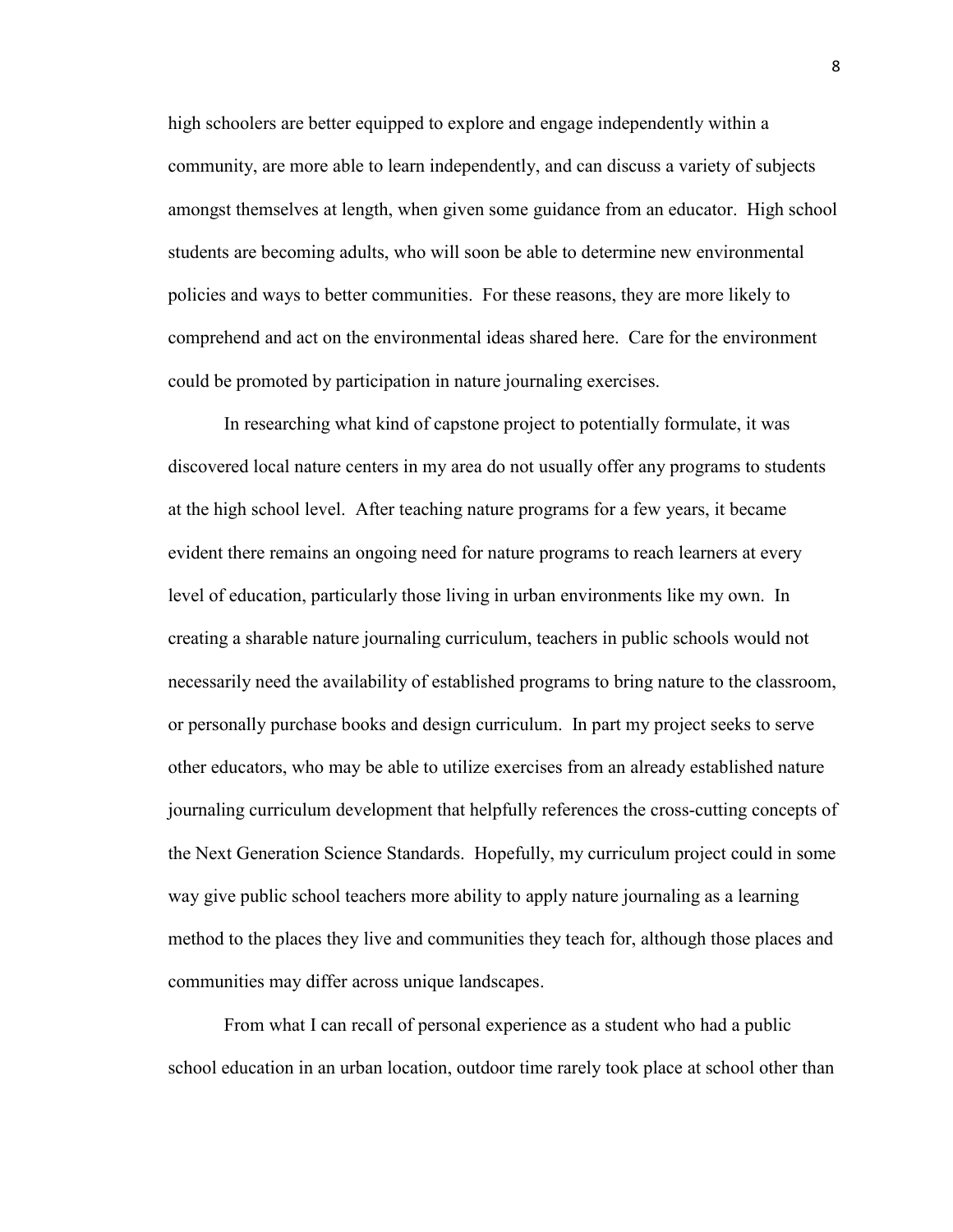high schoolers are better equipped to explore and engage independently within a community, are more able to learn independently, and can discuss a variety of subjects amongst themselves at length, when given some guidance from an educator. High school students are becoming adults, who will soon be able to determine new environmental policies and ways to better communities. For these reasons, they are more likely to comprehend and act on the environmental ideas shared here. Care for the environment could be promoted by participation in nature journaling exercises.

In researching what kind of capstone project to potentially formulate, it was discovered local nature centers in my area do not usually offer any programs to students at the high school level. After teaching nature programs for a few years, it became evident there remains an ongoing need for nature programs to reach learners at every level of education, particularly those living in urban environments like my own. In creating a sharable nature journaling curriculum, teachers in public schools would not necessarily need the availability of established programs to bring nature to the classroom, or personally purchase books and design curriculum. In part my project seeks to serve other educators, who may be able to utilize exercises from an already established nature journaling curriculum development that helpfully references the cross-cutting concepts of the Next Generation Science Standards. Hopefully, my curriculum project could in some way give public school teachers more ability to apply nature journaling as a learning method to the places they live and communities they teach for, although those places and communities may differ across unique landscapes.

From what I can recall of personal experience as a student who had a public school education in an urban location, outdoor time rarely took place at school other than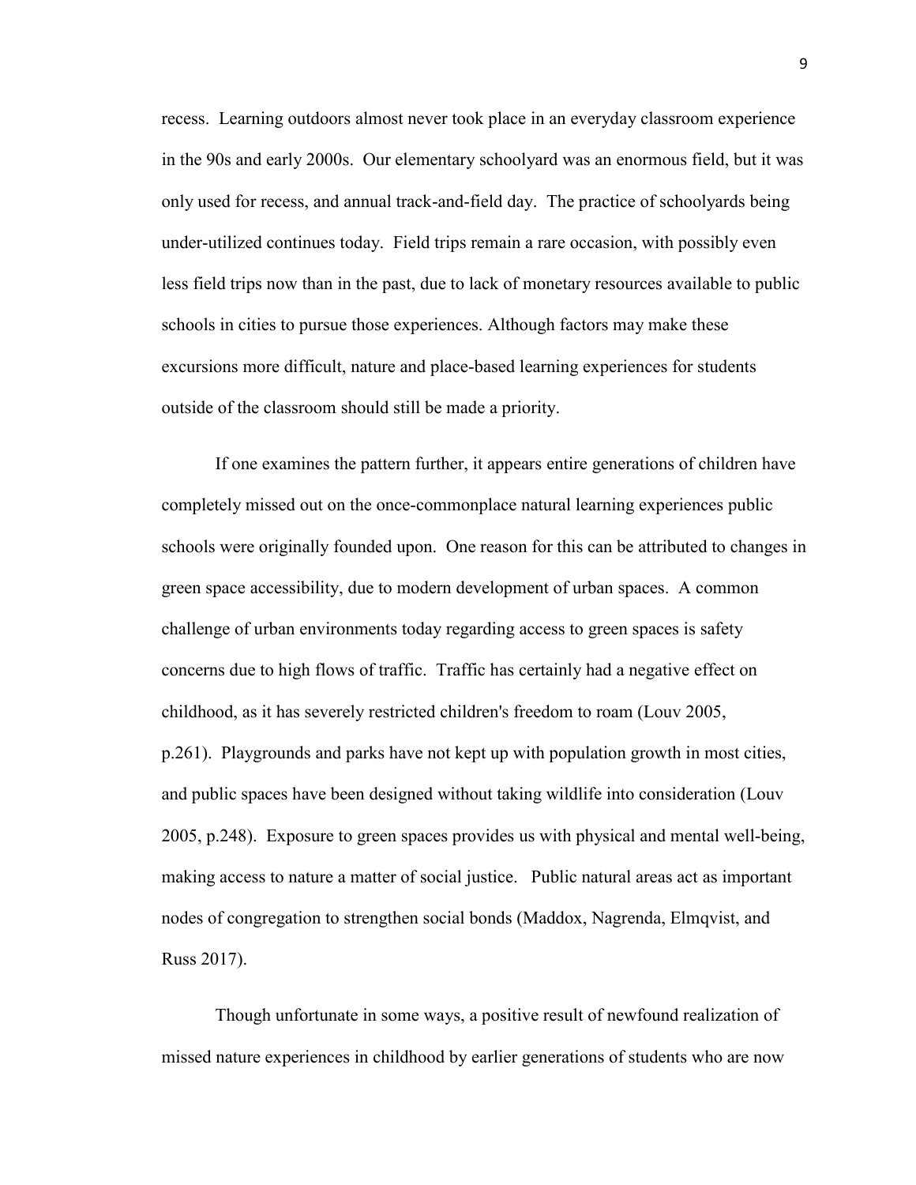recess. Learning outdoors almost never took place in an everyday classroom experience in the 90s and early 2000s. Our elementary schoolyard was an enormous field, but it was only used for recess, and annual track-and-field day. The practice of schoolyards being under-utilized continues today. Field trips remain a rare occasion, with possibly even less field trips now than in the past, due to lack of monetary resources available to public schools in cities to pursue those experiences. Although factors may make these excursions more difficult, nature and place-based learning experiences for students outside of the classroom should still be made a priority.

If one examines the pattern further, it appears entire generations of children have completely missed out on the once-commonplace natural learning experiences public schools were originally founded upon. One reason for this can be attributed to changes in green space accessibility, due to modern development of urban spaces. A common challenge of urban environments today regarding access to green spaces is safety concerns due to high flows of traffic. Traffic has certainly had a negative effect on childhood, as it has severely restricted children's freedom to roam (Louv 2005, p.261). Playgrounds and parks have not kept up with population growth in most cities, and public spaces have been designed without taking wildlife into consideration (Louv 2005, p.248). Exposure to green spaces provides us with physical and mental well-being, making access to nature a matter of social justice. Public natural areas act as important nodes of congregation to strengthen social bonds (Maddox, Nagrenda, Elmqvist, and Russ 2017).

Though unfortunate in some ways, a positive result of newfound realization of missed nature experiences in childhood by earlier generations of students who are now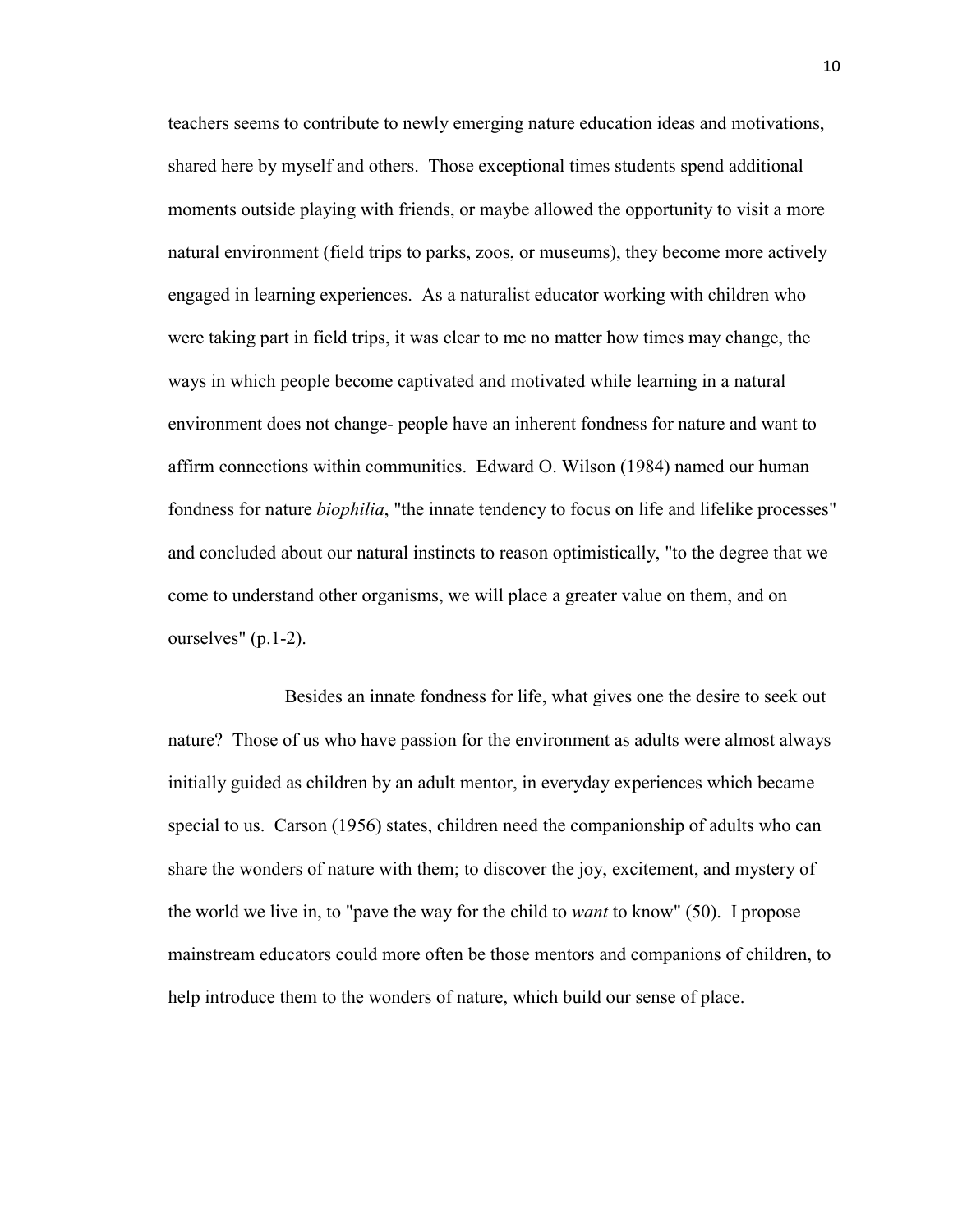teachers seems to contribute to newly emerging nature education ideas and motivations, shared here by myself and others. Those exceptional times students spend additional moments outside playing with friends, or maybe allowed the opportunity to visit a more natural environment (field trips to parks, zoos, or museums), they become more actively engaged in learning experiences. As a naturalist educator working with children who were taking part in field trips, it was clear to me no matter how times may change, the ways in which people become captivated and motivated while learning in a natural environment does not change- people have an inherent fondness for nature and want to affirm connections within communities. Edward O. Wilson (1984) named our human fondness for nature *biophilia*, "the innate tendency to focus on life and lifelike processes" and concluded about our natural instincts to reason optimistically, "to the degree that we come to understand other organisms, we will place a greater value on them, and on ourselves" (p.1-2).

Besides an innate fondness for life, what gives one the desire to seek out nature? Those of us who have passion for the environment as adults were almost always initially guided as children by an adult mentor, in everyday experiences which became special to us. Carson (1956) states, children need the companionship of adults who can share the wonders of nature with them; to discover the joy, excitement, and mystery of the world we live in, to "pave the way for the child to *want* to know" (50). I propose mainstream educators could more often be those mentors and companions of children, to help introduce them to the wonders of nature, which build our sense of place.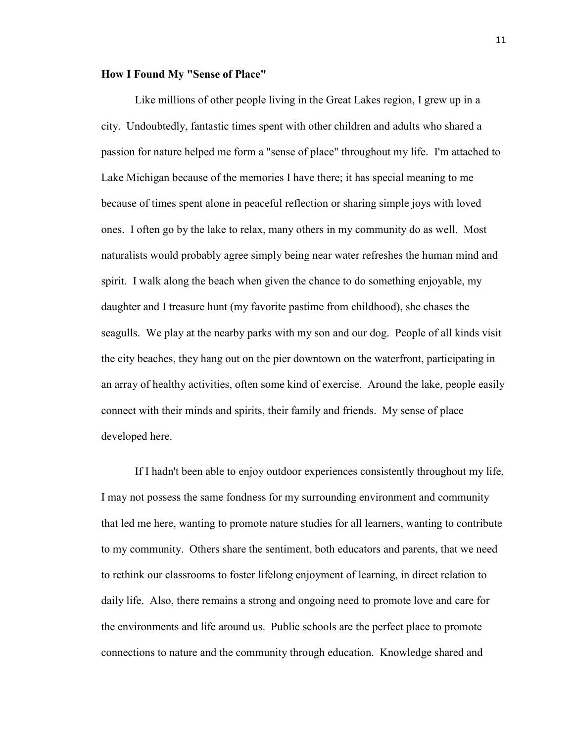**How I Found My "Sense of Place"**

Like millions of other people living in the Great Lakes region, I grew up in a city. Undoubtedly, fantastic times spent with other children and adults who shared a passion for nature helped me form a "sense of place" throughout my life. I'm attached to Lake Michigan because of the memories I have there; it has special meaning to me because of times spent alone in peaceful reflection or sharing simple joys with loved ones. I often go by the lake to relax, many others in my community do as well. Most naturalists would probably agree simply being near water refreshes the human mind and spirit. I walk along the beach when given the chance to do something enjoyable, my daughter and I treasure hunt (my favorite pastime from childhood), she chases the seagulls. We play at the nearby parks with my son and our dog. People of all kinds visit the city beaches, they hang out on the pier downtown on the waterfront, participating in an array of healthy activities, often some kind of exercise. Around the lake, people easily connect with their minds and spirits, their family and friends. My sense of place developed here.

If I hadn't been able to enjoy outdoor experiences consistently throughout my life, I may not possess the same fondness for my surrounding environment and community that led me here, wanting to promote nature studies for all learners, wanting to contribute to my community. Others share the sentiment, both educators and parents, that we need to rethink our classrooms to foster lifelong enjoyment of learning, in direct relation to daily life. Also, there remains a strong and ongoing need to promote love and care for the environments and life around us. Public schools are the perfect place to promote connections to nature and the community through education. Knowledge shared and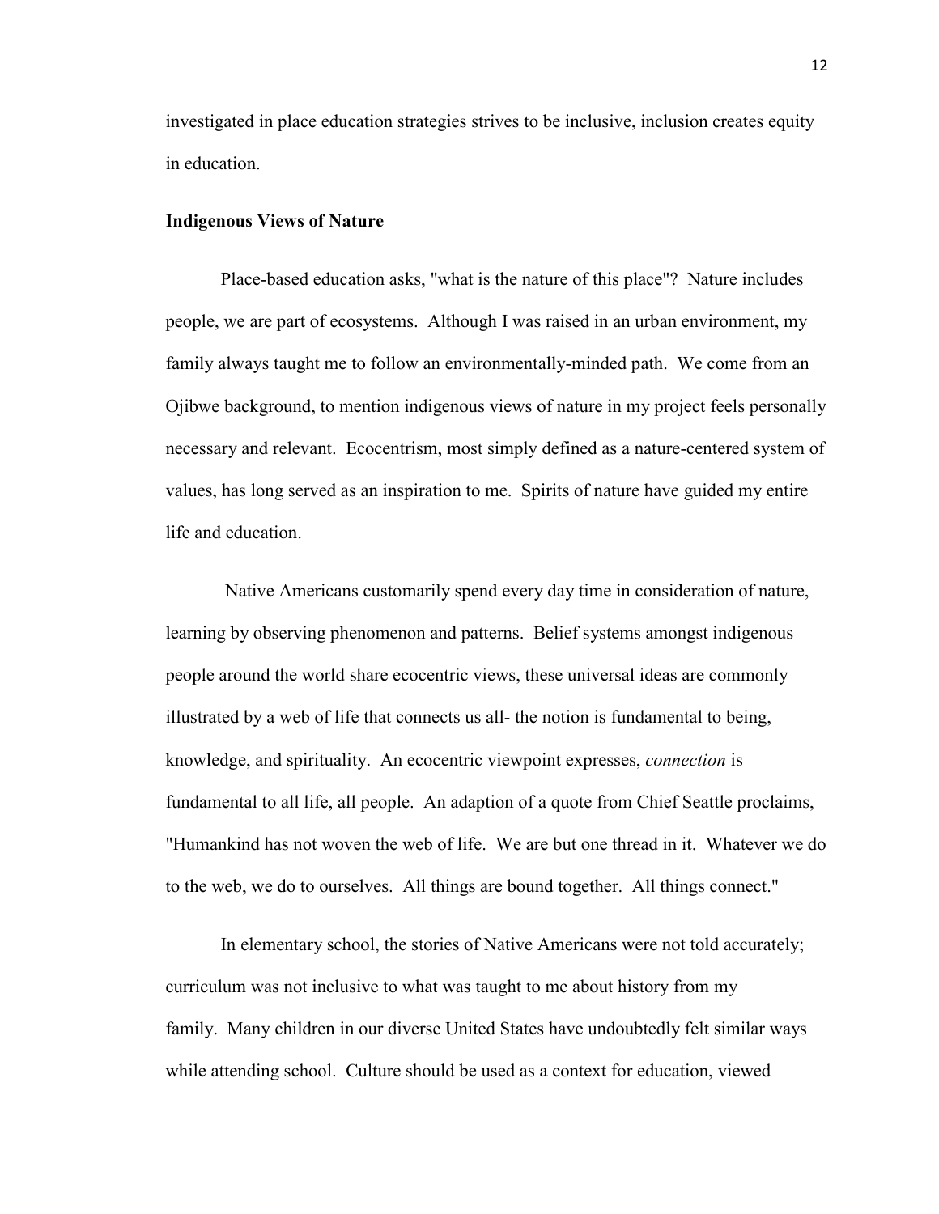investigated in place education strategies strives to be inclusive, inclusion creates equity in education.

**Indigenous Views of Nature**

Place-based education asks, "what is the nature of this place"? Nature includes people, we are part of ecosystems. Although I was raised in an urban environment, my family always taught me to follow an environmentally-minded path. We come from an Ojibwe background, to mention indigenous views of nature in my project feels personally necessary and relevant. Ecocentrism, most simply defined as a nature-centered system of values, has long served as an inspiration to me. Spirits of nature have guided my entire life and education.

Native Americans customarily spend every day time in consideration of nature, learning by observing phenomenon and patterns. Belief systems amongst indigenous people around the world share ecocentric views, these universal ideas are commonly illustrated by a web of life that connects us all- the notion is fundamental to being, knowledge, and spirituality. An ecocentric viewpoint expresses, *connection* is fundamental to all life, all people. An adaption of a quote from Chief Seattle proclaims, "Humankind has not woven the web of life. We are but one thread in it. Whatever we do to the web, we do to ourselves. All things are bound together. All things connect."

In elementary school, the stories of Native Americans were not told accurately; curriculum was not inclusive to what was taught to me about history from my family. Many children in our diverse United States have undoubtedly felt similar ways while attending school. Culture should be used as a context for education, viewed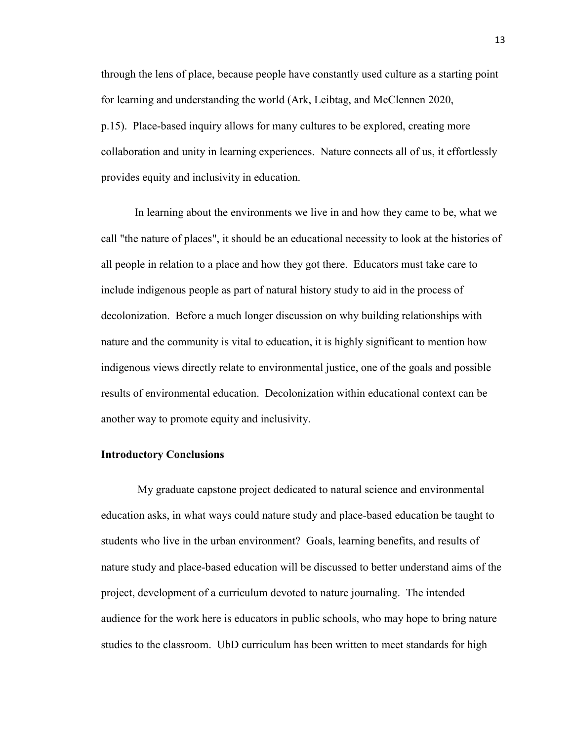through the lens of place, because people have constantly used culture as a starting point for learning and understanding the world (Ark, Leibtag, and McClennen 2020, p.15). Place-based inquiry allows for many cultures to be explored, creating more collaboration and unity in learning experiences. Nature connects all of us, it effortlessly provides equity and inclusivity in education.

In learning about the environments we live in and how they came to be, what we call "the nature of places", it should be an educational necessity to look at the histories of all people in relation to a place and how they got there. Educators must take care to include indigenous people as part of natural history study to aid in the process of decolonization. Before a much longer discussion on why building relationships with nature and the community is vital to education, it is highly significant to mention how indigenous views directly relate to environmental justice, one of the goals and possible results of environmental education. Decolonization within educational context can be another way to promote equity and inclusivity.

**Introductory Conclusions**

My graduate capstone project dedicated to natural science and environmental education asks, in what ways could nature study and place-based education be taught to students who live in the urban environment? Goals, learning benefits, and results of nature study and place-based education will be discussed to better understand aims of the project, development of a curriculum devoted to nature journaling. The intended audience for the work here is educators in public schools, who may hope to bring nature studies to the classroom. UbD curriculum has been written to meet standards for high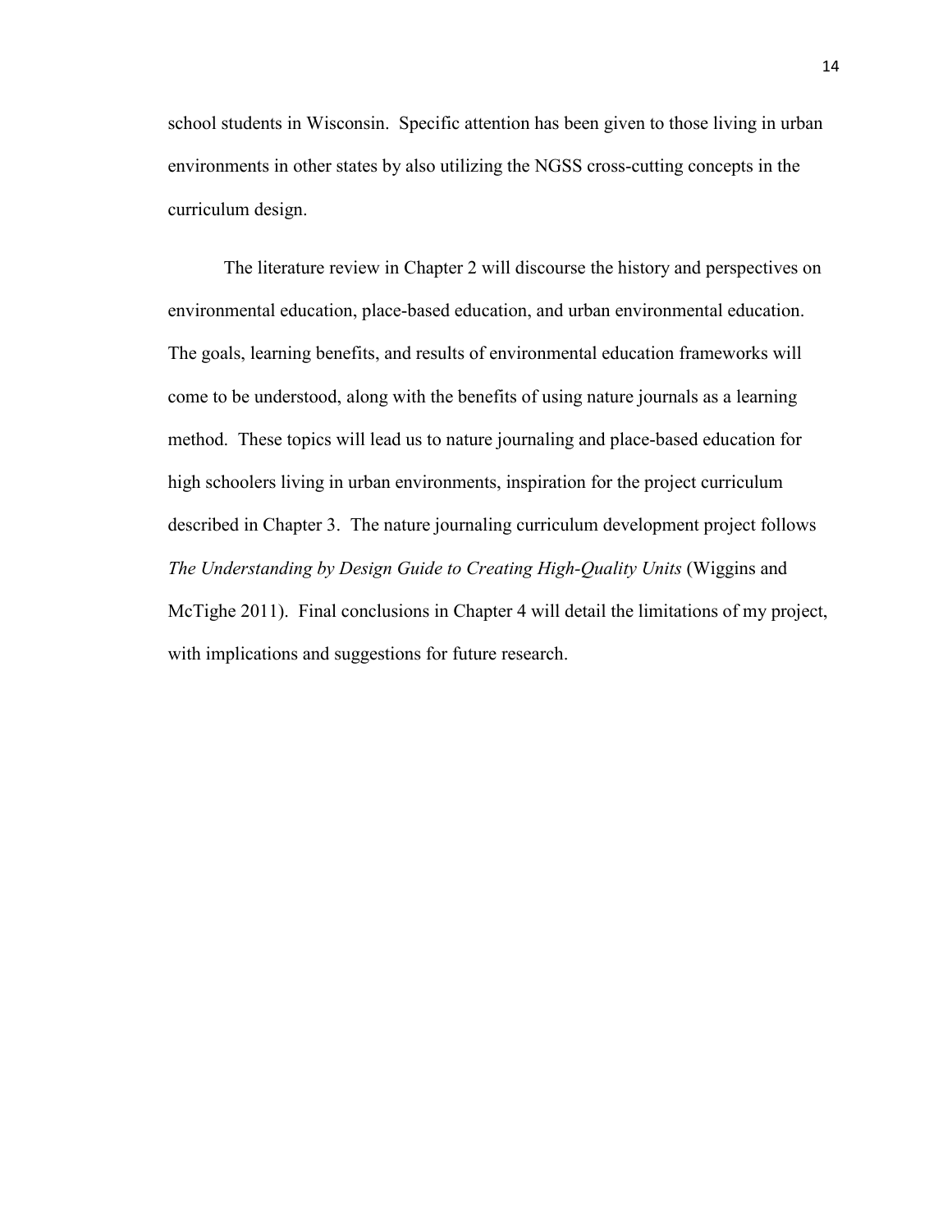school students in Wisconsin. Specific attention has been given to those living in urban environments in other states by also utilizing the NGSS cross-cutting concepts in the curriculum design.

The literature review in Chapter 2 will discourse the history and perspectives on environmental education, place-based education, and urban environmental education. The goals, learning benefits, and results of environmental education frameworks will come to be understood, along with the benefits of using nature journals as a learning method. These topics will lead us to nature journaling and place-based education for high schoolers living in urban environments, inspiration for the project curriculum described in Chapter 3. The nature journaling curriculum development project follows *The Understanding by Design Guide to Creating High-Quality Units* (Wiggins and McTighe 2011). Final conclusions in Chapter 4 will detail the limitations of my project, with implications and suggestions for future research.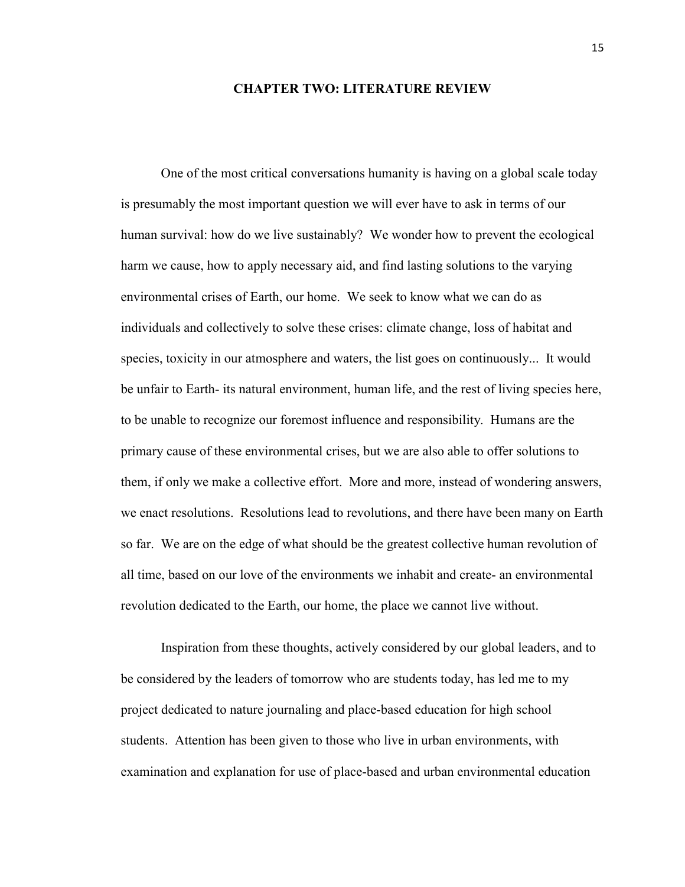## CHAPTER TWO: LITERATURE REVIEW

One of the most critical conversations humanity is having on a global scale today is presumably the most important question we will ever have to ask in terms of our human survival: how do we live sustainably? We wonder how to prevent the ecological harm we cause, how to apply necessary aid, and find lasting solutions to the varying environmental crises of Earth, our home. We seek to know what we can do as individuals and collectively to solve these crises: climate change, loss of habitat and species, toxicity in our atmosphere and waters, the list goes on continuously... It would be unfair to Earth- its natural environment, human life, and the rest of living species here, to be unable to recognize our foremost influence and responsibility. Humans are the primary cause of these environmental crises, but we are also able to offer solutions to them, if only we make a collective effort. More and more, instead of wondering answers, we enact resolutions. Resolutions lead to revolutions, and there have been many on Earth so far. We are on the edge of what should be the greatest collective human revolution of all time, based on our love of the environments we inhabit and create- an environmental revolution dedicated to the Earth, our home, the place we cannot live without.

Inspiration from these thoughts, actively considered by our global leaders, and to be considered by the leaders of tomorrow who are students today, has led me to my project dedicated to nature journaling and place-based education for high school students. Attention has been given to those who live in urban environments, with examination and explanation for use of place-based and urban environmental education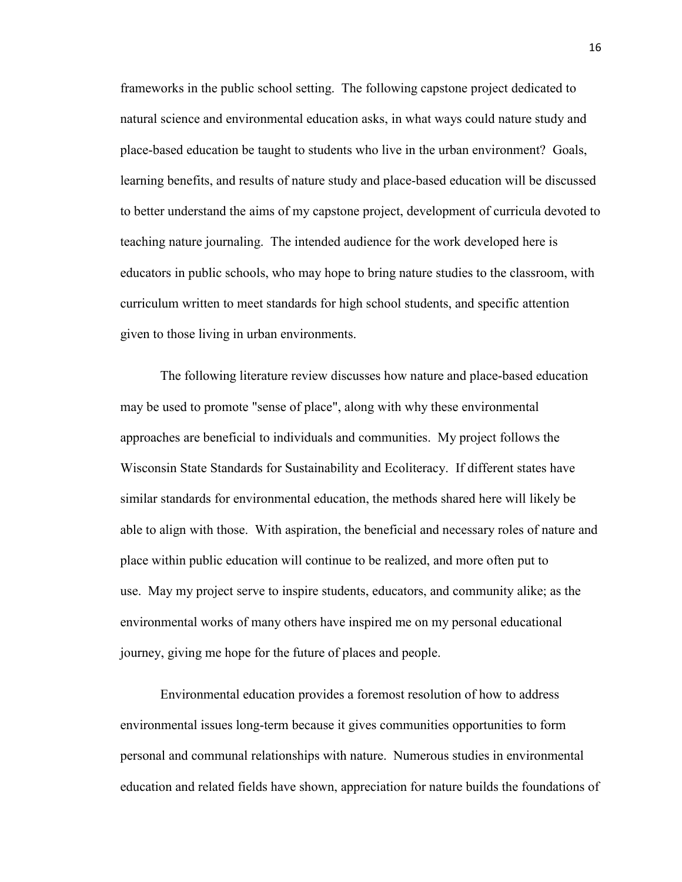frameworks in the public school setting. The following capstone project dedicated to natural science and environmental education asks, in what ways could nature study and place-based education be taught to students who live in the urban environment? Goals, learning benefits, and results of nature study and place-based education will be discussed to better understand the aims of my capstone project, development of curricula devoted to teaching nature journaling. The intended audience for the work developed here is educators in public schools, who may hope to bring nature studies to the classroom, with curriculum written to meet standards for high school students, and specific attention given to those living in urban environments.

The following literature review discusses how nature and place-based education may be used to promote "sense of place", along with why these environmental approaches are beneficial to individuals and communities. My project follows the Wisconsin State Standards for Sustainability and Ecoliteracy. If different states have similar standards for environmental education, the methods shared here will likely be able to align with those. With aspiration, the beneficial and necessary roles of nature and place within public education will continue to be realized, and more often put to use. May my project serve to inspire students, educators, and community alike; as the environmental works of many others have inspired me on my personal educational journey, giving me hope for the future of places and people.

Environmental education provides a foremost resolution of how to address environmental issues long-term because it gives communities opportunities to form personal and communal relationships with nature. Numerous studies in environmental education and related fields have shown, appreciation for nature builds the foundations of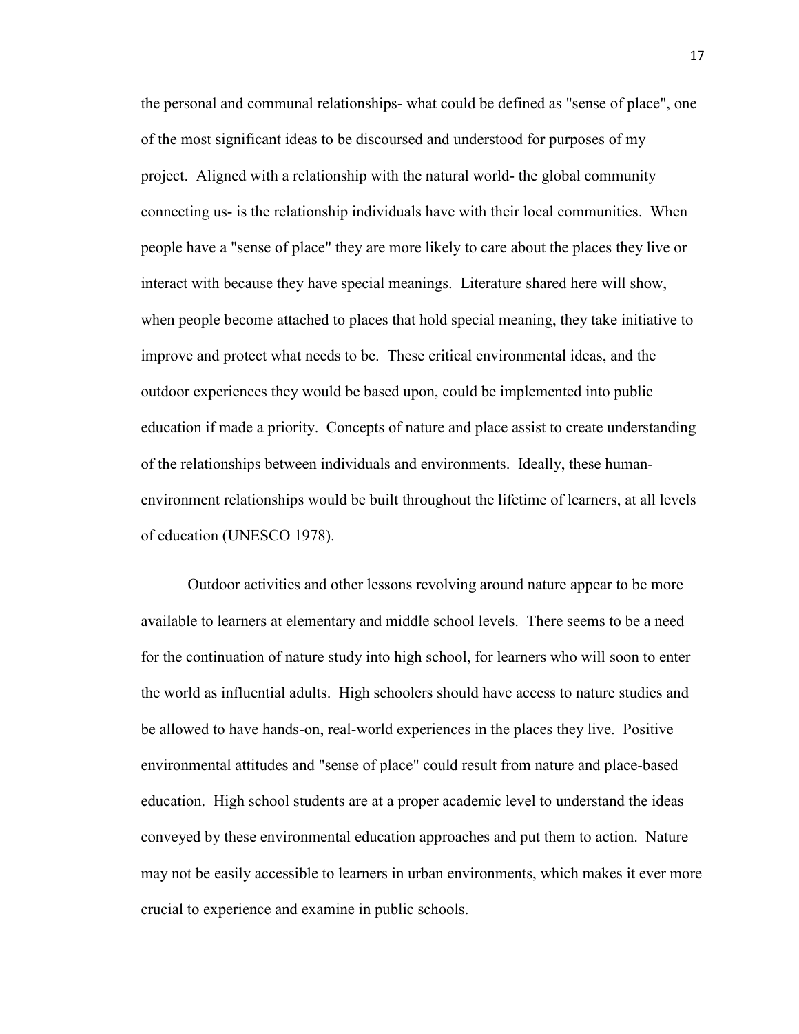the personal and communal relationships- what could be defined as "sense of place", one of the most significant ideas to be discoursed and understood for purposes of my project. Aligned with a relationship with the natural world- the global community connecting us- is the relationship individuals have with their local communities. When people have a "sense of place" they are more likely to care about the places they live or interact with because they have special meanings. Literature shared here will show, when people become attached to places that hold special meaning, they take initiative to improve and protect what needs to be. These critical environmental ideas, and the outdoor experiences they would be based upon, could be implemented into public education if made a priority. Concepts of nature and place assist to create understanding of the relationships between individuals and environments. Ideally, these human-environment relationships would be built throughout the lifetime of learners, at all levels of education (UNESCO 1978).

Outdoor activities and other lessons revolving around nature appear to be more available to learners at elementary and middle school levels. There seems to be a need for the continuation of nature study into high school, for learners who will soon to enter the world as influential adults. High schoolers should have access to nature studies and be allowed to have hands-on, real-world experiences in the places they live. Positive environmental attitudes and "sense of place" could result from nature and place-based education. High school students are at a proper academic level to understand the ideas conveyed by these environmental education approaches and put them to action. Nature may not be easily accessible to learners in urban environments, which makes it ever more crucial to experience and examine in public schools.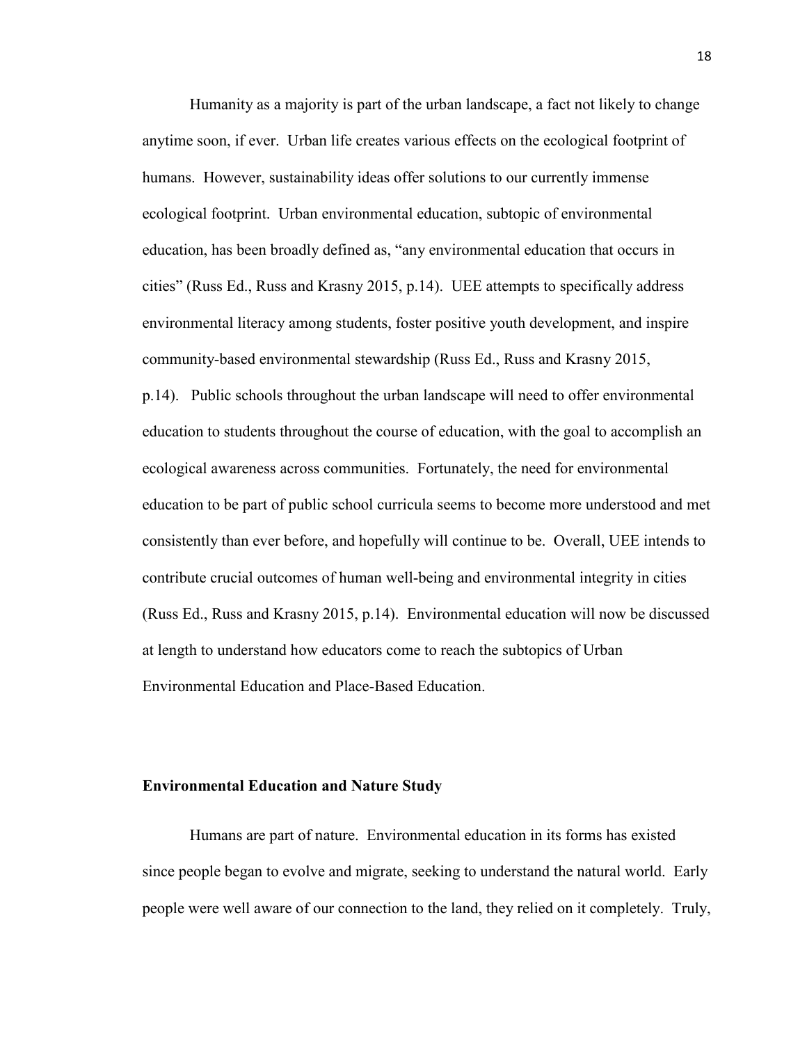Humanity as a majority is part of the urban landscape, a fact not likely to change anytime soon, if ever. Urban life creates various effects on the ecological footprint of humans. However, sustainability ideas offer solutions to our currently immense ecological footprint. Urban environmental education, subtopic of environmental education, has been broadly defined as, "any environmental education that occurs in cities" (Russ Ed., Russ and Krasny 2015, p.14). UEE attempts to specifically address environmental literacy among students, foster positive youth development, and inspire community-based environmental stewardship (Russ Ed., Russ and Krasny 2015, p.14). Public schools throughout the urban landscape will need to offer environmental education to students throughout the course of education, with the goal to accomplish an ecological awareness across communities. Fortunately, the need for environmental education to be part of public school curricula seems to become more understood and met consistently than ever before, and hopefully will continue to be. Overall, UEE intends to contribute crucial outcomes of human well-being and environmental integrity in cities (Russ Ed., Russ and Krasny 2015, p.14). Environmental education will now be discussed at length to understand how educators come to reach the subtopics of Urban Environmental Education and Place-Based Education.

### Environmental Education and Nature Study

Humans are part of nature. Environmental education in its forms has existed since people began to evolve and migrate, seeking to understand the natural world. Early people were well aware of our connection to the land, they relied on it completely. Truly,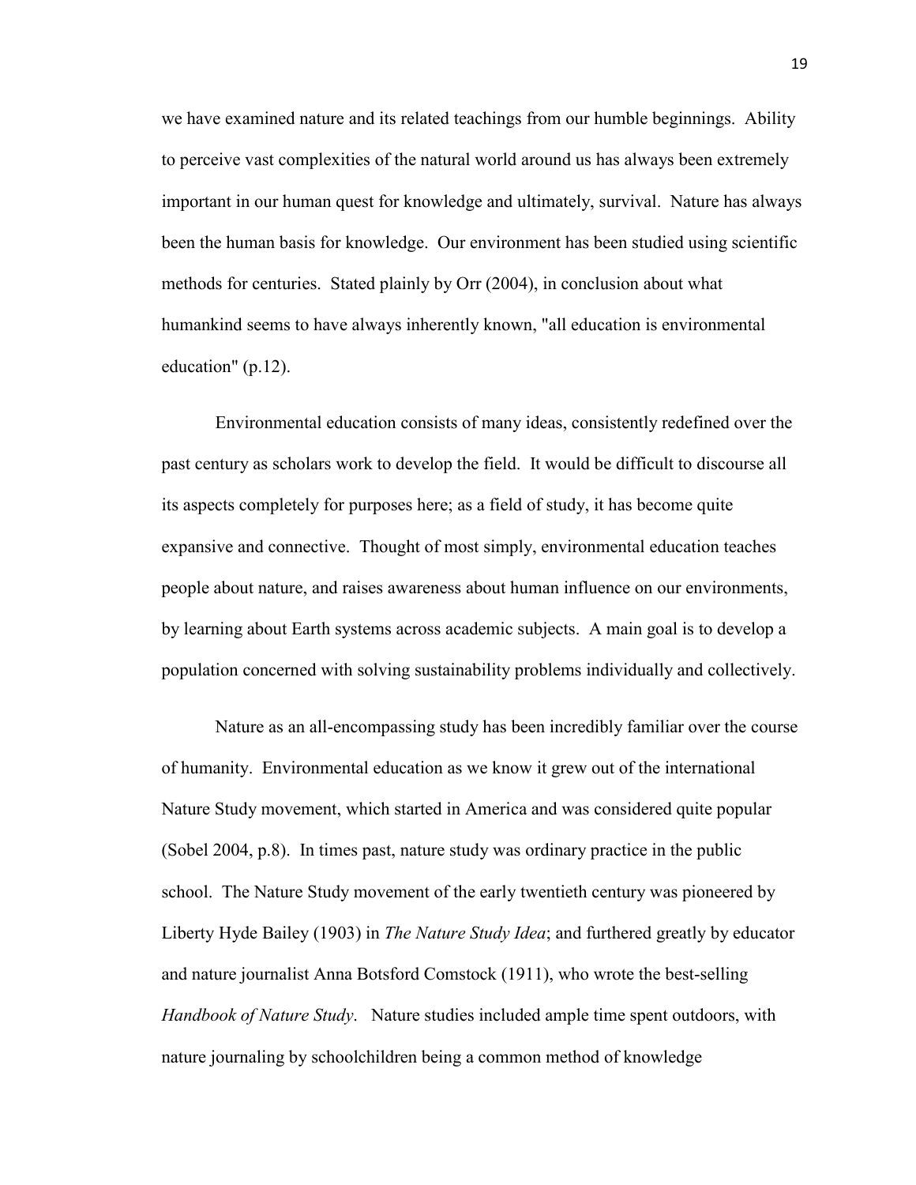we have examined nature and its related teachings from our humble beginnings. Ability to perceive vast complexities of the natural world around us has always been extremely important in our human quest for knowledge and ultimately, survival. Nature has always been the human basis for knowledge. Our environment has been studied using scientific methods for centuries. Stated plainly by Orr (2004), in conclusion about what humankind seems to have always inherently known, "all education is environmental education" (p.12).

Environmental education consists of many ideas, consistently redefined over the past century as scholars work to develop the field. It would be difficult to discourse all its aspects completely for purposes here; as a field of study, it has become quite expansive and connective. Thought of most simply, environmental education teaches people about nature, and raises awareness about human influence on our environments, by learning about Earth systems across academic subjects. A main goal is to develop a population concerned with solving sustainability problems individually and collectively.

Nature as an all-encompassing study has been incredibly familiar over the course of humanity. Environmental education as we know it grew out of the international Nature Study movement, which started in America and was considered quite popular (Sobel 2004, p.8). In times past, nature study was ordinary practice in the public school. The Nature Study movement of the early twentieth century was pioneered by Liberty Hyde Bailey (1903) in *The Nature Study Idea*; and furthered greatly by educator and nature journalist Anna Botsford Comstock (1911), who wrote the best-selling *Handbook of Nature Study*. Nature studies included ample time spent outdoors, with nature journaling by schoolchildren being a common method of knowledge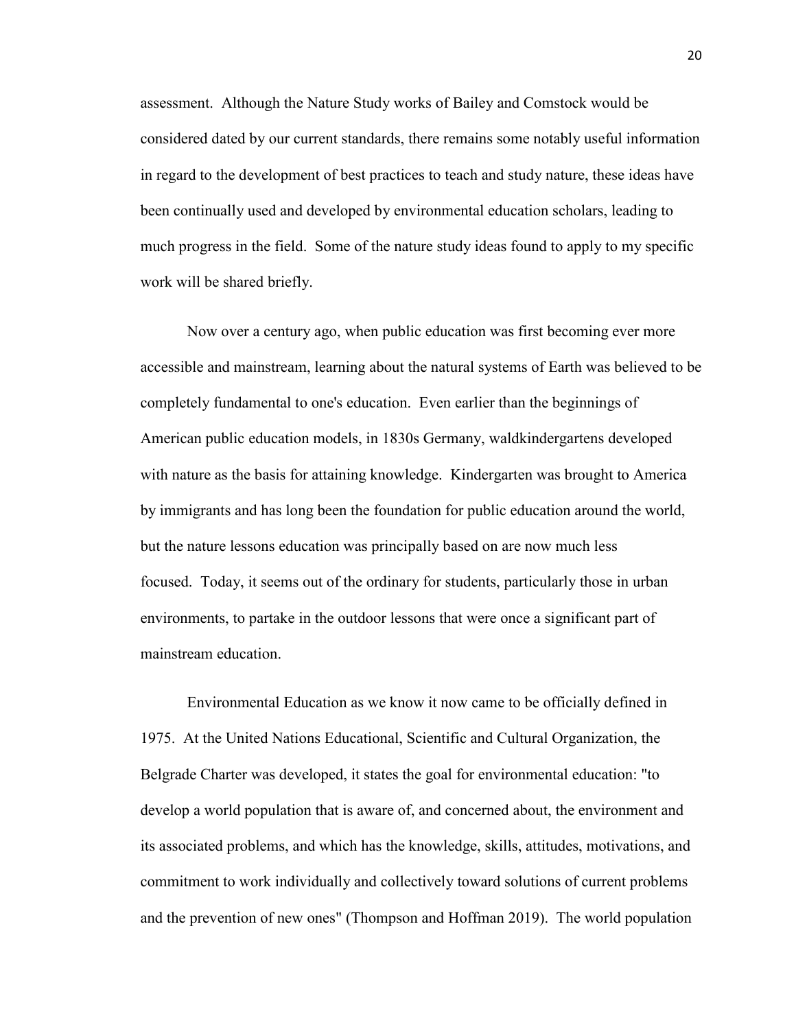assessment. Although the Nature Study works of Bailey and Comstock would be considered dated by our current standards, there remains some notably useful information in regard to the development of best practices to teach and study nature, these ideas have been continually used and developed by environmental education scholars, leading to much progress in the field. Some of the nature study ideas found to apply to my specific work will be shared briefly.

Now over a century ago, when public education was first becoming ever more accessible and mainstream, learning about the natural systems of Earth was believed to be completely fundamental to one's education. Even earlier than the beginnings of American public education models, in 1830s Germany, waldkindergartens developed with nature as the basis for attaining knowledge. Kindergarten was brought to America by immigrants and has long been the foundation for public education around the world, but the nature lessons education was principally based on are now much less focused. Today, it seems out of the ordinary for students, particularly those in urban environments, to partake in the outdoor lessons that were once a significant part of mainstream education.

Environmental Education as we know it now came to be officially defined in 1975. At the United Nations Educational, Scientific and Cultural Organization, the Belgrade Charter was developed, it states the goal for environmental education: "to develop a world population that is aware of, and concerned about, the environment and its associated problems, and which has the knowledge, skills, attitudes, motivations, and commitment to work individually and collectively toward solutions of current problems and the prevention of new ones" (Thompson and Hoffman 2019). The world population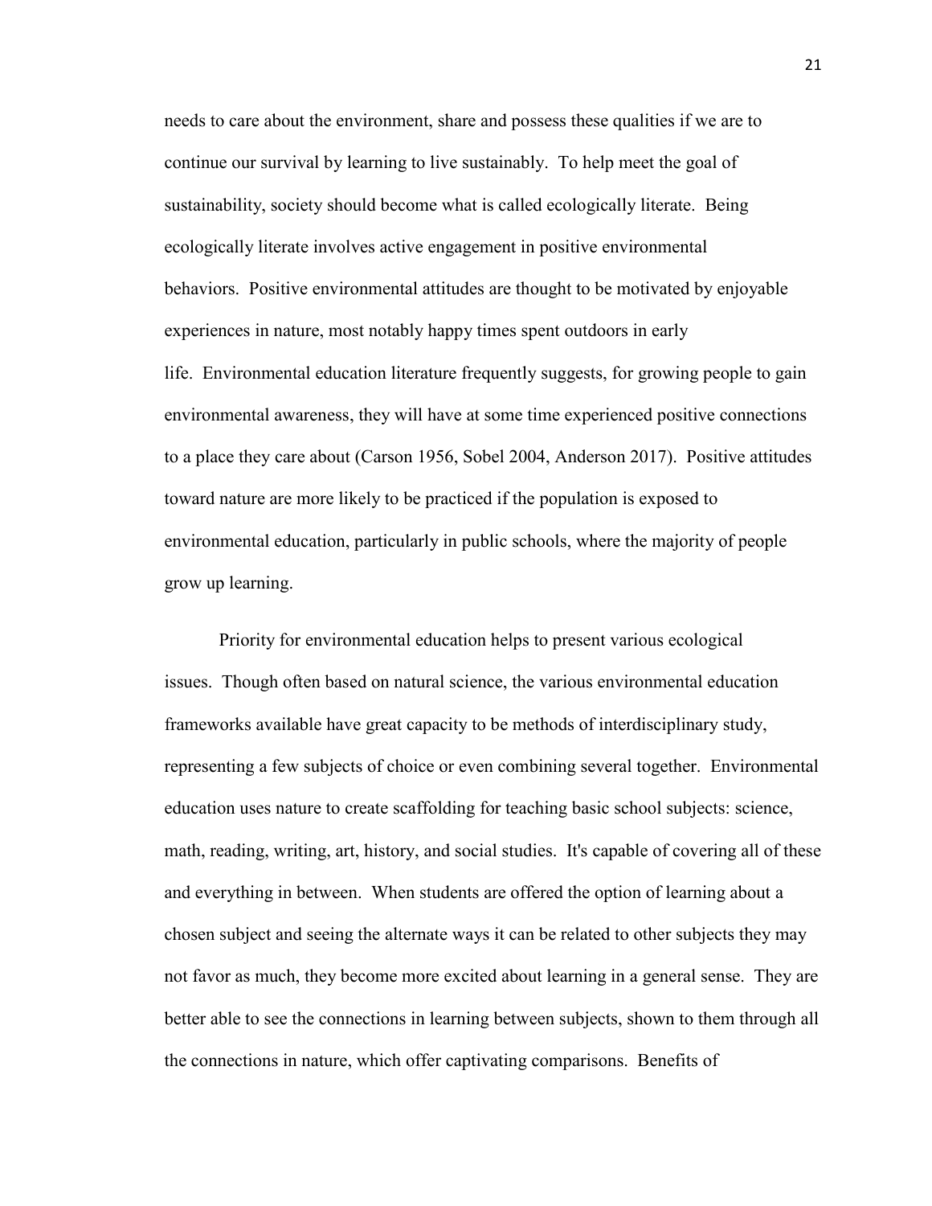needs to care about the environment, share and possess these qualities if we are to continue our survival by learning to live sustainably. To help meet the goal of sustainability, society should become what is called ecologically literate. Being ecologically literate involves active engagement in positive environmental behaviors. Positive environmental attitudes are thought to be motivated by enjoyable experiences in nature, most notably happy times spent outdoors in early life. Environmental education literature frequently suggests, for growing people to gain environmental awareness, they will have at some time experienced positive connections to a place they care about (Carson 1956, Sobel 2004, Anderson 2017). Positive attitudes toward nature are more likely to be practiced if the population is exposed to environmental education, particularly in public schools, where the majority of people grow up learning.

Priority for environmental education helps to present various ecological issues. Though often based on natural science, the various environmental education frameworks available have great capacity to be methods of interdisciplinary study, representing a few subjects of choice or even combining several together. Environmental education uses nature to create scaffolding for teaching basic school subjects: science, math, reading, writing, art, history, and social studies. It's capable of covering all of these and everything in between. When students are offered the option of learning about a chosen subject and seeing the alternate ways it can be related to other subjects they may not favor as much, they become more excited about learning in a general sense. They are better able to see the connections in learning between subjects, shown to them through all the connections in nature, which offer captivating comparisons. Benefits of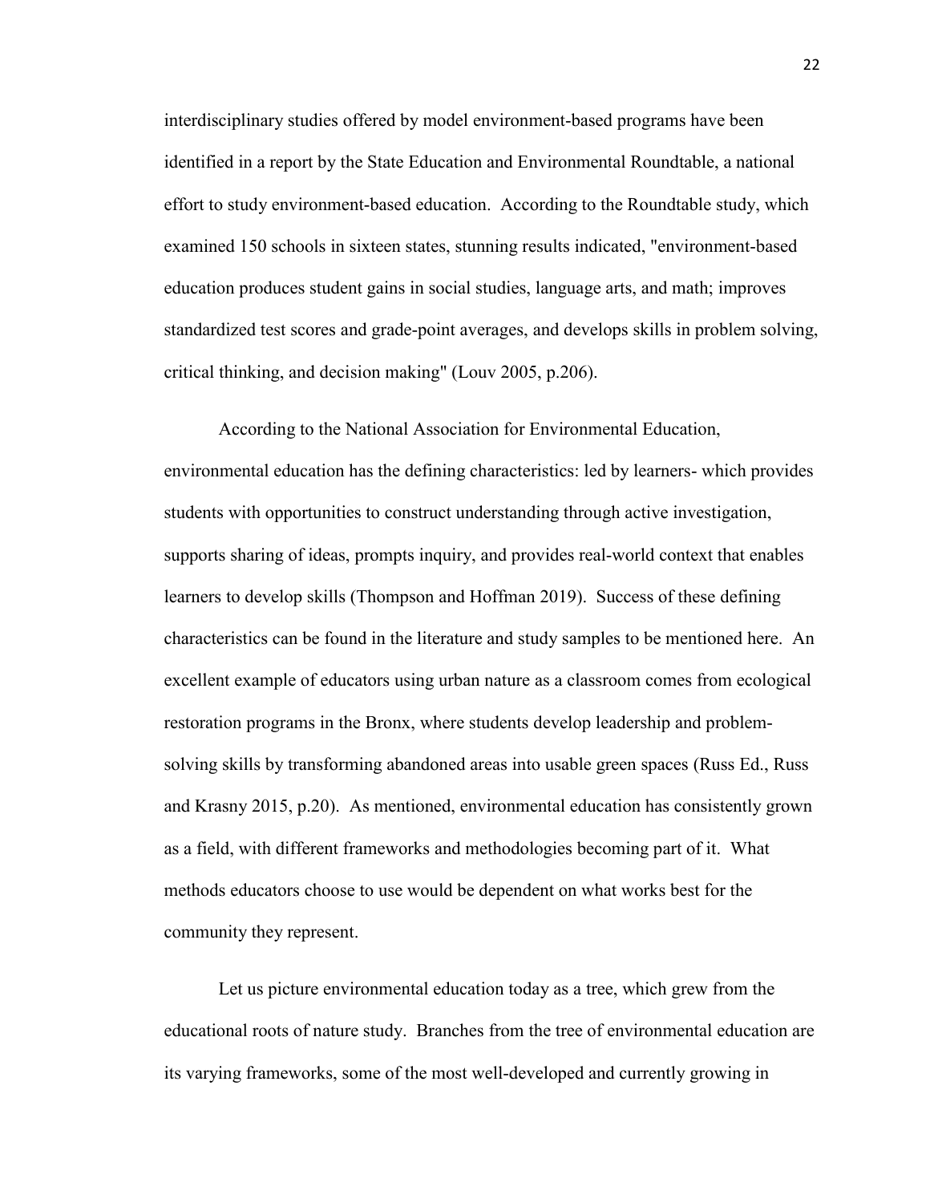interdisciplinary studies offered by model environment-based programs have been identified in a report by the State Education and Environmental Roundtable, a national effort to study environment-based education. According to the Roundtable study, which examined 150 schools in sixteen states, stunning results indicated, "environment-based education produces student gains in social studies, language arts, and math; improves standardized test scores and grade-point averages, and develops skills in problem solving, critical thinking, and decision making" (Louv 2005, p.206).

According to the National Association for Environmental Education, environmental education has the defining characteristics: led by learners- which provides students with opportunities to construct understanding through active investigation, supports sharing of ideas, prompts inquiry, and provides real-world context that enables learners to develop skills (Thompson and Hoffman 2019). Success of these defining characteristics can be found in the literature and study samples to be mentioned here. An excellent example of educators using urban nature as a classroom comes from ecological restoration programs in the Bronx, where students develop leadership and problem-solving skills by transforming abandoned areas into usable green spaces (Russ Ed., Russ and Krasny 2015, p.20). As mentioned, environmental education has consistently grown as a field, with different frameworks and methodologies becoming part of it. What methods educators choose to use would be dependent on what works best for the community they represent.

Let us picture environmental education today as a tree, which grew from the educational roots of nature study. Branches from the tree of environmental education are its varying frameworks, some of the most well-developed and currently growing in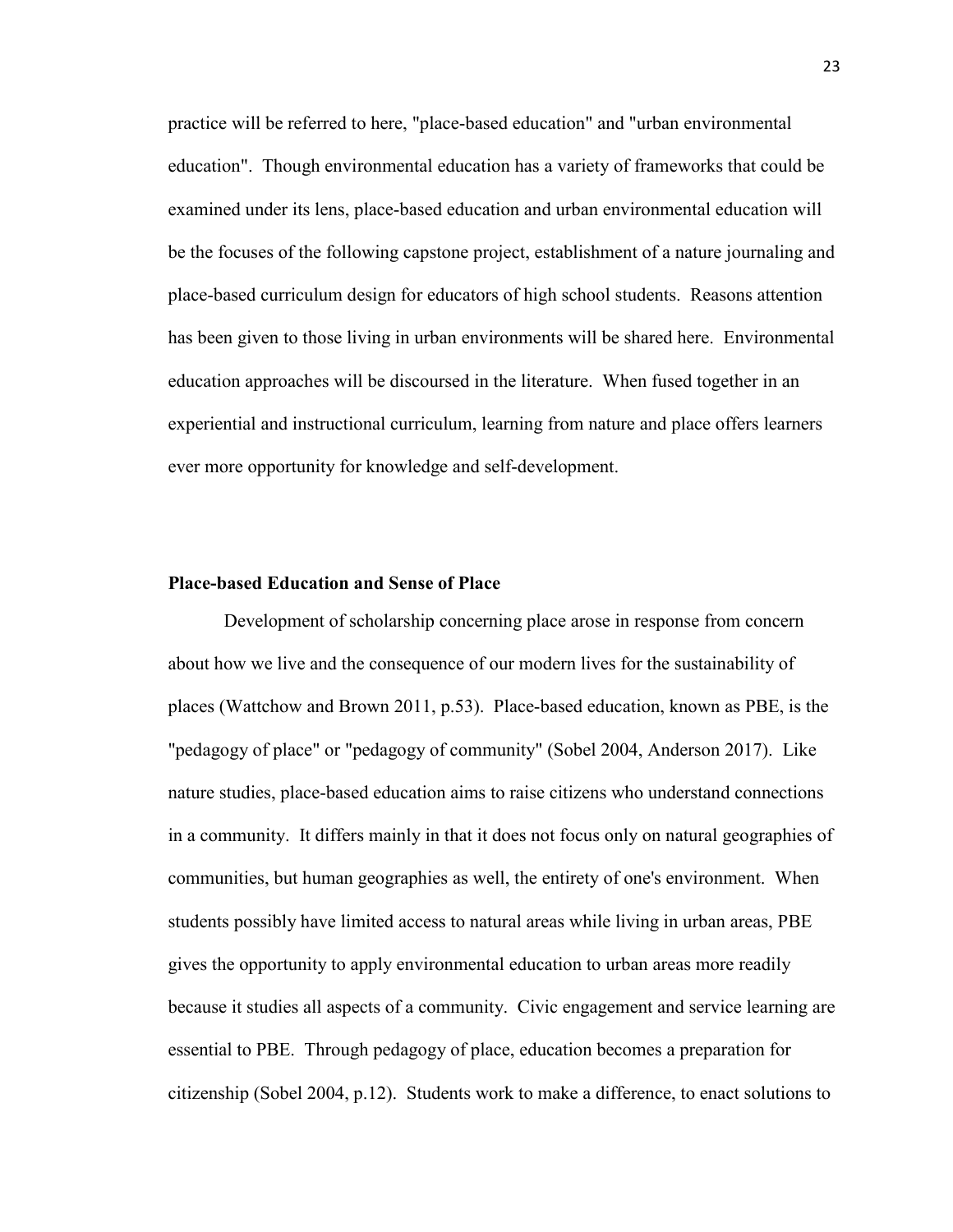practice will be referred to here, "place-based education" and "urban environmental education". Though environmental education has a variety of frameworks that could be examined under its lens, place-based education and urban environmental education will be the focuses of the following capstone project, establishment of a nature journaling and place-based curriculum design for educators of high school students. Reasons attention has been given to those living in urban environments will be shared here. Environmental education approaches will be discoursed in the literature. When fused together in an experiential and instructional curriculum, learning from nature and place offers learners ever more opportunity for knowledge and self-development.

### Place-based Education and Sense of Place

Development of scholarship concerning place arose in response from concern about how we live and the consequence of our modern lives for the sustainability of places (Wattchow and Brown 2011, p.53). Place-based education, known as PBE, is the "pedagogy of place" or "pedagogy of community" (Sobel 2004, Anderson 2017). Like nature studies, place-based education aims to raise citizens who understand connections in a community. It differs mainly in that it does not focus only on natural geographies of communities, but human geographies as well, the entirety of one's environment. When students possibly have limited access to natural areas while living in urban areas, PBE gives the opportunity to apply environmental education to urban areas more readily because it studies all aspects of a community. Civic engagement and service learning are essential to PBE. Through pedagogy of place, education becomes a preparation for citizenship (Sobel 2004, p.12). Students work to make a difference, to enact solutions to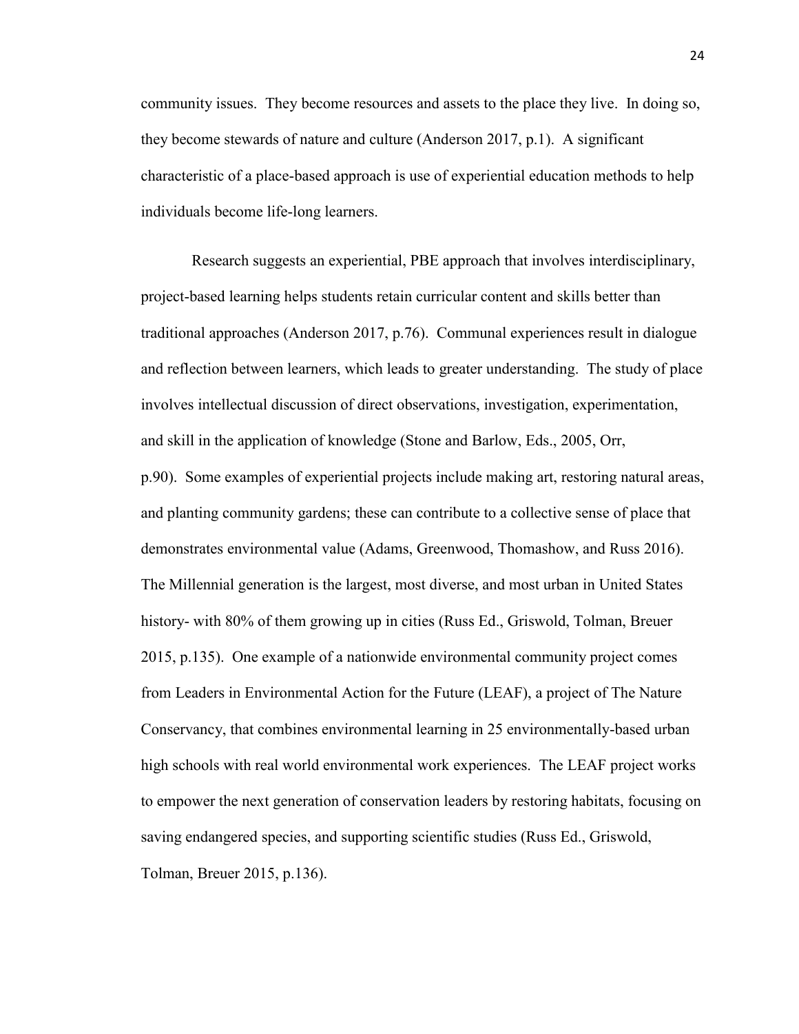community issues. They become resources and assets to the place they live. In doing so, they become stewards of nature and culture (Anderson 2017, p.1). A significant characteristic of a place-based approach is use of experiential education methods to help individuals become life-long learners.

Research suggests an experiential, PBE approach that involves interdisciplinary, project-based learning helps students retain curricular content and skills better than traditional approaches (Anderson 2017, p.76). Communal experiences result in dialogue and reflection between learners, which leads to greater understanding. The study of place involves intellectual discussion of direct observations, investigation, experimentation, and skill in the application of knowledge (Stone and Barlow, Eds., 2005, Orr, p.90). Some examples of experiential projects include making art, restoring natural areas, and planting community gardens; these can contribute to a collective sense of place that demonstrates environmental value (Adams, Greenwood, Thomashow, and Russ 2016). The Millennial generation is the largest, most diverse, and most urban in United States history- with 80% of them growing up in cities (Russ Ed., Griswold, Tolman, Breuer 2015, p.135). One example of a nationwide environmental community project comes from Leaders in Environmental Action for the Future (LEAF), a project of The Nature Conservancy, that combines environmental learning in 25 environmentally-based urban high schools with real world environmental work experiences. The LEAF project works to empower the next generation of conservation leaders by restoring habitats, focusing on saving endangered species, and supporting scientific studies (Russ Ed., Griswold, Tolman, Breuer 2015, p.136).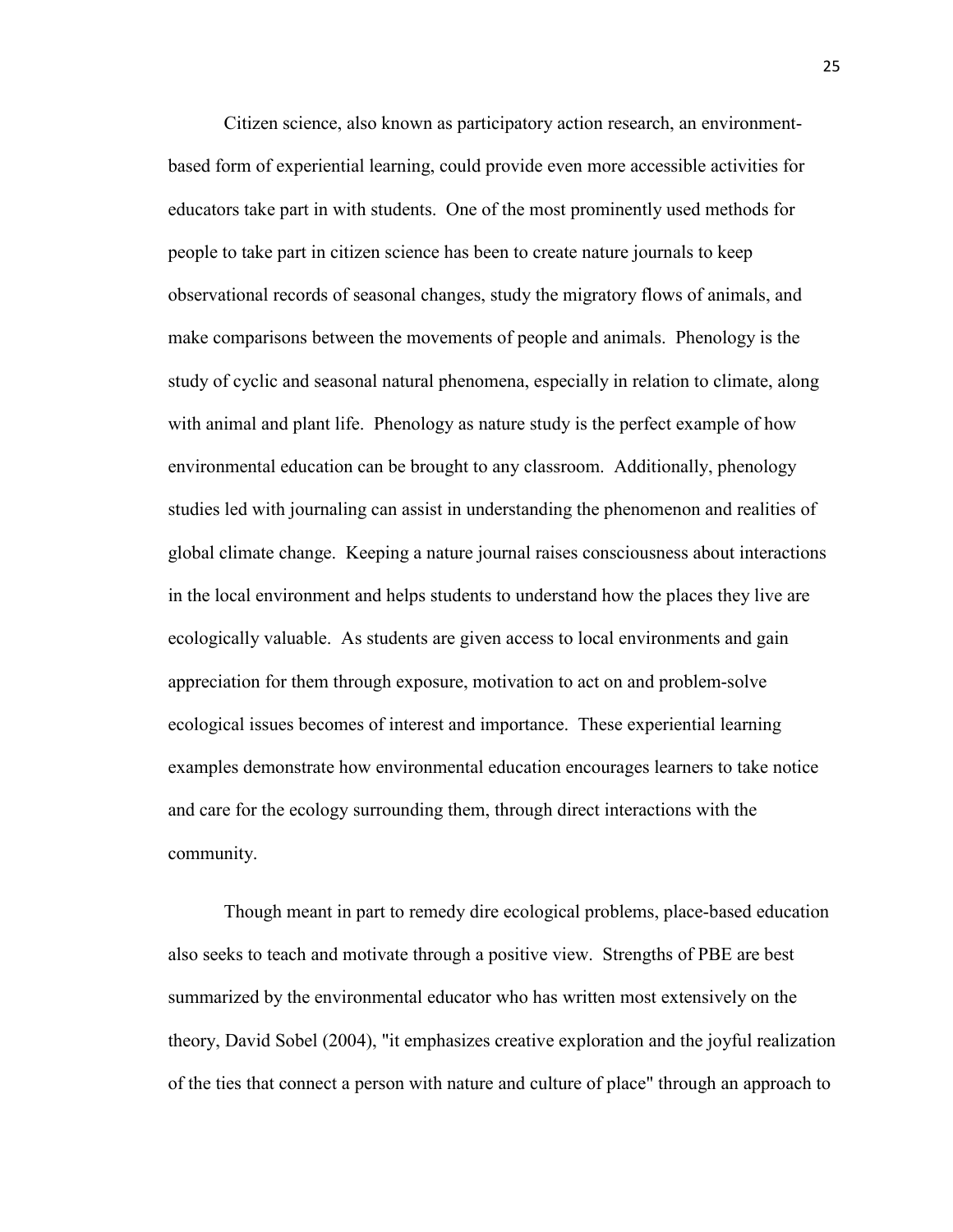Citizen science, also known as participatory action research, an environment-based form of experiential learning, could provide even more accessible activities for educators take part in with students. One of the most prominently used methods for people to take part in citizen science has been to create nature journals to keep observational records of seasonal changes, study the migratory flows of animals, and make comparisons between the movements of people and animals. Phenology is the study of cyclic and seasonal natural phenomena, especially in relation to climate, along with animal and plant life. Phenology as nature study is the perfect example of how environmental education can be brought to any classroom. Additionally, phenology studies led with journaling can assist in understanding the phenomenon and realities of global climate change. Keeping a nature journal raises consciousness about interactions in the local environment and helps students to understand how the places they live are ecologically valuable. As students are given access to local environments and gain appreciation for them through exposure, motivation to act on and problem-solve ecological issues becomes of interest and importance. These experiential learning examples demonstrate how environmental education encourages learners to take notice and care for the ecology surrounding them, through direct interactions with the community.

Though meant in part to remedy dire ecological problems, place-based education also seeks to teach and motivate through a positive view. Strengths of PBE are best summarized by the environmental educator who has written most extensively on the theory, David Sobel (2004), "it emphasizes creative exploration and the joyful realization of the ties that connect a person with nature and culture of place" through an approach to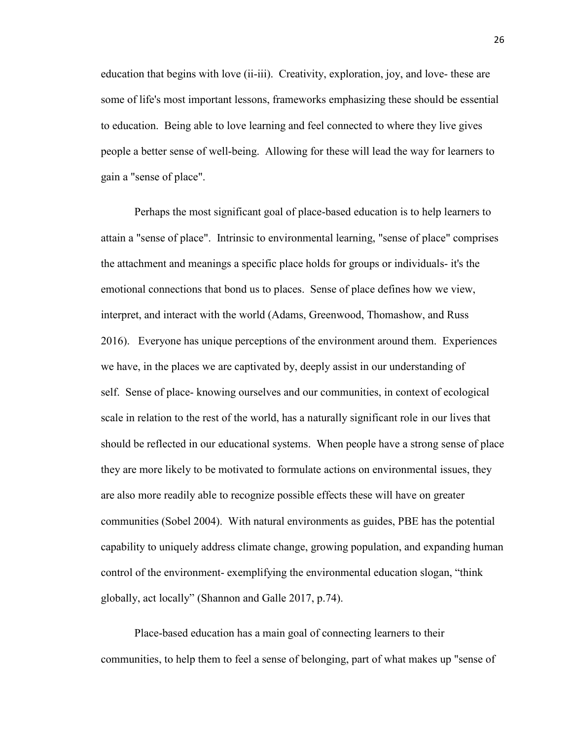education that begins with love (ii-iii). Creativity, exploration, joy, and love- these are some of life's most important lessons, frameworks emphasizing these should be essential to education. Being able to love learning and feel connected to where they live gives people a better sense of well-being. Allowing for these will lead the way for learners to gain a "sense of place".

Perhaps the most significant goal of place-based education is to help learners to attain a "sense of place". Intrinsic to environmental learning, "sense of place" comprises the attachment and meanings a specific place holds for groups or individuals- it's the emotional connections that bond us to places. Sense of place defines how we view, interpret, and interact with the world (Adams, Greenwood, Thomashow, and Russ 2016). Everyone has unique perceptions of the environment around them. Experiences we have, in the places we are captivated by, deeply assist in our understanding of self. Sense of place- knowing ourselves and our communities, in context of ecological scale in relation to the rest of the world, has a naturally significant role in our lives that should be reflected in our educational systems. When people have a strong sense of place they are more likely to be motivated to formulate actions on environmental issues, they are also more readily able to recognize possible effects these will have on greater communities (Sobel 2004). With natural environments as guides, PBE has the potential capability to uniquely address climate change, growing population, and expanding human control of the environment- exemplifying the environmental education slogan, “think globally, act locally” (Shannon and Galle 2017, p.74).

Place-based education has a main goal of connecting learners to their communities, to help them to feel a sense of belonging, part of what makes up "sense of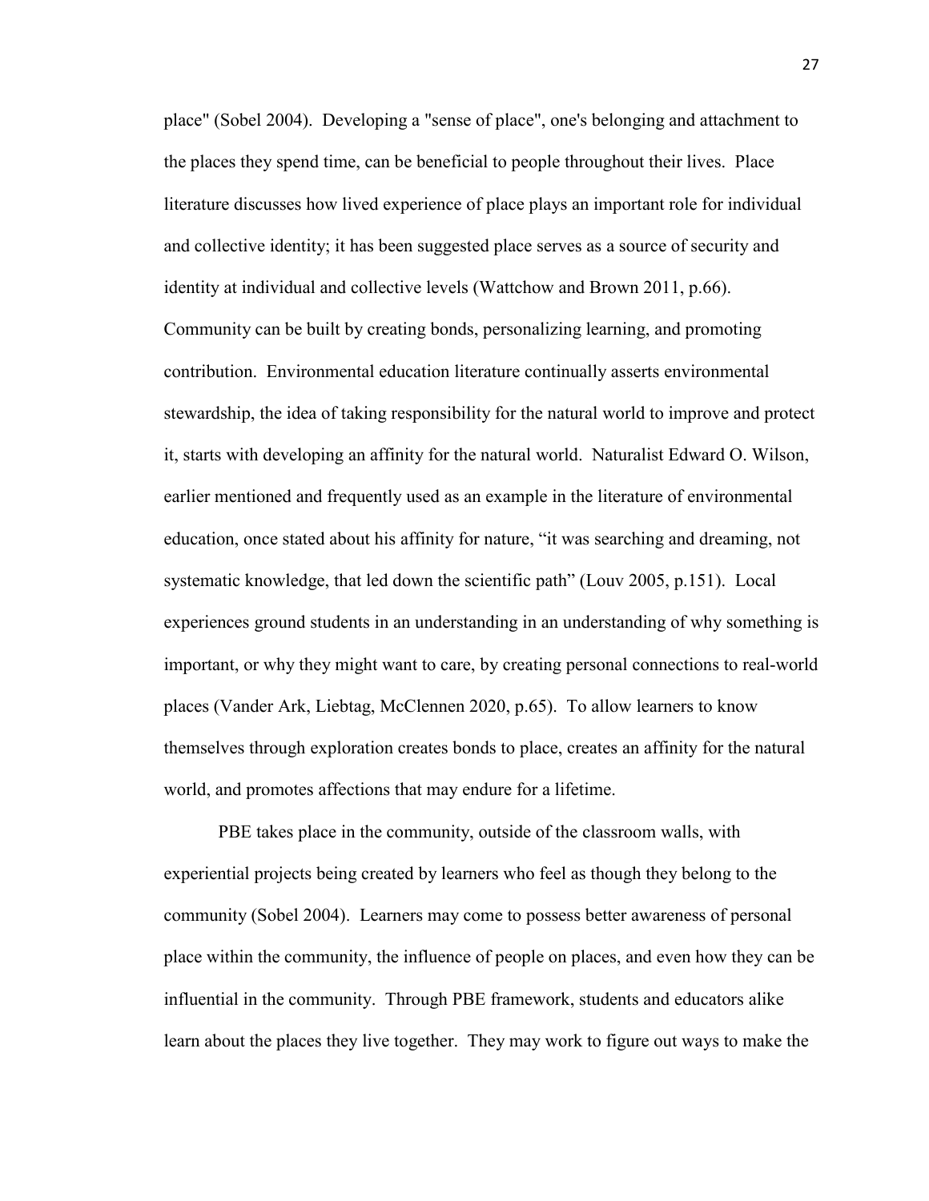place" (Sobel 2004). Developing a "sense of place", one's belonging and attachment to the places they spend time, can be beneficial to people throughout their lives. Place literature discusses how lived experience of place plays an important role for individual and collective identity; it has been suggested place serves as a source of security and identity at individual and collective levels (Wattchow and Brown 2011, p.66). Community can be built by creating bonds, personalizing learning, and promoting contribution. Environmental education literature continually asserts environmental stewardship, the idea of taking responsibility for the natural world to improve and protect it, starts with developing an affinity for the natural world. Naturalist Edward O. Wilson, earlier mentioned and frequently used as an example in the literature of environmental education, once stated about his affinity for nature, "it was searching and dreaming, not systematic knowledge, that led down the scientific path" (Louv 2005, p.151). Local experiences ground students in an understanding in an understanding of why something is important, or why they might want to care, by creating personal connections to real-world places (Vander Ark, Liebtag, McClennen 2020, p.65). To allow learners to know themselves through exploration creates bonds to place, creates an affinity for the natural world, and promotes affections that may endure for a lifetime.

PBE takes place in the community, outside of the classroom walls, with experiential projects being created by learners who feel as though they belong to the community (Sobel 2004). Learners may come to possess better awareness of personal place within the community, the influence of people on places, and even how they can be influential in the community. Through PBE framework, students and educators alike learn about the places they live together. They may work to figure out ways to make the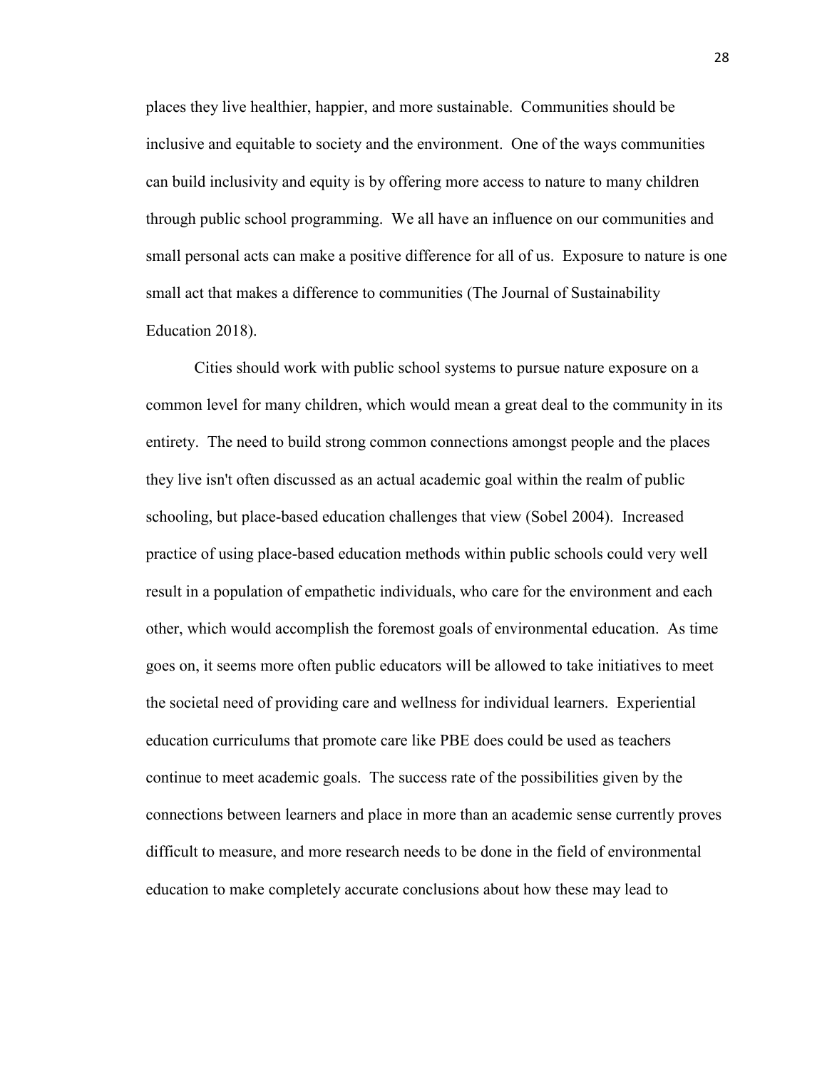places they live healthier, happier, and more sustainable. Communities should be inclusive and equitable to society and the environment. One of the ways communities can build inclusivity and equity is by offering more access to nature to many children through public school programming. We all have an influence on our communities and small personal acts can make a positive difference for all of us. Exposure to nature is one small act that makes a difference to communities (The Journal of Sustainability Education 2018).

Cities should work with public school systems to pursue nature exposure on a common level for many children, which would mean a great deal to the community in its entirety. The need to build strong common connections amongst people and the places they live isn't often discussed as an actual academic goal within the realm of public schooling, but place-based education challenges that view (Sobel 2004). Increased practice of using place-based education methods within public schools could very well result in a population of empathetic individuals, who care for the environment and each other, which would accomplish the foremost goals of environmental education. As time goes on, it seems more often public educators will be allowed to take initiatives to meet the societal need of providing care and wellness for individual learners. Experiential education curriculums that promote care like PBE does could be used as teachers continue to meet academic goals. The success rate of the possibilities given by the connections between learners and place in more than an academic sense currently proves difficult to measure, and more research needs to be done in the field of environmental education to make completely accurate conclusions about how these may lead to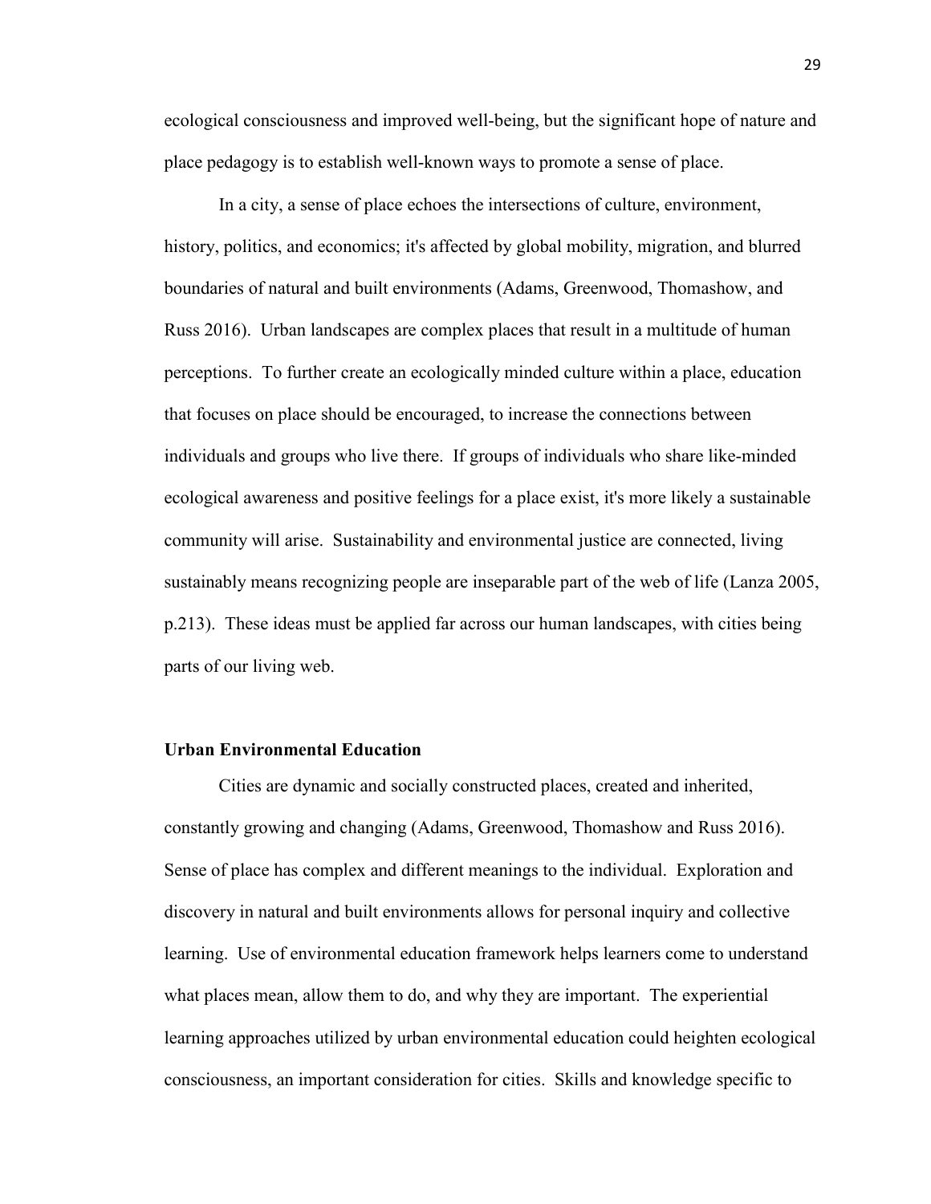ecological consciousness and improved well-being, but the significant hope of nature and place pedagogy is to establish well-known ways to promote a sense of place.

In a city, a sense of place echoes the intersections of culture, environment, history, politics, and economics; it's affected by global mobility, migration, and blurred boundaries of natural and built environments (Adams, Greenwood, Thomashow, and Russ 2016). Urban landscapes are complex places that result in a multitude of human perceptions. To further create an ecologically minded culture within a place, education that focuses on place should be encouraged, to increase the connections between individuals and groups who live there. If groups of individuals who share like-minded ecological awareness and positive feelings for a place exist, it's more likely a sustainable community will arise. Sustainability and environmental justice are connected, living sustainably means recognizing people are inseparable part of the web of life (Lanza 2005, p.213). These ideas must be applied far across our human landscapes, with cities being parts of our living web.

**Urban Environmental Education**

Cities are dynamic and socially constructed places, created and inherited, constantly growing and changing (Adams, Greenwood, Thomashow and Russ 2016). Sense of place has complex and different meanings to the individual. Exploration and discovery in natural and built environments allows for personal inquiry and collective learning. Use of environmental education framework helps learners come to understand what places mean, allow them to do, and why they are important. The experiential learning approaches utilized by urban environmental education could heighten ecological consciousness, an important consideration for cities. Skills and knowledge specific to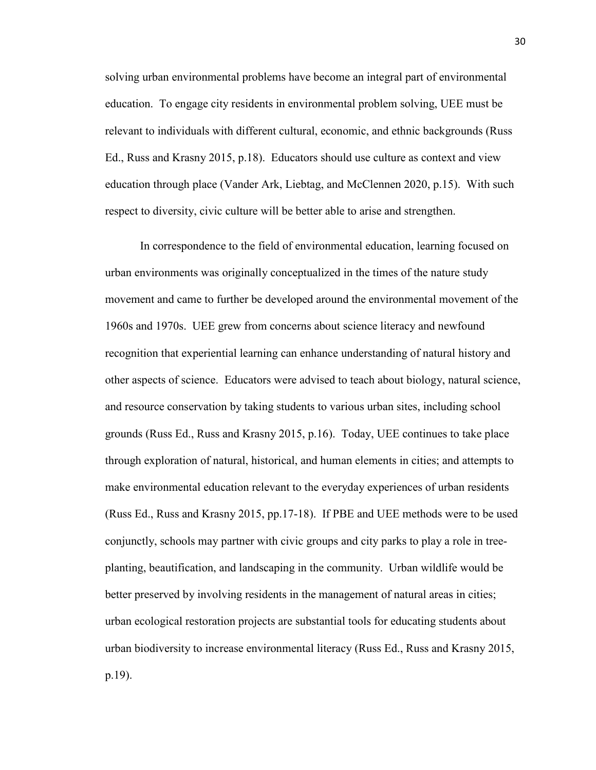solving urban environmental problems have become an integral part of environmental education. To engage city residents in environmental problem solving, UEE must be relevant to individuals with different cultural, economic, and ethnic backgrounds (Russ Ed., Russ and Krasny 2015, p.18). Educators should use culture as context and view education through place (Vander Ark, Liebtag, and McClennen 2020, p.15). With such respect to diversity, civic culture will be better able to arise and strengthen.

In correspondence to the field of environmental education, learning focused on urban environments was originally conceptualized in the times of the nature study movement and came to further be developed around the environmental movement of the 1960s and 1970s. UEE grew from concerns about science literacy and newfound recognition that experiential learning can enhance understanding of natural history and other aspects of science. Educators were advised to teach about biology, natural science, and resource conservation by taking students to various urban sites, including school grounds (Russ Ed., Russ and Krasny 2015, p.16). Today, UEE continues to take place through exploration of natural, historical, and human elements in cities; and attempts to make environmental education relevant to the everyday experiences of urban residents (Russ Ed., Russ and Krasny 2015, pp.17-18). If PBE and UEE methods were to be used conjunctly, schools may partner with civic groups and city parks to play a role in tree-planting, beautification, and landscaping in the community. Urban wildlife would be better preserved by involving residents in the management of natural areas in cities; urban ecological restoration projects are substantial tools for educating students about urban biodiversity to increase environmental literacy (Russ Ed., Russ and Krasny 2015, p.19).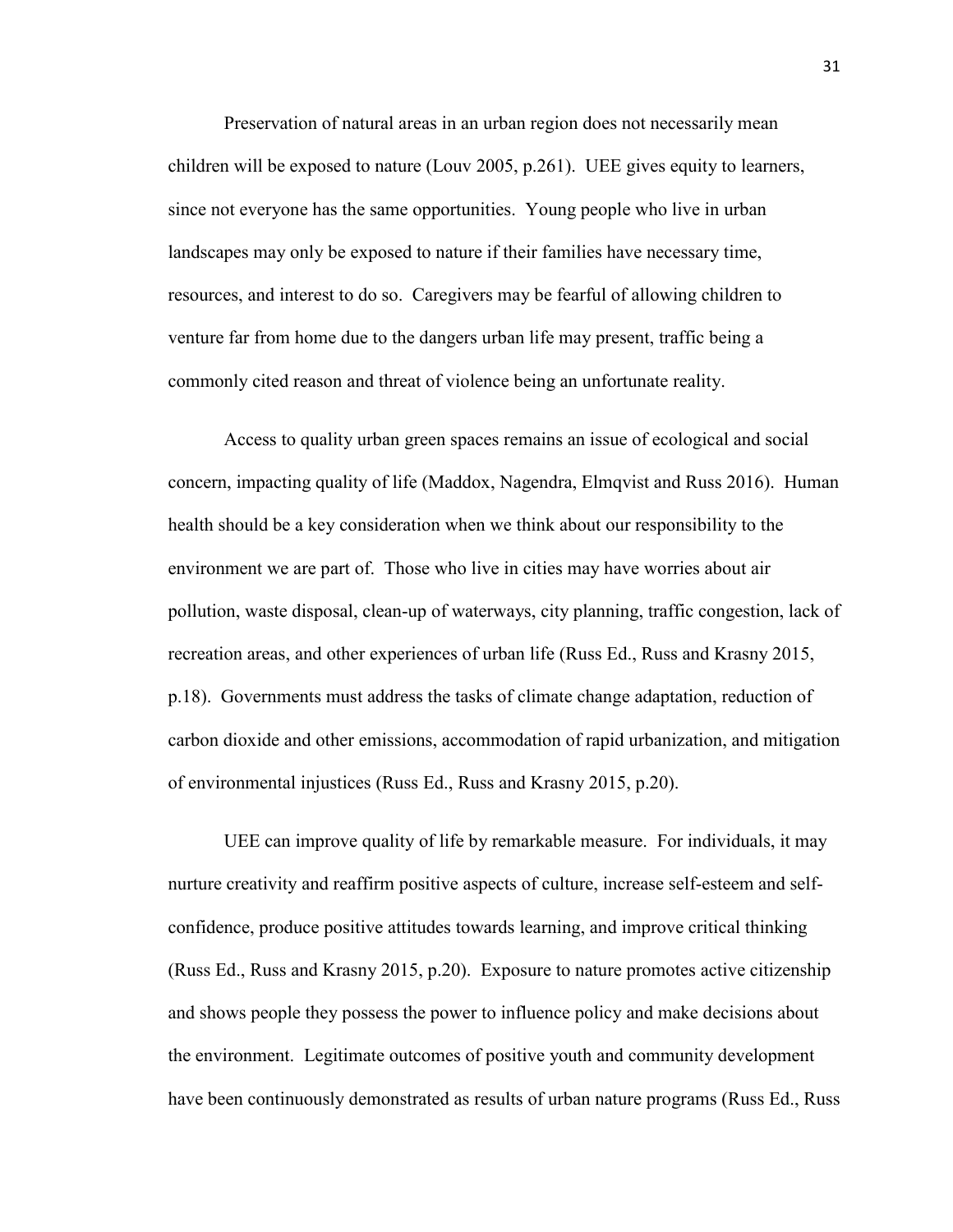Preservation of natural areas in an urban region does not necessarily mean children will be exposed to nature (Louv 2005, p.261). UEE gives equity to learners, since not everyone has the same opportunities. Young people who live in urban landscapes may only be exposed to nature if their families have necessary time, resources, and interest to do so. Caregivers may be fearful of allowing children to venture far from home due to the dangers urban life may present, traffic being a commonly cited reason and threat of violence being an unfortunate reality.

Access to quality urban green spaces remains an issue of ecological and social concern, impacting quality of life (Maddox, Nagendra, Elmqvist and Russ 2016). Human health should be a key consideration when we think about our responsibility to the environment we are part of. Those who live in cities may have worries about air pollution, waste disposal, clean-up of waterways, city planning, traffic congestion, lack of recreation areas, and other experiences of urban life (Russ Ed., Russ and Krasny 2015, p.18). Governments must address the tasks of climate change adaptation, reduction of carbon dioxide and other emissions, accommodation of rapid urbanization, and mitigation of environmental injustices (Russ Ed., Russ and Krasny 2015, p.20).

UEE can improve quality of life by remarkable measure. For individuals, it may nurture creativity and reaffirm positive aspects of culture, increase self-esteem and self-confidence, produce positive attitudes towards learning, and improve critical thinking (Russ Ed., Russ and Krasny 2015, p.20). Exposure to nature promotes active citizenship and shows people they possess the power to influence policy and make decisions about the environment. Legitimate outcomes of positive youth and community development have been continuously demonstrated as results of urban nature programs (Russ Ed., Russ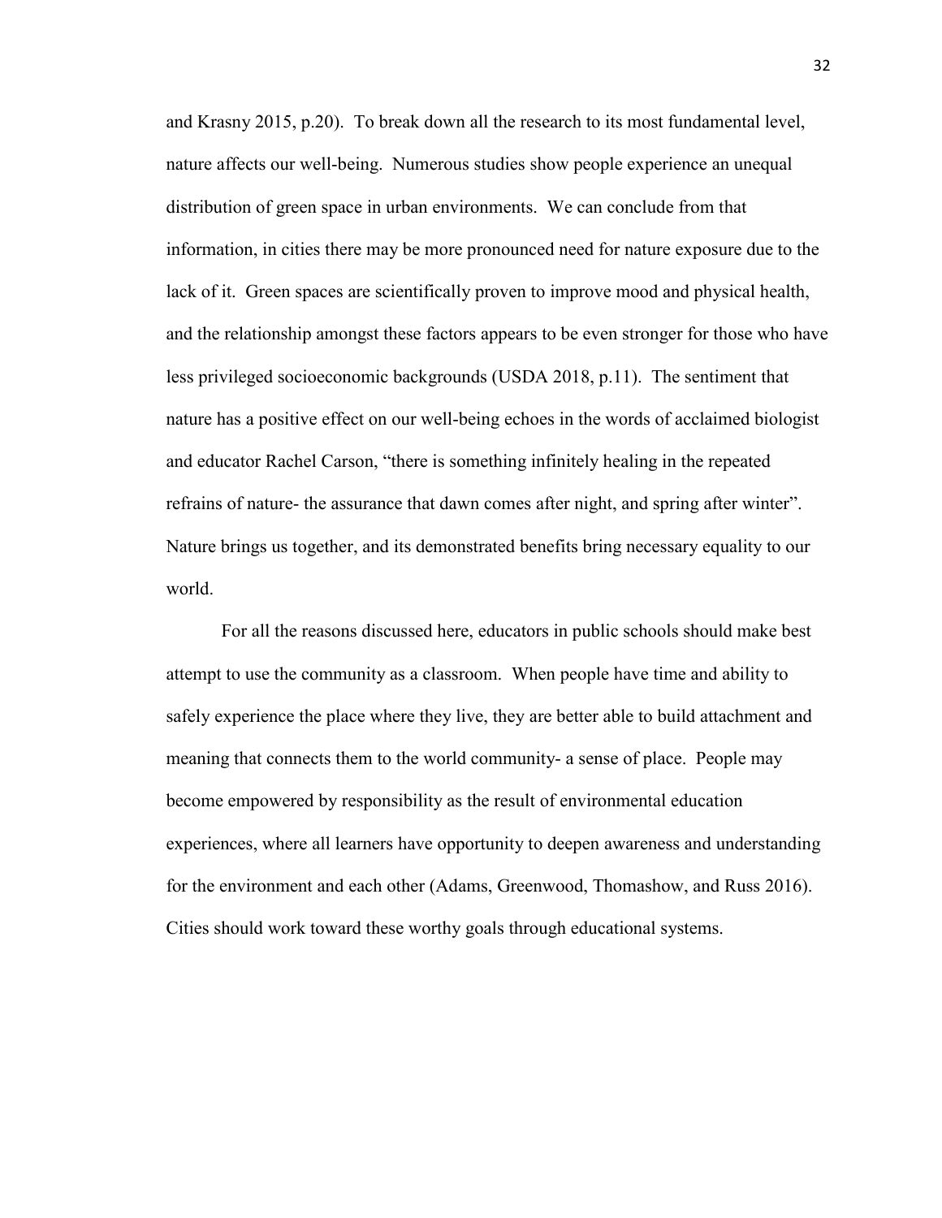and Krasny 2015, p.20). To break down all the research to its most fundamental level, nature affects our well-being. Numerous studies show people experience an unequal distribution of green space in urban environments. We can conclude from that information, in cities there may be more pronounced need for nature exposure due to the lack of it. Green spaces are scientifically proven to improve mood and physical health, and the relationship amongst these factors appears to be even stronger for those who have less privileged socioeconomic backgrounds (USDA 2018, p.11). The sentiment that nature has a positive effect on our well-being echoes in the words of acclaimed biologist and educator Rachel Carson, "there is something infinitely healing in the repeated refrains of nature- the assurance that dawn comes after night, and spring after winter". Nature brings us together, and its demonstrated benefits bring necessary equality to our world.

For all the reasons discussed here, educators in public schools should make best attempt to use the community as a classroom. When people have time and ability to safely experience the place where they live, they are better able to build attachment and meaning that connects them to the world community- a sense of place. People may become empowered by responsibility as the result of environmental education experiences, where all learners have opportunity to deepen awareness and understanding for the environment and each other (Adams, Greenwood, Thomashow, and Russ 2016). Cities should work toward these worthy goals through educational systems.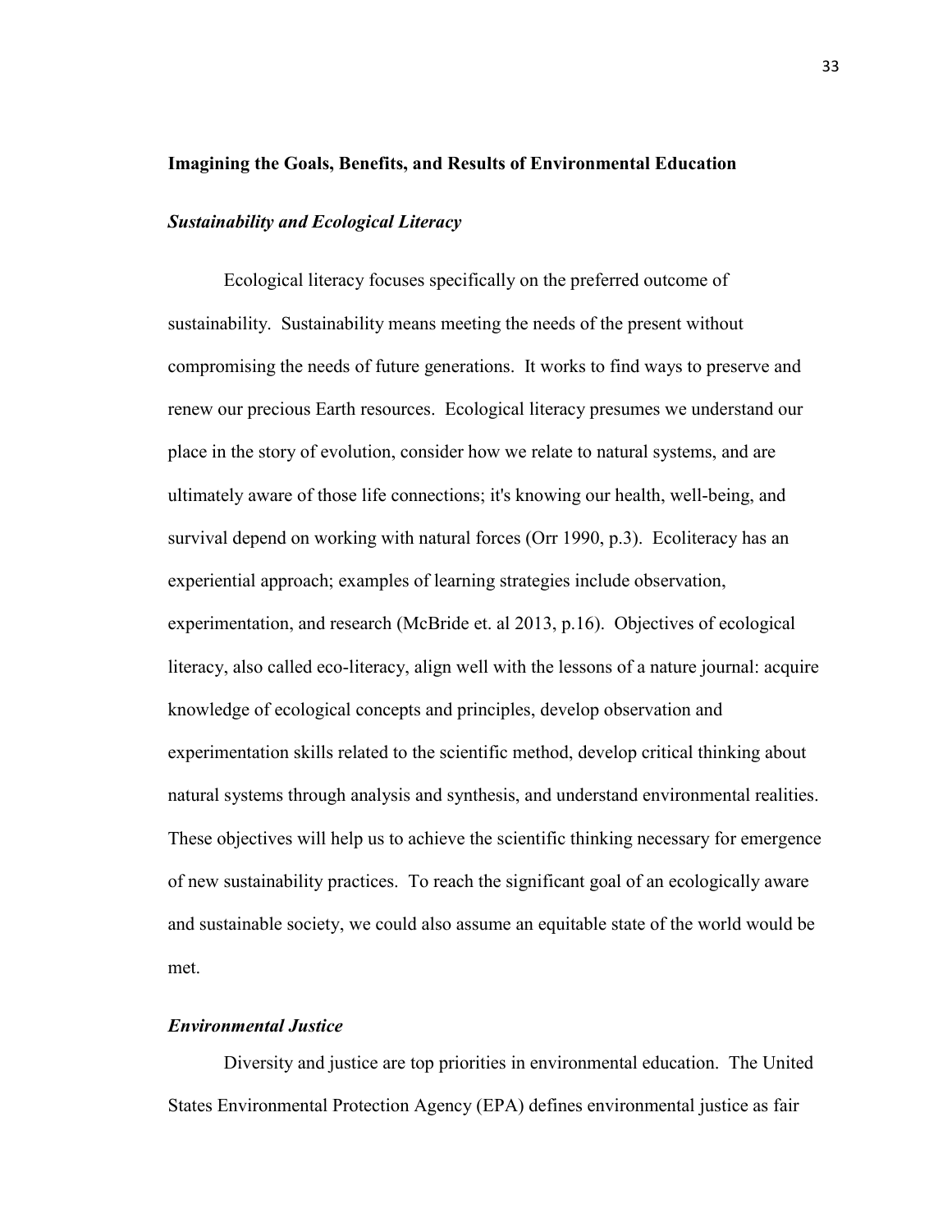## Imagining the Goals, Benefits, and Results of Environmental Education

### *Sustainability and Ecological Literacy*

Ecological literacy focuses specifically on the preferred outcome of sustainability. Sustainability means meeting the needs of the present without compromising the needs of future generations. It works to find ways to preserve and renew our precious Earth resources. Ecological literacy presumes we understand our place in the story of evolution, consider how we relate to natural systems, and are ultimately aware of those life connections; it's knowing our health, well-being, and survival depend on working with natural forces (Orr 1990, p.3). Ecoliteracy has an experiential approach; examples of learning strategies include observation, experimentation, and research (McBride et. al 2013, p.16). Objectives of ecological literacy, also called eco-literacy, align well with the lessons of a nature journal: acquire knowledge of ecological concepts and principles, develop observation and experimentation skills related to the scientific method, develop critical thinking about natural systems through analysis and synthesis, and understand environmental realities. These objectives will help us to achieve the scientific thinking necessary for emergence of new sustainability practices. To reach the significant goal of an ecologically aware and sustainable society, we could also assume an equitable state of the world would be met.

### *Environmental Justice*

Diversity and justice are top priorities in environmental education. The United States Environmental Protection Agency (EPA) defines environmental justice as fair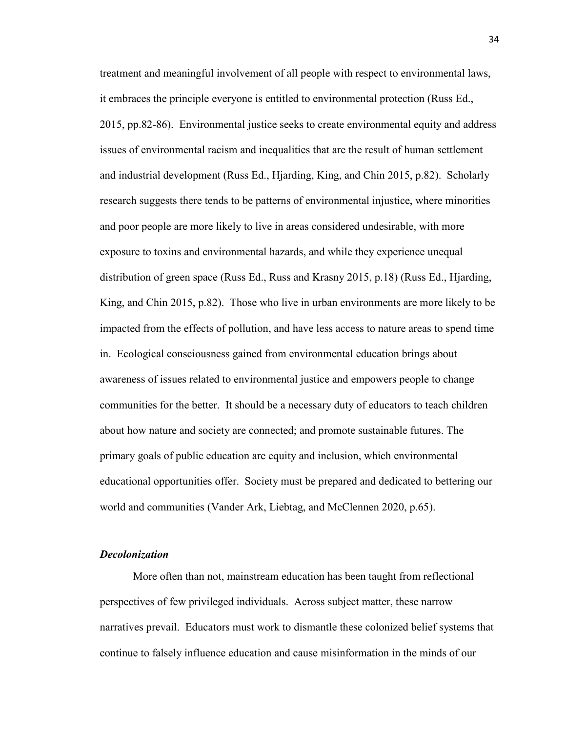treatment and meaningful involvement of all people with respect to environmental laws, it embraces the principle everyone is entitled to environmental protection (Russ Ed., 2015, pp.82-86). Environmental justice seeks to create environmental equity and address issues of environmental racism and inequalities that are the result of human settlement and industrial development (Russ Ed., Hjarding, King, and Chin 2015, p.82). Scholarly research suggests there tends to be patterns of environmental injustice, where minorities and poor people are more likely to live in areas considered undesirable, with more exposure to toxins and environmental hazards, and while they experience unequal distribution of green space (Russ Ed., Russ and Krasny 2015, p.18) (Russ Ed., Hjarding, King, and Chin 2015, p.82). Those who live in urban environments are more likely to be impacted from the effects of pollution, and have less access to nature areas to spend time in. Ecological consciousness gained from environmental education brings about awareness of issues related to environmental justice and empowers people to change communities for the better. It should be a necessary duty of educators to teach children about how nature and society are connected; and promote sustainable futures. The primary goals of public education are equity and inclusion, which environmental educational opportunities offer. Society must be prepared and dedicated to bettering our world and communities (Vander Ark, Liebtag, and McClennen 2020, p.65).

### *Decolonization*

More often than not, mainstream education has been taught from reflectional perspectives of few privileged individuals. Across subject matter, these narrow narratives prevail. Educators must work to dismantle these colonized belief systems that continue to falsely influence education and cause misinformation in the minds of our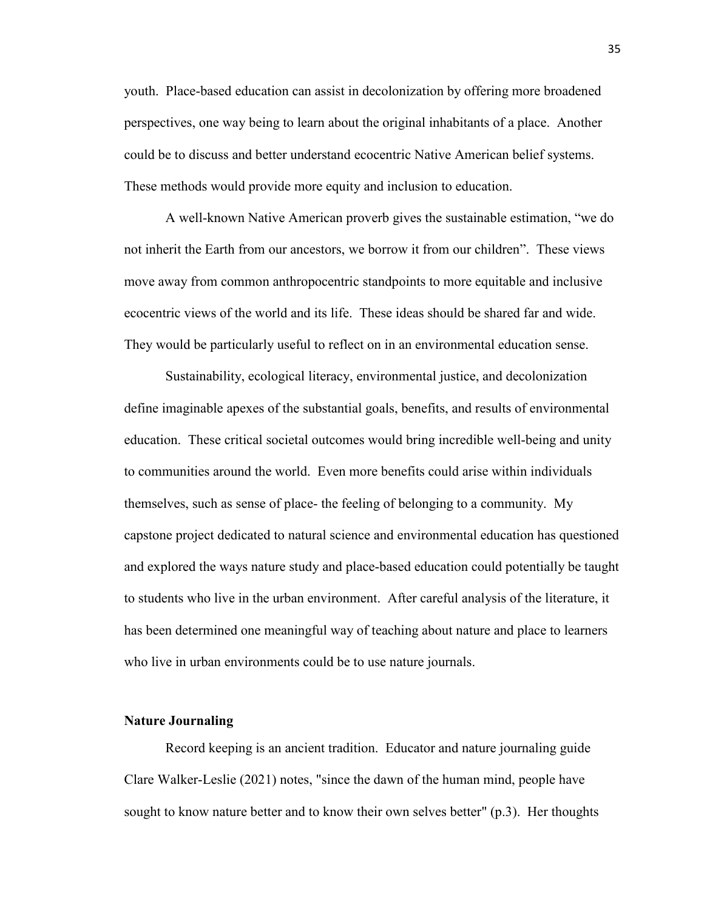youth. Place-based education can assist in decolonization by offering more broadened perspectives, one way being to learn about the original inhabitants of a place. Another could be to discuss and better understand ecocentric Native American belief systems. These methods would provide more equity and inclusion to education.

A well-known Native American proverb gives the sustainable estimation, "we do not inherit the Earth from our ancestors, we borrow it from our children". These views move away from common anthropocentric standpoints to more equitable and inclusive ecocentric views of the world and its life. These ideas should be shared far and wide. They would be particularly useful to reflect on in an environmental education sense.

Sustainability, ecological literacy, environmental justice, and decolonization define imaginable apexes of the substantial goals, benefits, and results of environmental education. These critical societal outcomes would bring incredible well-being and unity to communities around the world. Even more benefits could arise within individuals themselves, such as sense of place- the feeling of belonging to a community. My capstone project dedicated to natural science and environmental education has questioned and explored the ways nature study and place-based education could potentially be taught to students who live in the urban environment. After careful analysis of the literature, it has been determined one meaningful way of teaching about nature and place to learners who live in urban environments could be to use nature journals.

## Nature Journaling

Record keeping is an ancient tradition. Educator and nature journaling guide Clare Walker-Leslie (2021) notes, "since the dawn of the human mind, people have sought to know nature better and to know their own selves better" (p.3). Her thoughts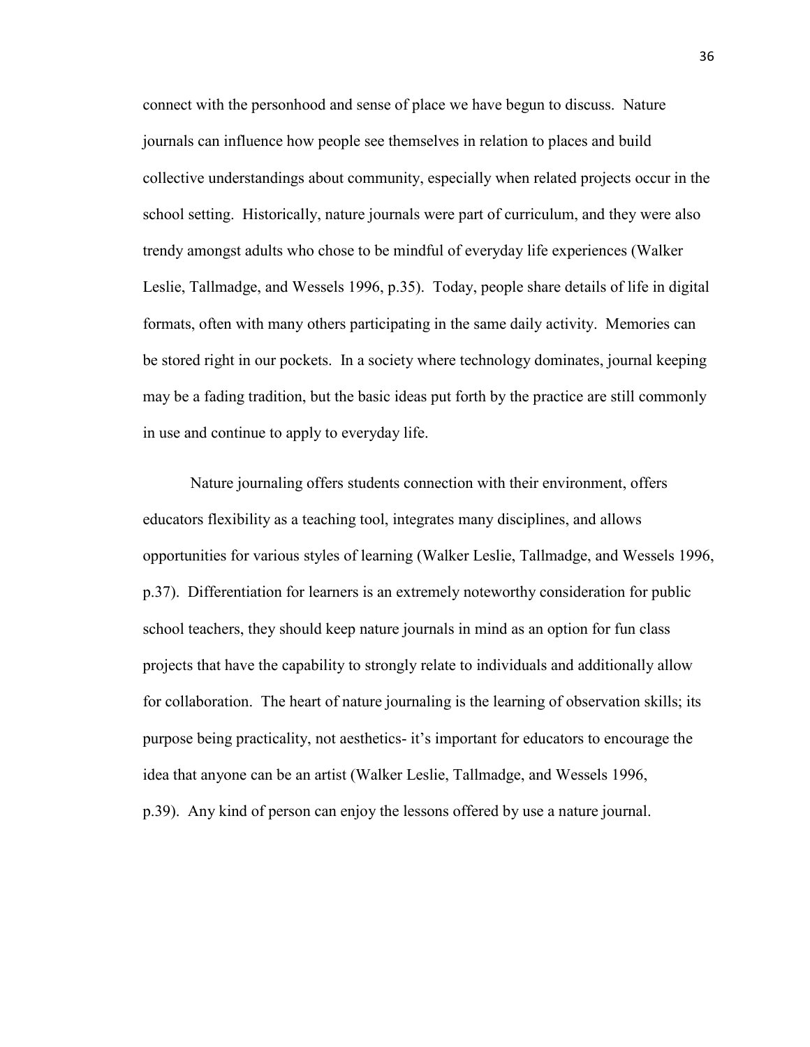connect with the personhood and sense of place we have begun to discuss. Nature journals can influence how people see themselves in relation to places and build collective understandings about community, especially when related projects occur in the school setting. Historically, nature journals were part of curriculum, and they were also trendy amongst adults who chose to be mindful of everyday life experiences (Walker Leslie, Tallmadge, and Wessels 1996, p.35). Today, people share details of life in digital formats, often with many others participating in the same daily activity. Memories can be stored right in our pockets. In a society where technology dominates, journal keeping may be a fading tradition, but the basic ideas put forth by the practice are still commonly in use and continue to apply to everyday life.

Nature journaling offers students connection with their environment, offers educators flexibility as a teaching tool, integrates many disciplines, and allows opportunities for various styles of learning (Walker Leslie, Tallmadge, and Wessels 1996, p.37). Differentiation for learners is an extremely noteworthy consideration for public school teachers, they should keep nature journals in mind as an option for fun class projects that have the capability to strongly relate to individuals and additionally allow for collaboration. The heart of nature journaling is the learning of observation skills; its purpose being practicality, not aesthetics- it's important for educators to encourage the idea that anyone can be an artist (Walker Leslie, Tallmadge, and Wessels 1996, p.39). Any kind of person can enjoy the lessons offered by use a nature journal.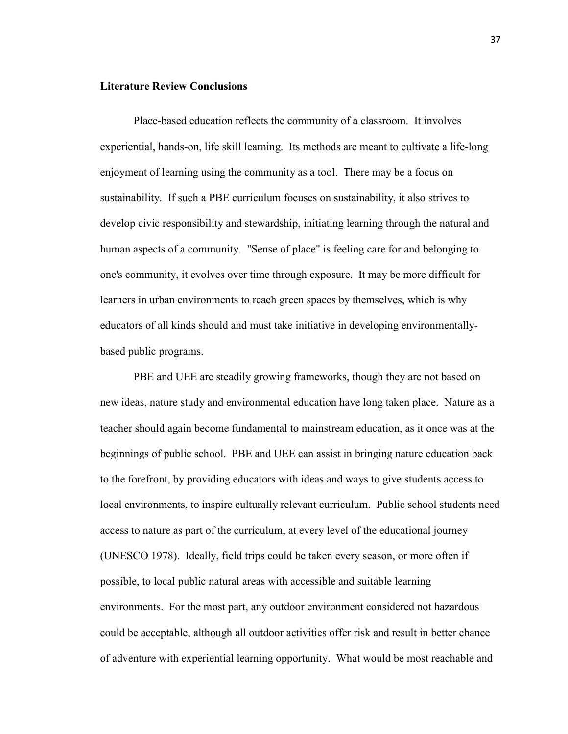**Literature Review Conclusions**

Place-based education reflects the community of a classroom. It involves experiential, hands-on, life skill learning. Its methods are meant to cultivate a life-long enjoyment of learning using the community as a tool. There may be a focus on sustainability. If such a PBE curriculum focuses on sustainability, it also strives to develop civic responsibility and stewardship, initiating learning through the natural and human aspects of a community. "Sense of place" is feeling care for and belonging to one's community, it evolves over time through exposure. It may be more difficult for learners in urban environments to reach green spaces by themselves, which is why educators of all kinds should and must take initiative in developing environmentally-based public programs.

PBE and UEE are steadily growing frameworks, though they are not based on new ideas, nature study and environmental education have long taken place. Nature as a teacher should again become fundamental to mainstream education, as it once was at the beginnings of public school. PBE and UEE can assist in bringing nature education back to the forefront, by providing educators with ideas and ways to give students access to local environments, to inspire culturally relevant curriculum. Public school students need access to nature as part of the curriculum, at every level of the educational journey (UNESCO 1978). Ideally, field trips could be taken every season, or more often if possible, to local public natural areas with accessible and suitable learning environments. For the most part, any outdoor environment considered not hazardous could be acceptable, although all outdoor activities offer risk and result in better chance of adventure with experiential learning opportunity. What would be most reachable and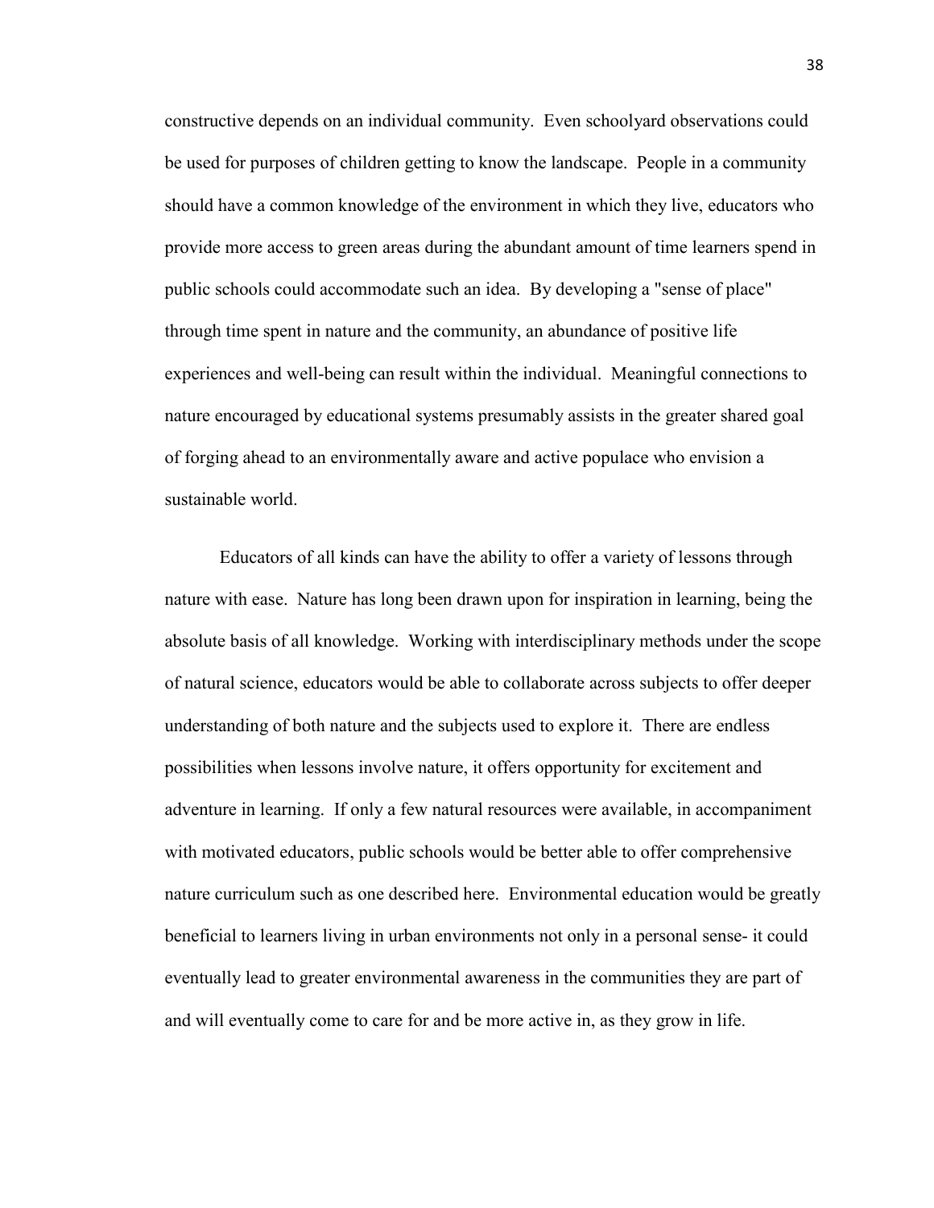constructive depends on an individual community. Even schoolyard observations could be used for purposes of children getting to know the landscape. People in a community should have a common knowledge of the environment in which they live, educators who provide more access to green areas during the abundant amount of time learners spend in public schools could accommodate such an idea. By developing a "sense of place" through time spent in nature and the community, an abundance of positive life experiences and well-being can result within the individual. Meaningful connections to nature encouraged by educational systems presumably assists in the greater shared goal of forging ahead to an environmentally aware and active populace who envision a sustainable world.

Educators of all kinds can have the ability to offer a variety of lessons through nature with ease. Nature has long been drawn upon for inspiration in learning, being the absolute basis of all knowledge. Working with interdisciplinary methods under the scope of natural science, educators would be able to collaborate across subjects to offer deeper understanding of both nature and the subjects used to explore it. There are endless possibilities when lessons involve nature, it offers opportunity for excitement and adventure in learning. If only a few natural resources were available, in accompaniment with motivated educators, public schools would be better able to offer comprehensive nature curriculum such as one described here. Environmental education would be greatly beneficial to learners living in urban environments not only in a personal sense- it could eventually lead to greater environmental awareness in the communities they are part of and will eventually come to care for and be more active in, as they grow in life.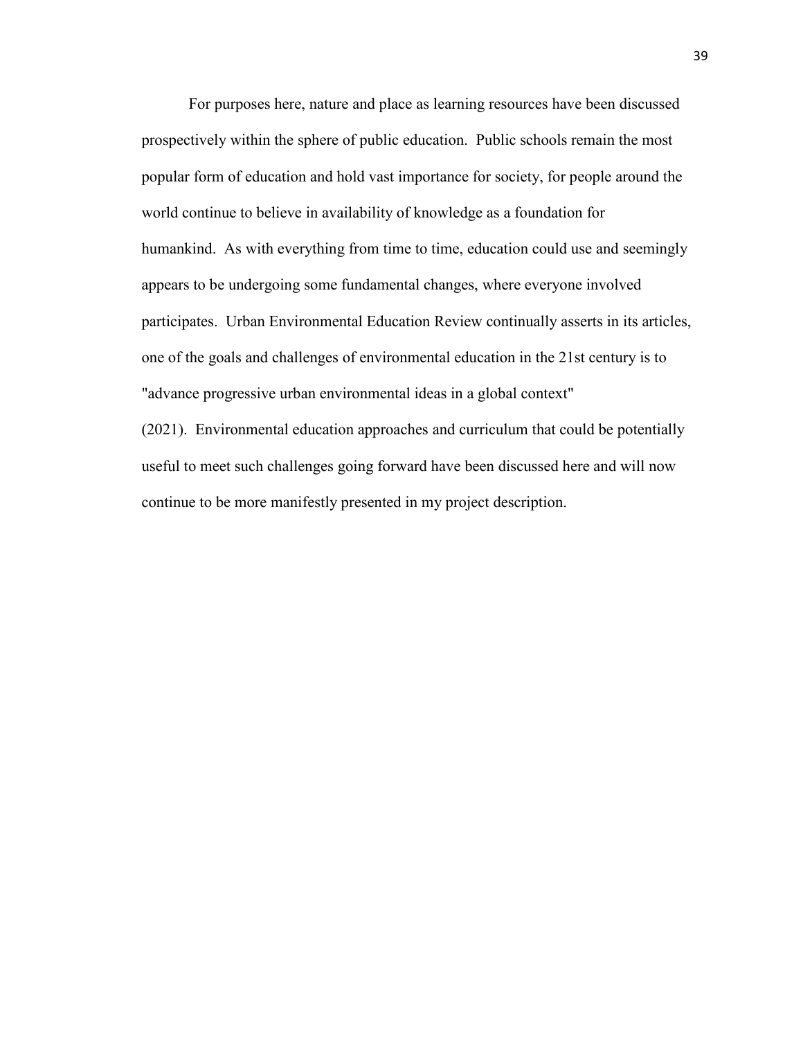For purposes here, nature and place as learning resources have been discussed prospectively within the sphere of public education. Public schools remain the most popular form of education and hold vast importance for society, for people around the world continue to believe in availability of knowledge as a foundation for humankind. As with everything from time to time, education could use and seemingly appears to be undergoing some fundamental changes, where everyone involved participates. Urban Environmental Education Review continually asserts in its articles, one of the goals and challenges of environmental education in the 21st century is to "advance progressive urban environmental ideas in a global context" (2021). Environmental education approaches and curriculum that could be potentially useful to meet such challenges going forward have been discussed here and will now continue to be more manifestly presented in my project description.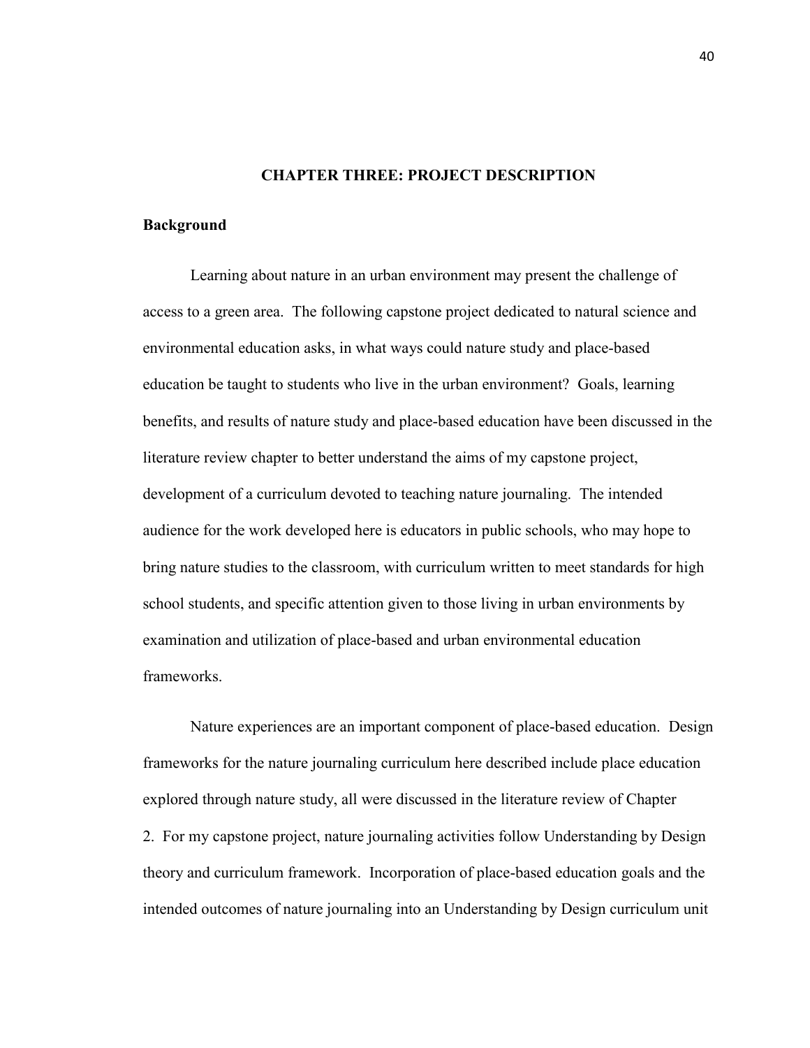# CHAPTER THREE: PROJECT DESCRIPTION

## Background

Learning about nature in an urban environment may present the challenge of access to a green area. The following capstone project dedicated to natural science and environmental education asks, in what ways could nature study and place-based education be taught to students who live in the urban environment? Goals, learning benefits, and results of nature study and place-based education have been discussed in the literature review chapter to better understand the aims of my capstone project, development of a curriculum devoted to teaching nature journaling. The intended audience for the work developed here is educators in public schools, who may hope to bring nature studies to the classroom, with curriculum written to meet standards for high school students, and specific attention given to those living in urban environments by examination and utilization of place-based and urban environmental education frameworks.

Nature experiences are an important component of place-based education. Design frameworks for the nature journaling curriculum here described include place education explored through nature study, all were discussed in the literature review of Chapter 2. For my capstone project, nature journaling activities follow Understanding by Design theory and curriculum framework. Incorporation of place-based education goals and the intended outcomes of nature journaling into an Understanding by Design curriculum unit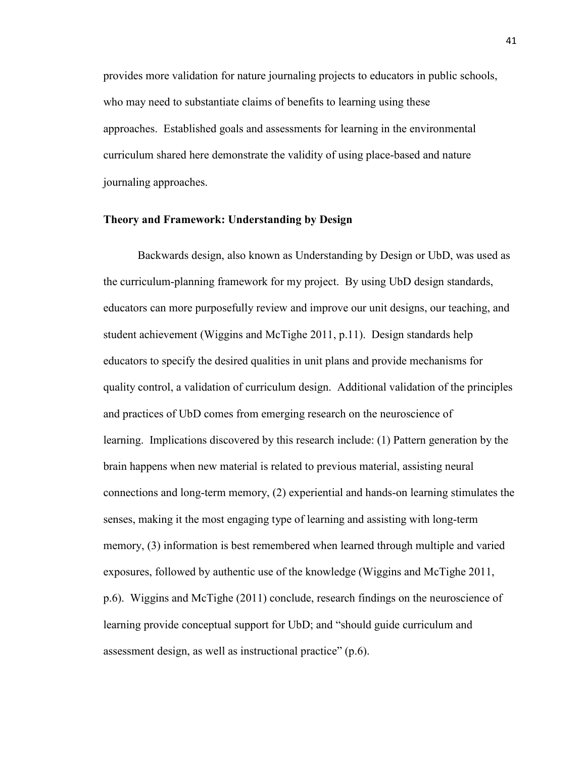provides more validation for nature journaling projects to educators in public schools, who may need to substantiate claims of benefits to learning using these approaches. Established goals and assessments for learning in the environmental curriculum shared here demonstrate the validity of using place-based and nature journaling approaches.

### Theory and Framework: Understanding by Design

Backwards design, also known as Understanding by Design or UbD, was used as the curriculum-planning framework for my project. By using UbD design standards, educators can more purposefully review and improve our unit designs, our teaching, and student achievement (Wiggins and McTighe 2011, p.11). Design standards help educators to specify the desired qualities in unit plans and provide mechanisms for quality control, a validation of curriculum design. Additional validation of the principles and practices of UbD comes from emerging research on the neuroscience of learning. Implications discovered by this research include: (1) Pattern generation by the brain happens when new material is related to previous material, assisting neural connections and long-term memory, (2) experiential and hands-on learning stimulates the senses, making it the most engaging type of learning and assisting with long-term memory, (3) information is best remembered when learned through multiple and varied exposures, followed by authentic use of the knowledge (Wiggins and McTighe 2011, p.6). Wiggins and McTighe (2011) conclude, research findings on the neuroscience of learning provide conceptual support for UbD; and "should guide curriculum and assessment design, as well as instructional practice" (p.6).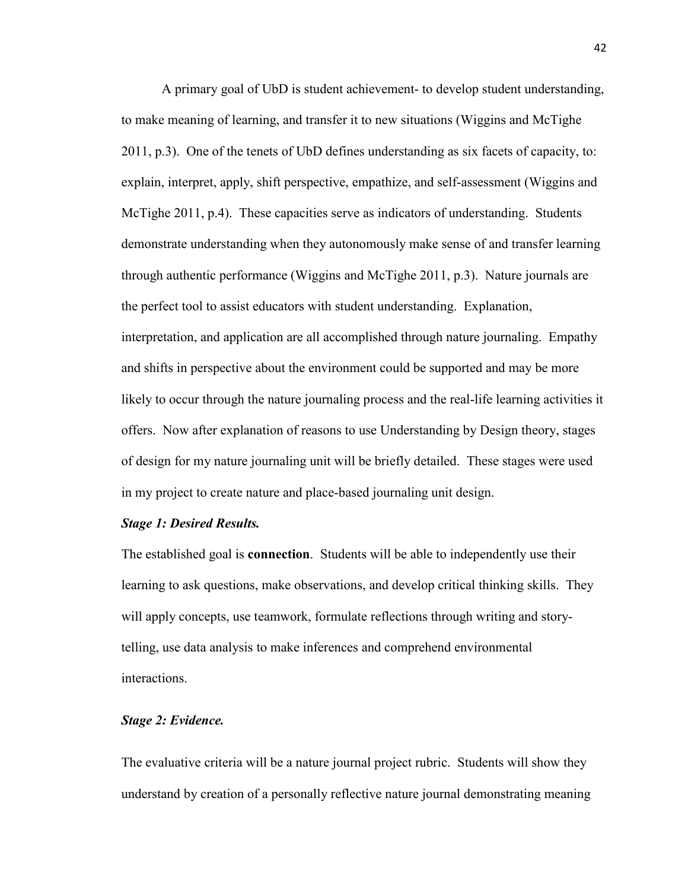A primary goal of UbD is student achievement- to develop student understanding, to make meaning of learning, and transfer it to new situations (Wiggins and McTighe 2011, p.3). One of the tenets of UbD defines understanding as six facets of capacity, to: explain, interpret, apply, shift perspective, empathize, and self-assessment (Wiggins and McTighe 2011, p.4). These capacities serve as indicators of understanding. Students demonstrate understanding when they autonomously make sense of and transfer learning through authentic performance (Wiggins and McTighe 2011, p.3). Nature journals are the perfect tool to assist educators with student understanding. Explanation, interpretation, and application are all accomplished through nature journaling. Empathy and shifts in perspective about the environment could be supported and may be more likely to occur through the nature journaling process and the real-life learning activities it offers. Now after explanation of reasons to use Understanding by Design theory, stages of design for my nature journaling unit will be briefly detailed. These stages were used in my project to create nature and place-based journaling unit design.

***Stage 1: Desired Results.***

The established goal is **connection**. Students will be able to independently use their learning to ask questions, make observations, and develop critical thinking skills. They will apply concepts, use teamwork, formulate reflections through writing and story-telling, use data analysis to make inferences and comprehend environmental interactions.

***Stage 2: Evidence.***

The evaluative criteria will be a nature journal project rubric. Students will show they understand by creation of a personally reflective nature journal demonstrating meaning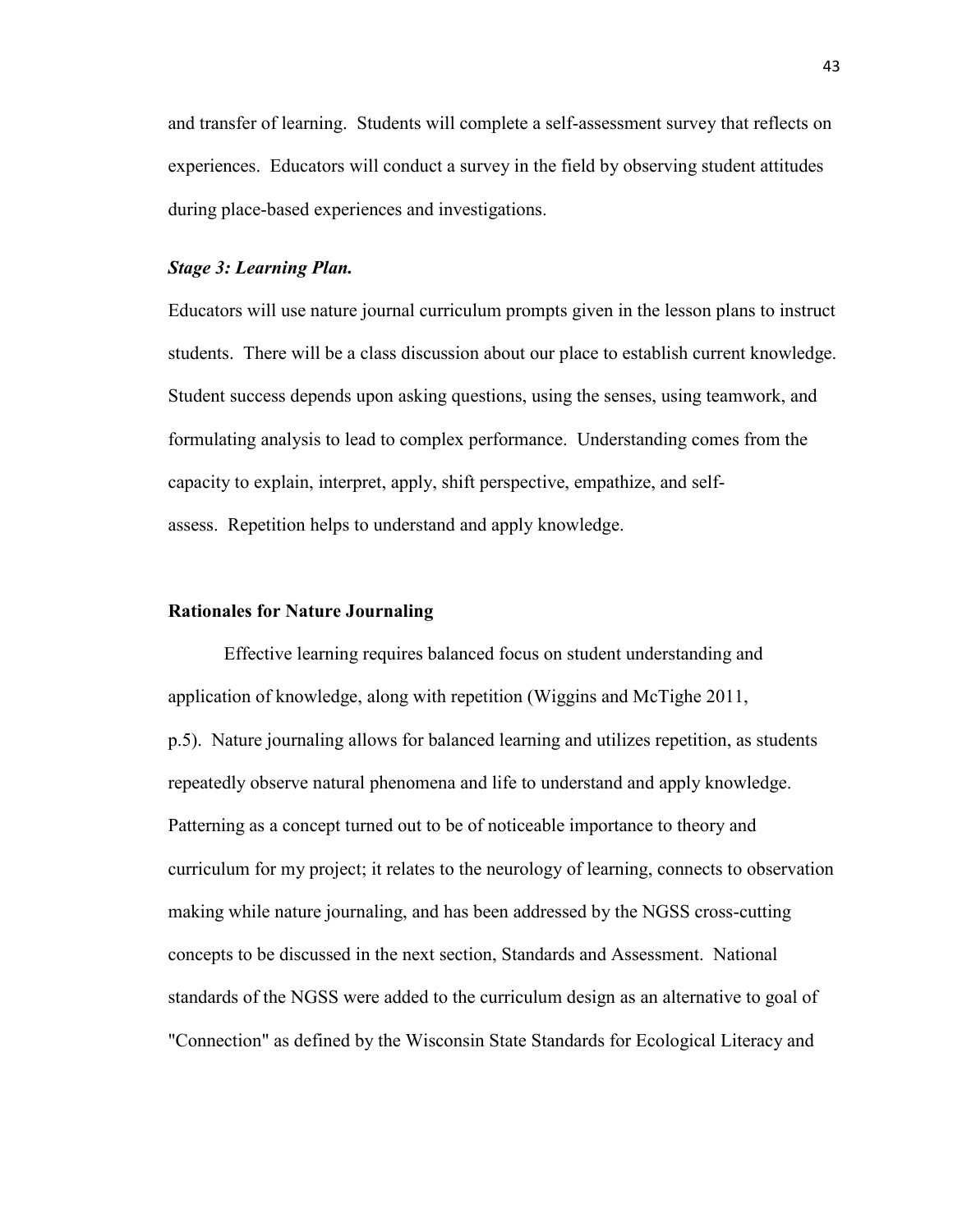and transfer of learning. Students will complete a self-assessment survey that reflects on experiences. Educators will conduct a survey in the field by observing student attitudes during place-based experiences and investigations.

### *Stage 3: Learning Plan.*

Educators will use nature journal curriculum prompts given in the lesson plans to instruct students. There will be a class discussion about our place to establish current knowledge. Student success depends upon asking questions, using the senses, using teamwork, and formulating analysis to lead to complex performance. Understanding comes from the capacity to explain, interpret, apply, shift perspective, empathize, and self-assess. Repetition helps to understand and apply knowledge.

## Rationales for Nature Journaling

Effective learning requires balanced focus on student understanding and application of knowledge, along with repetition (Wiggins and McTighe 2011, p.5). Nature journaling allows for balanced learning and utilizes repetition, as students repeatedly observe natural phenomena and life to understand and apply knowledge. Patterning as a concept turned out to be of noticeable importance to theory and curriculum for my project; it relates to the neurology of learning, connects to observation making while nature journaling, and has been addressed by the NGSS cross-cutting concepts to be discussed in the next section, Standards and Assessment. National standards of the NGSS were added to the curriculum design as an alternative to goal of "Connection" as defined by the Wisconsin State Standards for Ecological Literacy and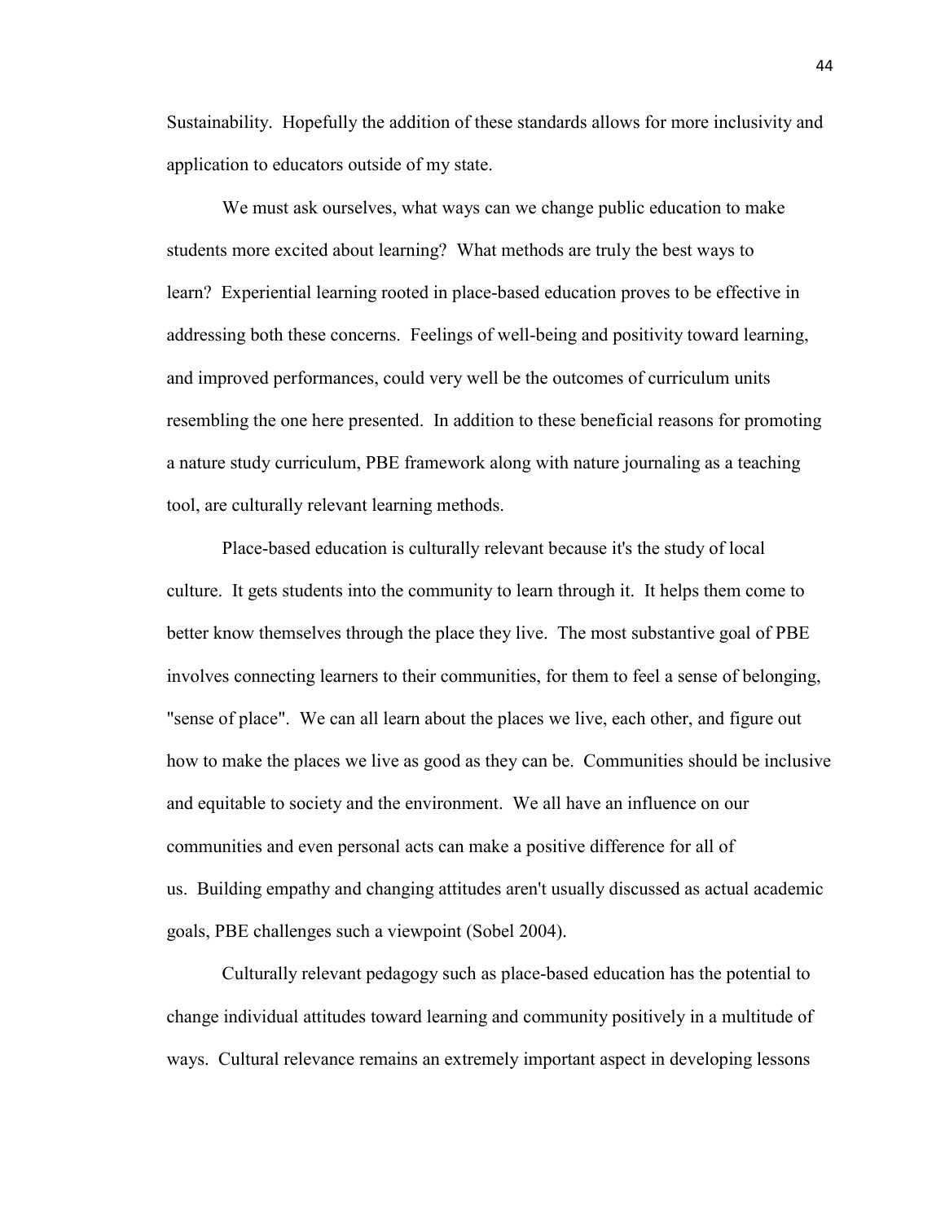Sustainability. Hopefully the addition of these standards allows for more inclusivity and application to educators outside of my state.

We must ask ourselves, what ways can we change public education to make students more excited about learning? What methods are truly the best ways to learn? Experiential learning rooted in place-based education proves to be effective in addressing both these concerns. Feelings of well-being and positivity toward learning, and improved performances, could very well be the outcomes of curriculum units resembling the one here presented. In addition to these beneficial reasons for promoting a nature study curriculum, PBE framework along with nature journaling as a teaching tool, are culturally relevant learning methods.

Place-based education is culturally relevant because it's the study of local culture. It gets students into the community to learn through it. It helps them come to better know themselves through the place they live. The most substantive goal of PBE involves connecting learners to their communities, for them to feel a sense of belonging, "sense of place". We can all learn about the places we live, each other, and figure out how to make the places we live as good as they can be. Communities should be inclusive and equitable to society and the environment. We all have an influence on our communities and even personal acts can make a positive difference for all of us. Building empathy and changing attitudes aren't usually discussed as actual academic goals, PBE challenges such a viewpoint (Sobel 2004).

Culturally relevant pedagogy such as place-based education has the potential to change individual attitudes toward learning and community positively in a multitude of ways. Cultural relevance remains an extremely important aspect in developing lessons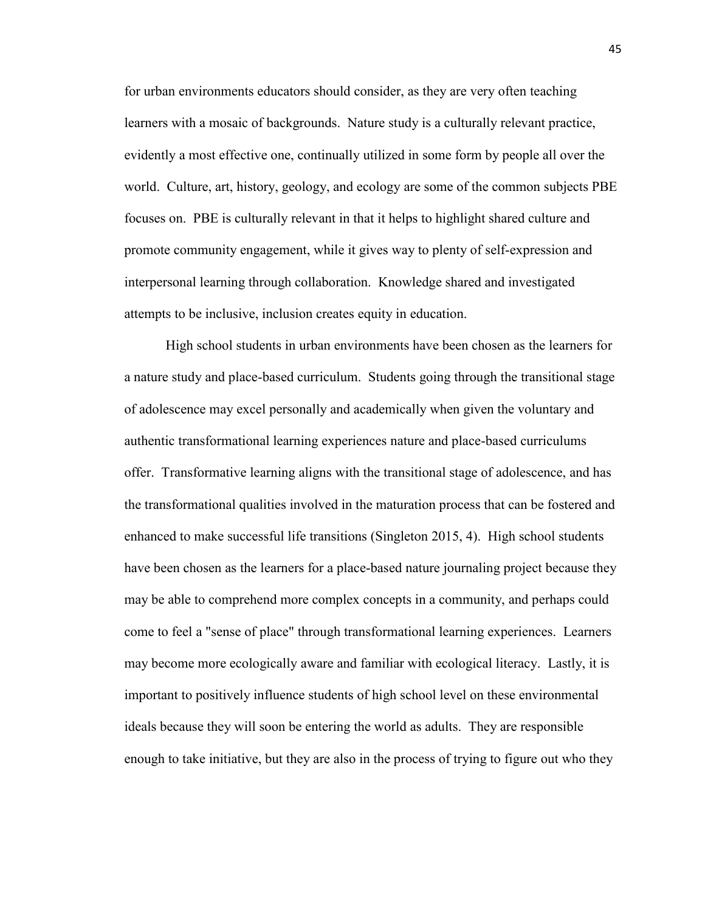for urban environments educators should consider, as they are very often teaching learners with a mosaic of backgrounds. Nature study is a culturally relevant practice, evidently a most effective one, continually utilized in some form by people all over the world. Culture, art, history, geology, and ecology are some of the common subjects PBE focuses on. PBE is culturally relevant in that it helps to highlight shared culture and promote community engagement, while it gives way to plenty of self-expression and interpersonal learning through collaboration. Knowledge shared and investigated attempts to be inclusive, inclusion creates equity in education.

High school students in urban environments have been chosen as the learners for a nature study and place-based curriculum. Students going through the transitional stage of adolescence may excel personally and academically when given the voluntary and authentic transformational learning experiences nature and place-based curriculums offer. Transformative learning aligns with the transitional stage of adolescence, and has the transformational qualities involved in the maturation process that can be fostered and enhanced to make successful life transitions (Singleton 2015, 4). High school students have been chosen as the learners for a place-based nature journaling project because they may be able to comprehend more complex concepts in a community, and perhaps could come to feel a "sense of place" through transformational learning experiences. Learners may become more ecologically aware and familiar with ecological literacy. Lastly, it is important to positively influence students of high school level on these environmental ideals because they will soon be entering the world as adults. They are responsible enough to take initiative, but they are also in the process of trying to figure out who they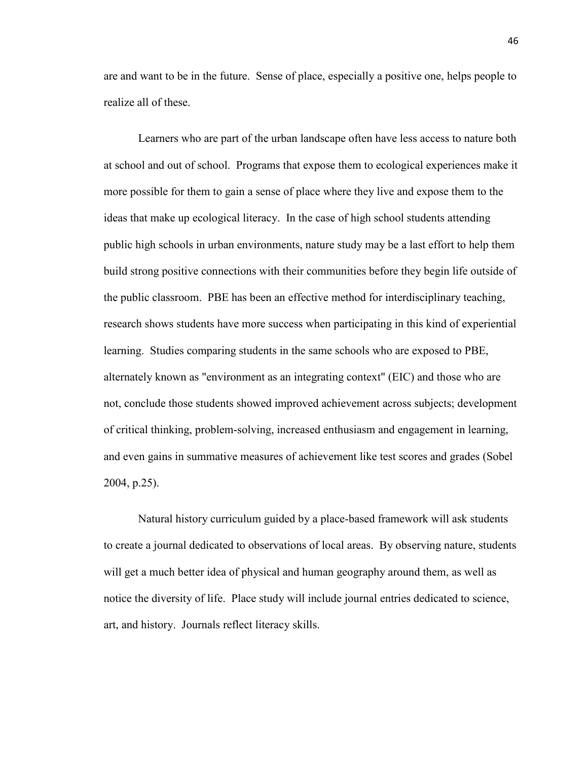are and want to be in the future. Sense of place, especially a positive one, helps people to realize all of these.

Learners who are part of the urban landscape often have less access to nature both at school and out of school. Programs that expose them to ecological experiences make it more possible for them to gain a sense of place where they live and expose them to the ideas that make up ecological literacy. In the case of high school students attending public high schools in urban environments, nature study may be a last effort to help them build strong positive connections with their communities before they begin life outside of the public classroom. PBE has been an effective method for interdisciplinary teaching, research shows students have more success when participating in this kind of experiential learning. Studies comparing students in the same schools who are exposed to PBE, alternately known as "environment as an integrating context" (EIC) and those who are not, conclude those students showed improved achievement across subjects; development of critical thinking, problem-solving, increased enthusiasm and engagement in learning, and even gains in summative measures of achievement like test scores and grades (Sobel 2004, p.25).

Natural history curriculum guided by a place-based framework will ask students to create a journal dedicated to observations of local areas. By observing nature, students will get a much better idea of physical and human geography around them, as well as notice the diversity of life. Place study will include journal entries dedicated to science, art, and history. Journals reflect literacy skills.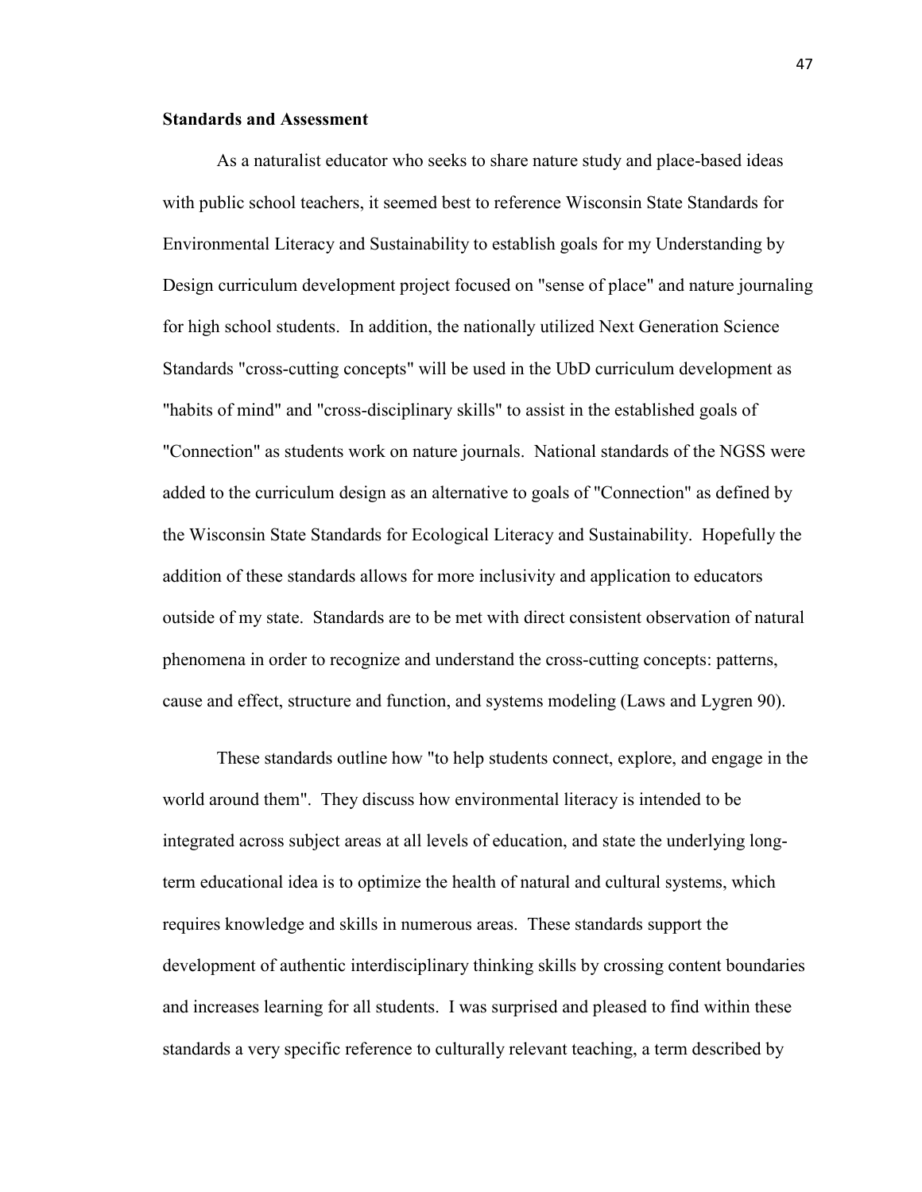**Standards and Assessment**

As a naturalist educator who seeks to share nature study and place-based ideas with public school teachers, it seemed best to reference Wisconsin State Standards for Environmental Literacy and Sustainability to establish goals for my Understanding by Design curriculum development project focused on "sense of place" and nature journaling for high school students. In addition, the nationally utilized Next Generation Science Standards "cross-cutting concepts" will be used in the UbD curriculum development as "habits of mind" and "cross-disciplinary skills" to assist in the established goals of "Connection" as students work on nature journals. National standards of the NGSS were added to the curriculum design as an alternative to goals of "Connection" as defined by the Wisconsin State Standards for Ecological Literacy and Sustainability. Hopefully the addition of these standards allows for more inclusivity and application to educators outside of my state. Standards are to be met with direct consistent observation of natural phenomena in order to recognize and understand the cross-cutting concepts: patterns, cause and effect, structure and function, and systems modeling (Laws and Lygren 90).

These standards outline how "to help students connect, explore, and engage in the world around them". They discuss how environmental literacy is intended to be integrated across subject areas at all levels of education, and state the underlying long-term educational idea is to optimize the health of natural and cultural systems, which requires knowledge and skills in numerous areas. These standards support the development of authentic interdisciplinary thinking skills by crossing content boundaries and increases learning for all students. I was surprised and pleased to find within these standards a very specific reference to culturally relevant teaching, a term described by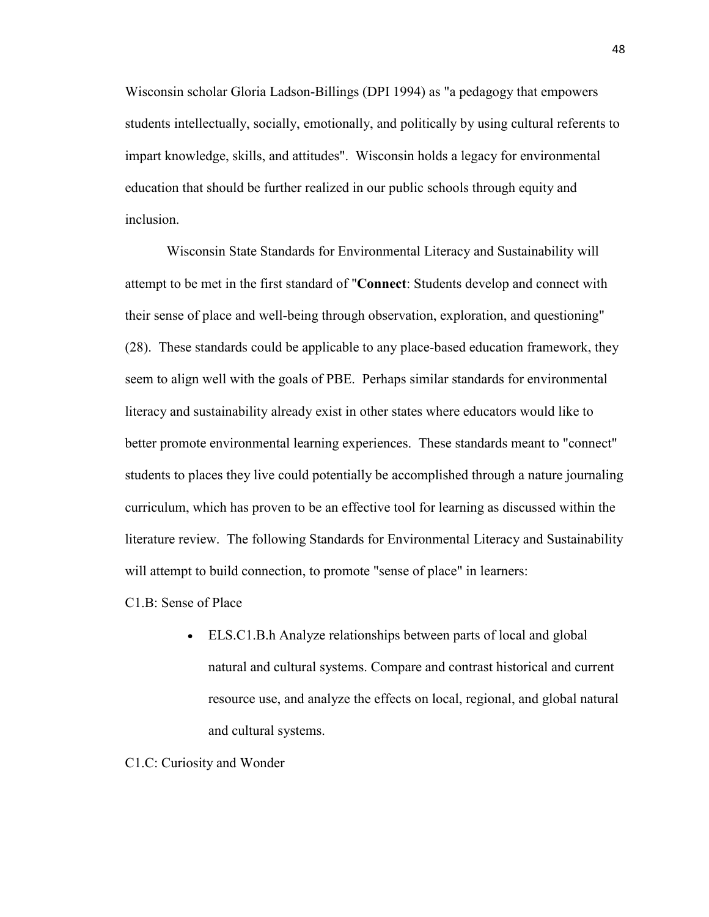Wisconsin scholar Gloria Ladson-Billings (DPI 1994) as "a pedagogy that empowers students intellectually, socially, emotionally, and politically by using cultural referents to impart knowledge, skills, and attitudes". Wisconsin holds a legacy for environmental education that should be further realized in our public schools through equity and inclusion.

Wisconsin State Standards for Environmental Literacy and Sustainability will attempt to be met in the first standard of "**Connect**: Students develop and connect with their sense of place and well-being through observation, exploration, and questioning" (28). These standards could be applicable to any place-based education framework, they seem to align well with the goals of PBE. Perhaps similar standards for environmental literacy and sustainability already exist in other states where educators would like to better promote environmental learning experiences. These standards meant to "connect" students to places they live could potentially be accomplished through a nature journaling curriculum, which has proven to be an effective tool for learning as discussed within the literature review. The following Standards for Environmental Literacy and Sustainability will attempt to build connection, to promote "sense of place" in learners:

C1.B: Sense of Place

- ELS.C1.B.h Analyze relationships between parts of local and global natural and cultural systems. Compare and contrast historical and current resource use, and analyze the effects on local, regional, and global natural and cultural systems.

C1.C: Curiosity and Wonder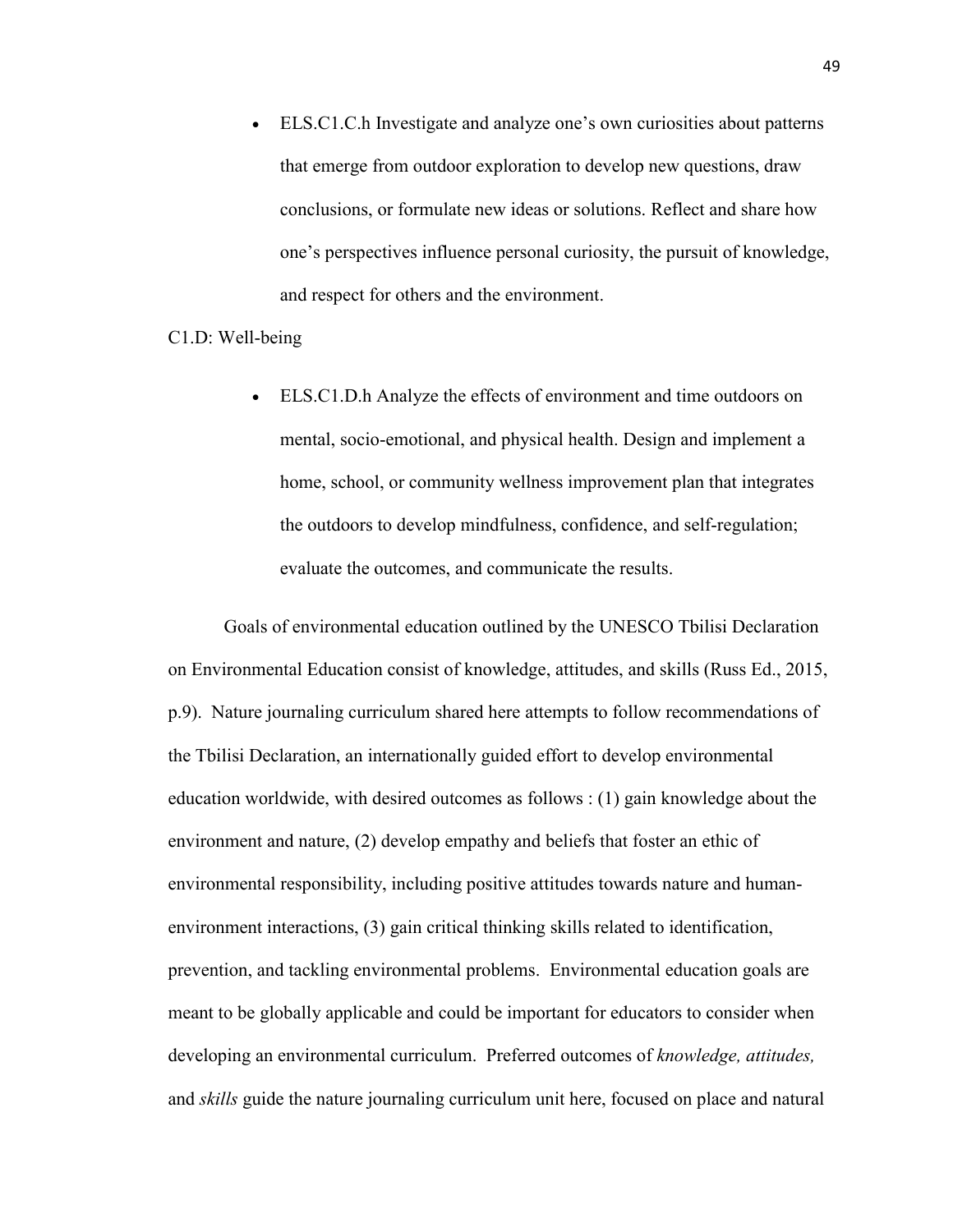- ELS.C1.C.h Investigate and analyze one's own curiosities about patterns that emerge from outdoor exploration to develop new questions, draw conclusions, or formulate new ideas or solutions. Reflect and share how one's perspectives influence personal curiosity, the pursuit of knowledge, and respect for others and the environment.

C1.D: Well-being

- ELS.C1.D.h Analyze the effects of environment and time outdoors on mental, socio-emotional, and physical health. Design and implement a home, school, or community wellness improvement plan that integrates the outdoors to develop mindfulness, confidence, and self-regulation; evaluate the outcomes, and communicate the results.

Goals of environmental education outlined by the UNESCO Tbilisi Declaration on Environmental Education consist of knowledge, attitudes, and skills (Russ Ed., 2015, p.9). Nature journaling curriculum shared here attempts to follow recommendations of the Tbilisi Declaration, an internationally guided effort to develop environmental education worldwide, with desired outcomes as follows : (1) gain knowledge about the environment and nature, (2) develop empathy and beliefs that foster an ethic of environmental responsibility, including positive attitudes towards nature and human-environment interactions, (3) gain critical thinking skills related to identification, prevention, and tackling environmental problems. Environmental education goals are meant to be globally applicable and could be important for educators to consider when developing an environmental curriculum. Preferred outcomes of *knowledge, attitudes,* and *skills* guide the nature journaling curriculum unit here, focused on place and natural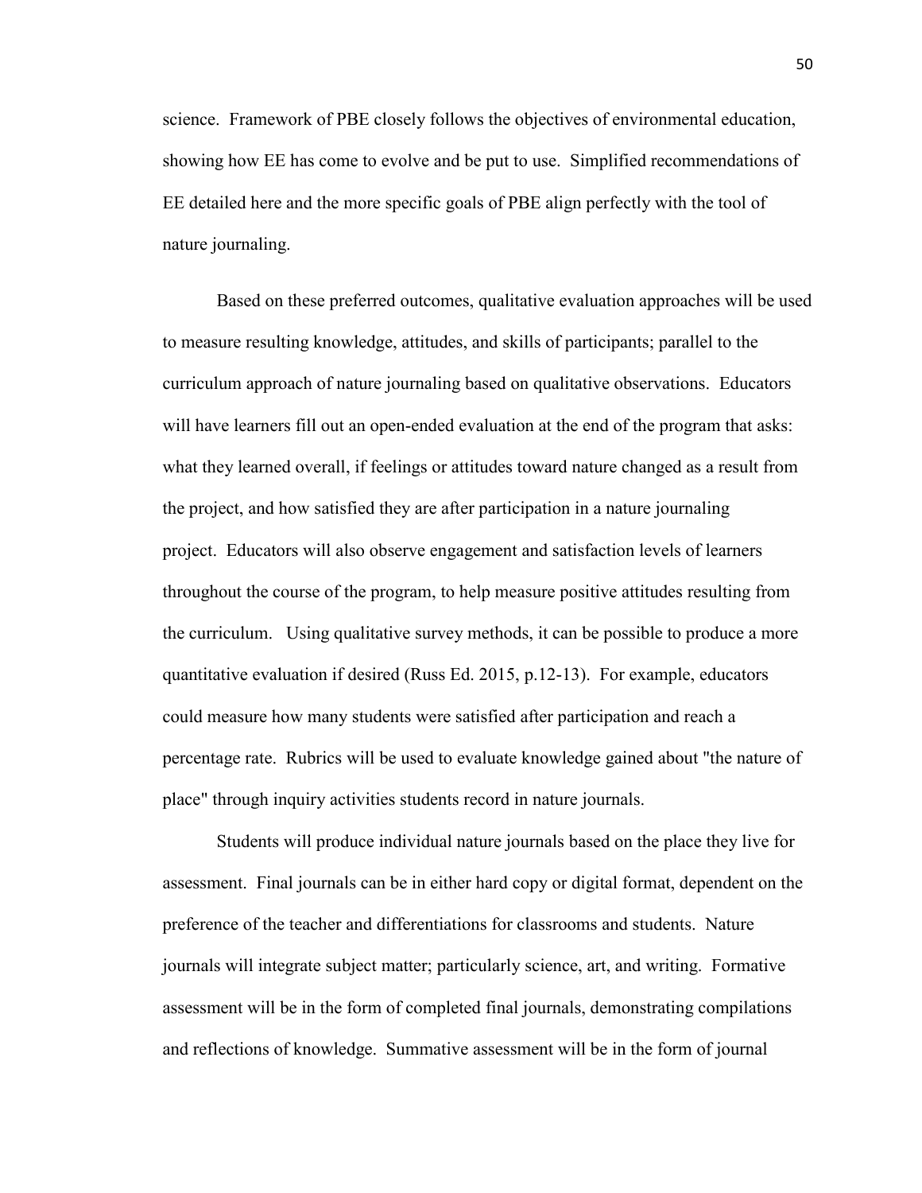science. Framework of PBE closely follows the objectives of environmental education, showing how EE has come to evolve and be put to use. Simplified recommendations of EE detailed here and the more specific goals of PBE align perfectly with the tool of nature journaling.

Based on these preferred outcomes, qualitative evaluation approaches will be used to measure resulting knowledge, attitudes, and skills of participants; parallel to the curriculum approach of nature journaling based on qualitative observations. Educators will have learners fill out an open-ended evaluation at the end of the program that asks: what they learned overall, if feelings or attitudes toward nature changed as a result from the project, and how satisfied they are after participation in a nature journaling project. Educators will also observe engagement and satisfaction levels of learners throughout the course of the program, to help measure positive attitudes resulting from the curriculum. Using qualitative survey methods, it can be possible to produce a more quantitative evaluation if desired (Russ Ed. 2015, p.12-13). For example, educators could measure how many students were satisfied after participation and reach a percentage rate. Rubrics will be used to evaluate knowledge gained about "the nature of place" through inquiry activities students record in nature journals.

Students will produce individual nature journals based on the place they live for assessment. Final journals can be in either hard copy or digital format, dependent on the preference of the teacher and differentiations for classrooms and students. Nature journals will integrate subject matter; particularly science, art, and writing. Formative assessment will be in the form of completed final journals, demonstrating compilations and reflections of knowledge. Summative assessment will be in the form of journal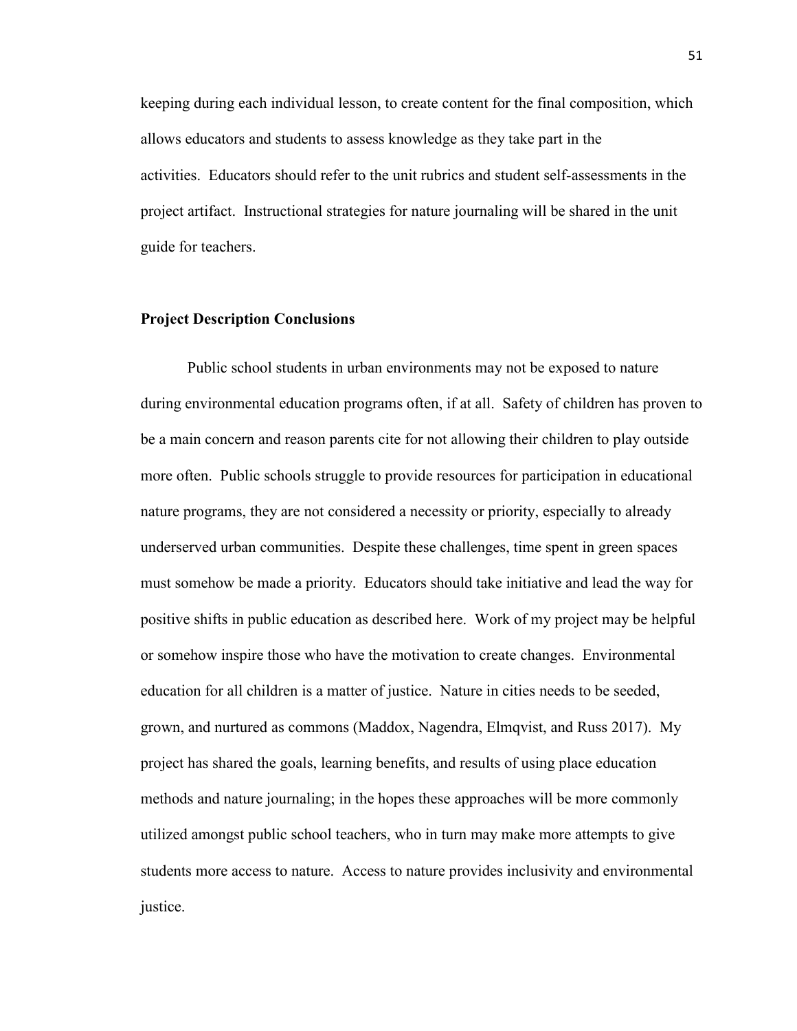keeping during each individual lesson, to create content for the final composition, which allows educators and students to assess knowledge as they take part in the activities. Educators should refer to the unit rubrics and student self-assessments in the project artifact. Instructional strategies for nature journaling will be shared in the unit guide for teachers.

### Project Description Conclusions

Public school students in urban environments may not be exposed to nature during environmental education programs often, if at all. Safety of children has proven to be a main concern and reason parents cite for not allowing their children to play outside more often. Public schools struggle to provide resources for participation in educational nature programs, they are not considered a necessity or priority, especially to already underserved urban communities. Despite these challenges, time spent in green spaces must somehow be made a priority. Educators should take initiative and lead the way for positive shifts in public education as described here. Work of my project may be helpful or somehow inspire those who have the motivation to create changes. Environmental education for all children is a matter of justice. Nature in cities needs to be seeded, grown, and nurtured as commons (Maddox, Nagendra, Elmqvist, and Russ 2017). My project has shared the goals, learning benefits, and results of using place education methods and nature journaling; in the hopes these approaches will be more commonly utilized amongst public school teachers, who in turn may make more attempts to give students more access to nature. Access to nature provides inclusivity and environmental justice.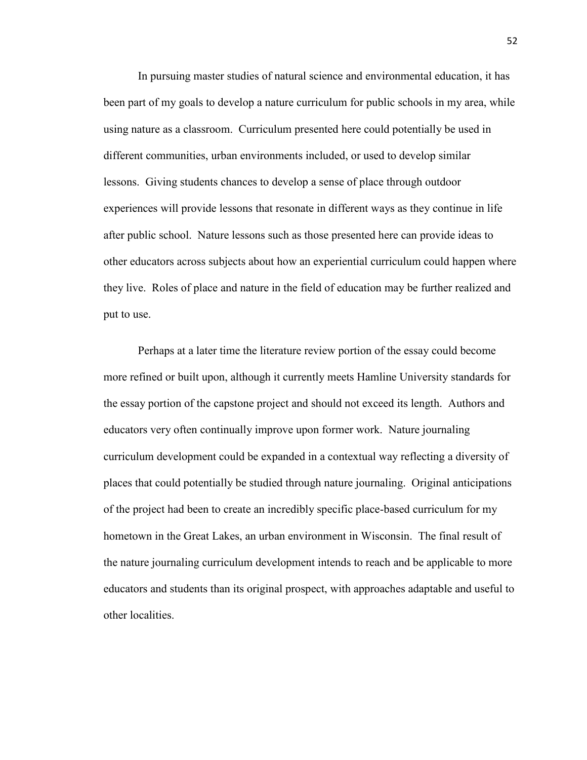In pursuing master studies of natural science and environmental education, it has been part of my goals to develop a nature curriculum for public schools in my area, while using nature as a classroom. Curriculum presented here could potentially be used in different communities, urban environments included, or used to develop similar lessons. Giving students chances to develop a sense of place through outdoor experiences will provide lessons that resonate in different ways as they continue in life after public school. Nature lessons such as those presented here can provide ideas to other educators across subjects about how an experiential curriculum could happen where they live. Roles of place and nature in the field of education may be further realized and put to use.

Perhaps at a later time the literature review portion of the essay could become more refined or built upon, although it currently meets Hamline University standards for the essay portion of the capstone project and should not exceed its length. Authors and educators very often continually improve upon former work. Nature journaling curriculum development could be expanded in a contextual way reflecting a diversity of places that could potentially be studied through nature journaling. Original anticipations of the project had been to create an incredibly specific place-based curriculum for my hometown in the Great Lakes, an urban environment in Wisconsin. The final result of the nature journaling curriculum development intends to reach and be applicable to more educators and students than its original prospect, with approaches adaptable and useful to other localities.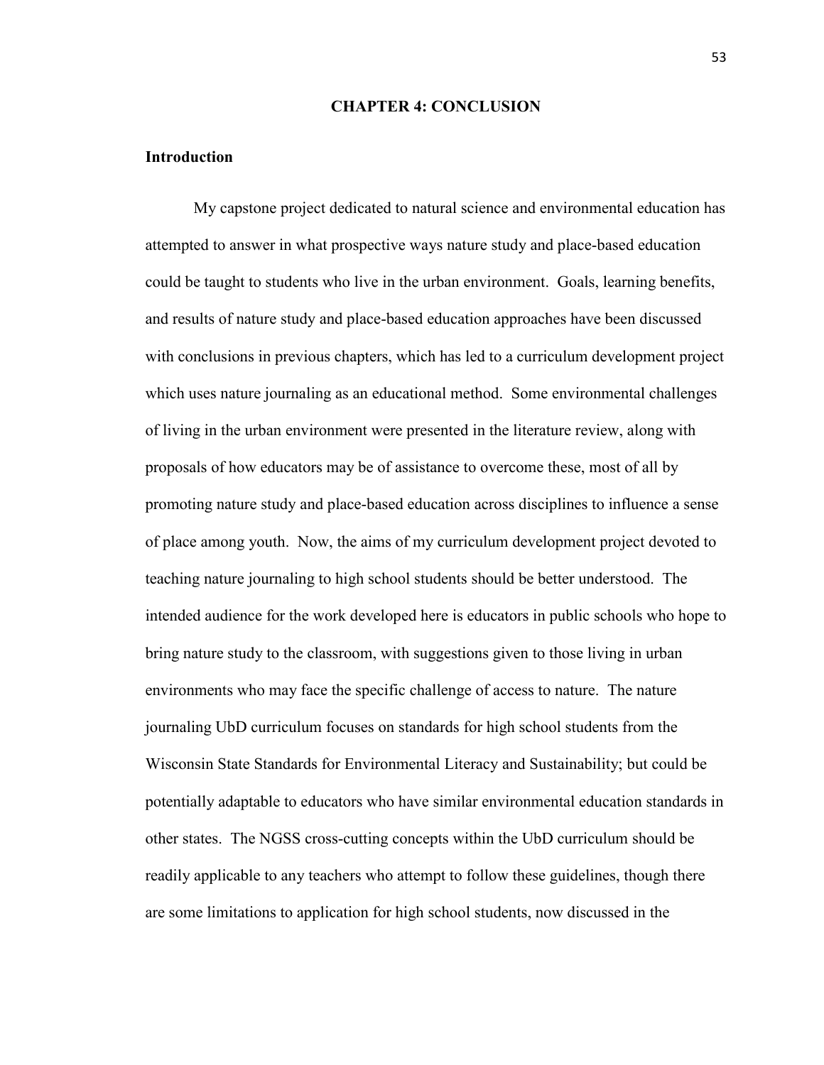# CHAPTER 4: CONCLUSION

## Introduction

My capstone project dedicated to natural science and environmental education has attempted to answer in what prospective ways nature study and place-based education could be taught to students who live in the urban environment. Goals, learning benefits, and results of nature study and place-based education approaches have been discussed with conclusions in previous chapters, which has led to a curriculum development project which uses nature journaling as an educational method. Some environmental challenges of living in the urban environment were presented in the literature review, along with proposals of how educators may be of assistance to overcome these, most of all by promoting nature study and place-based education across disciplines to influence a sense of place among youth. Now, the aims of my curriculum development project devoted to teaching nature journaling to high school students should be better understood. The intended audience for the work developed here is educators in public schools who hope to bring nature study to the classroom, with suggestions given to those living in urban environments who may face the specific challenge of access to nature. The nature journaling UbD curriculum focuses on standards for high school students from the Wisconsin State Standards for Environmental Literacy and Sustainability; but could be potentially adaptable to educators who have similar environmental education standards in other states. The NGSS cross-cutting concepts within the UbD curriculum should be readily applicable to any teachers who attempt to follow these guidelines, though there are some limitations to application for high school students, now discussed in the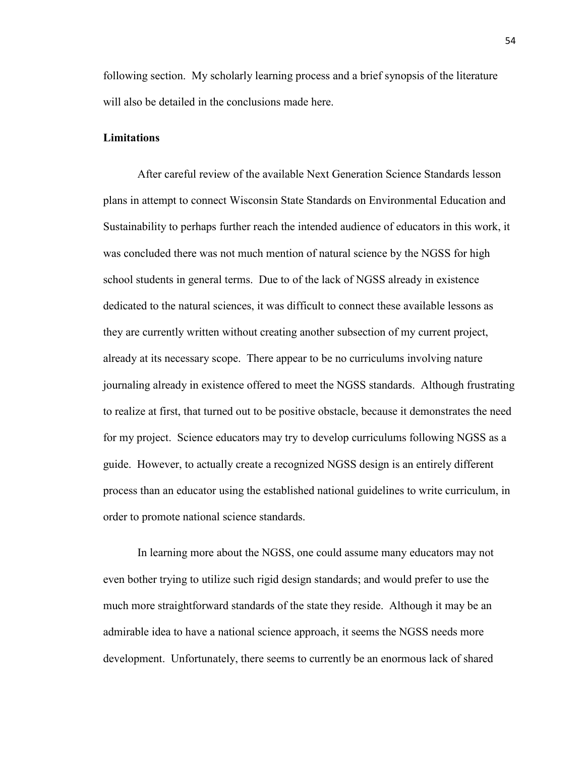following section. My scholarly learning process and a brief synopsis of the literature will also be detailed in the conclusions made here.

**Limitations**

After careful review of the available Next Generation Science Standards lesson plans in attempt to connect Wisconsin State Standards on Environmental Education and Sustainability to perhaps further reach the intended audience of educators in this work, it was concluded there was not much mention of natural science by the NGSS for high school students in general terms. Due to of the lack of NGSS already in existence dedicated to the natural sciences, it was difficult to connect these available lessons as they are currently written without creating another subsection of my current project, already at its necessary scope. There appear to be no curriculums involving nature journaling already in existence offered to meet the NGSS standards. Although frustrating to realize at first, that turned out to be positive obstacle, because it demonstrates the need for my project. Science educators may try to develop curriculums following NGSS as a guide. However, to actually create a recognized NGSS design is an entirely different process than an educator using the established national guidelines to write curriculum, in order to promote national science standards.

In learning more about the NGSS, one could assume many educators may not even bother trying to utilize such rigid design standards; and would prefer to use the much more straightforward standards of the state they reside. Although it may be an admirable idea to have a national science approach, it seems the NGSS needs more development. Unfortunately, there seems to currently be an enormous lack of shared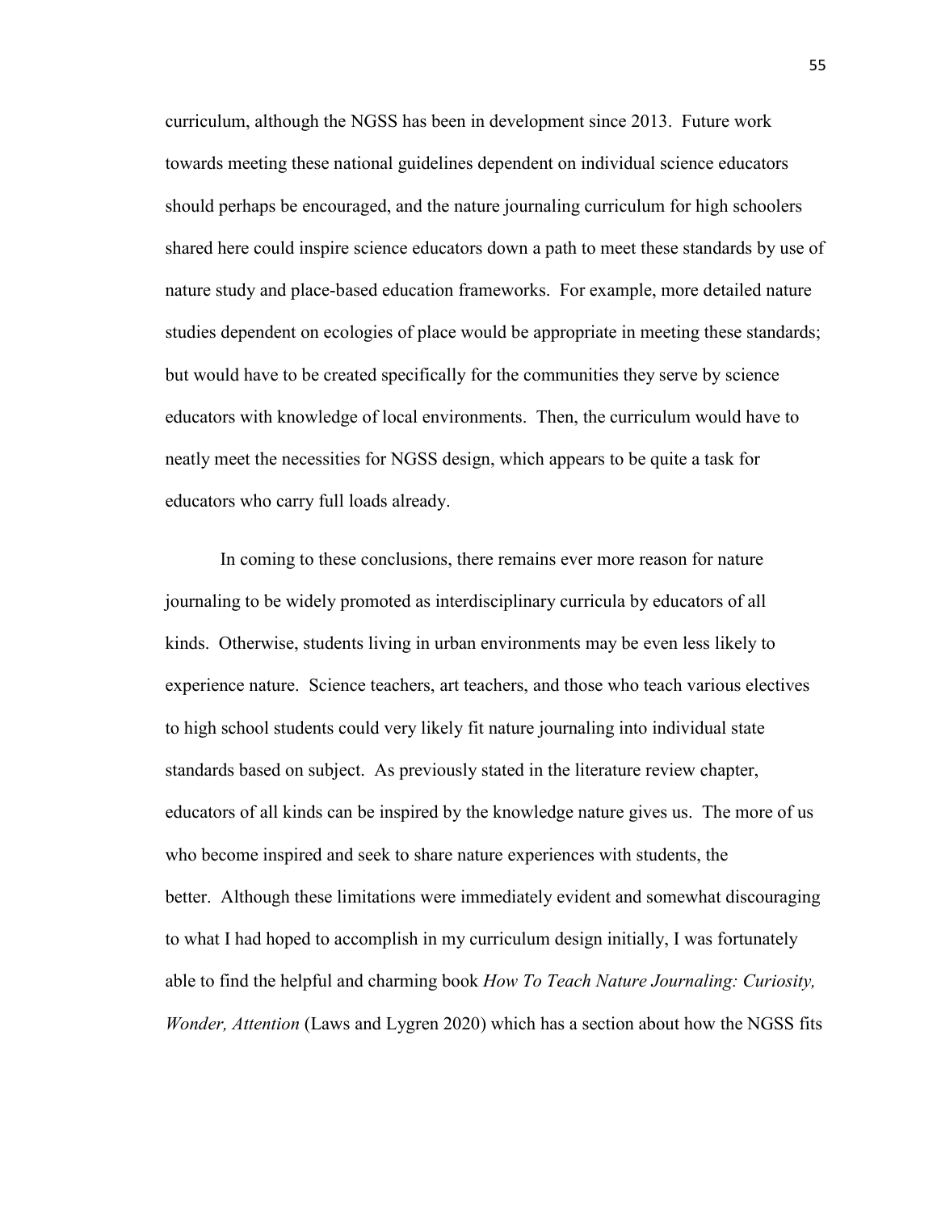curriculum, although the NGSS has been in development since 2013. Future work towards meeting these national guidelines dependent on individual science educators should perhaps be encouraged, and the nature journaling curriculum for high schoolers shared here could inspire science educators down a path to meet these standards by use of nature study and place-based education frameworks. For example, more detailed nature studies dependent on ecologies of place would be appropriate in meeting these standards; but would have to be created specifically for the communities they serve by science educators with knowledge of local environments. Then, the curriculum would have to neatly meet the necessities for NGSS design, which appears to be quite a task for educators who carry full loads already.

In coming to these conclusions, there remains ever more reason for nature journaling to be widely promoted as interdisciplinary curricula by educators of all kinds. Otherwise, students living in urban environments may be even less likely to experience nature. Science teachers, art teachers, and those who teach various electives to high school students could very likely fit nature journaling into individual state standards based on subject. As previously stated in the literature review chapter, educators of all kinds can be inspired by the knowledge nature gives us. The more of us who become inspired and seek to share nature experiences with students, the better. Although these limitations were immediately evident and somewhat discouraging to what I had hoped to accomplish in my curriculum design initially, I was fortunately able to find the helpful and charming book *How To Teach Nature Journaling: Curiosity, Wonder, Attention* (Laws and Lygren 2020) which has a section about how the NGSS fits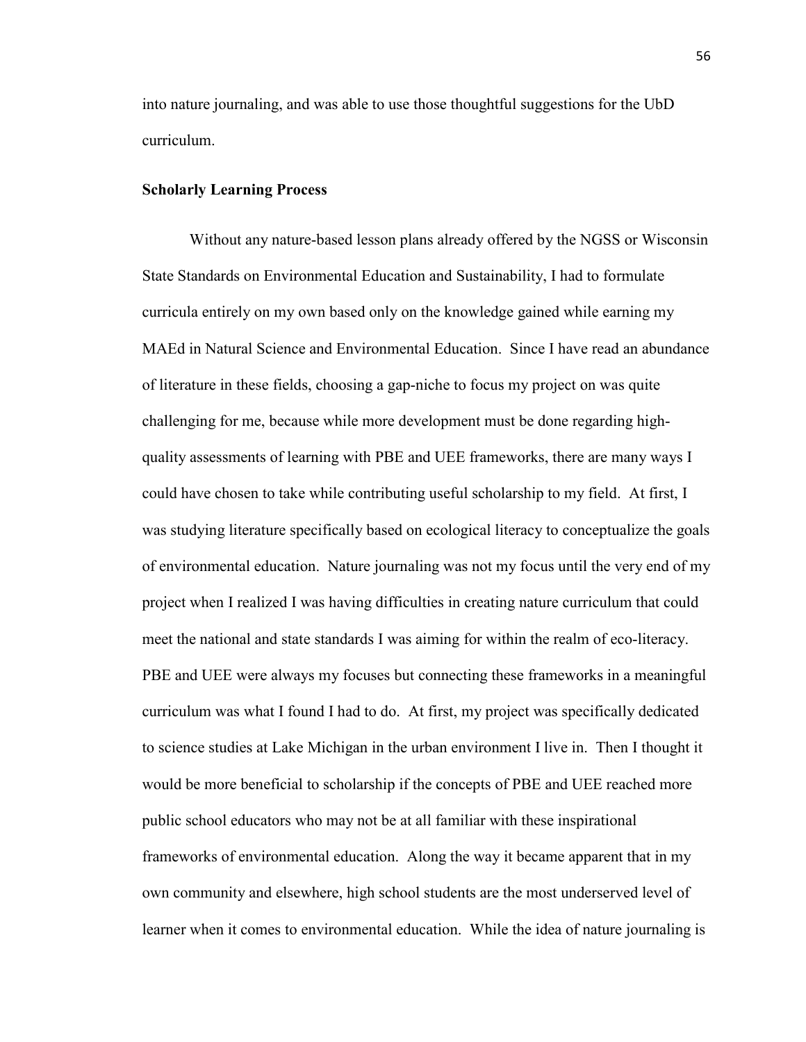into nature journaling, and was able to use those thoughtful suggestions for the UbD curriculum.

### Scholarly Learning Process

Without any nature-based lesson plans already offered by the NGSS or Wisconsin State Standards on Environmental Education and Sustainability, I had to formulate curricula entirely on my own based only on the knowledge gained while earning my MAEd in Natural Science and Environmental Education. Since I have read an abundance of literature in these fields, choosing a gap-niche to focus my project on was quite challenging for me, because while more development must be done regarding high-quality assessments of learning with PBE and UEE frameworks, there are many ways I could have chosen to take while contributing useful scholarship to my field. At first, I was studying literature specifically based on ecological literacy to conceptualize the goals of environmental education. Nature journaling was not my focus until the very end of my project when I realized I was having difficulties in creating nature curriculum that could meet the national and state standards I was aiming for within the realm of eco-literacy. PBE and UEE were always my focuses but connecting these frameworks in a meaningful curriculum was what I found I had to do. At first, my project was specifically dedicated to science studies at Lake Michigan in the urban environment I live in. Then I thought it would be more beneficial to scholarship if the concepts of PBE and UEE reached more public school educators who may not be at all familiar with these inspirational frameworks of environmental education. Along the way it became apparent that in my own community and elsewhere, high school students are the most underserved level of learner when it comes to environmental education. While the idea of nature journaling is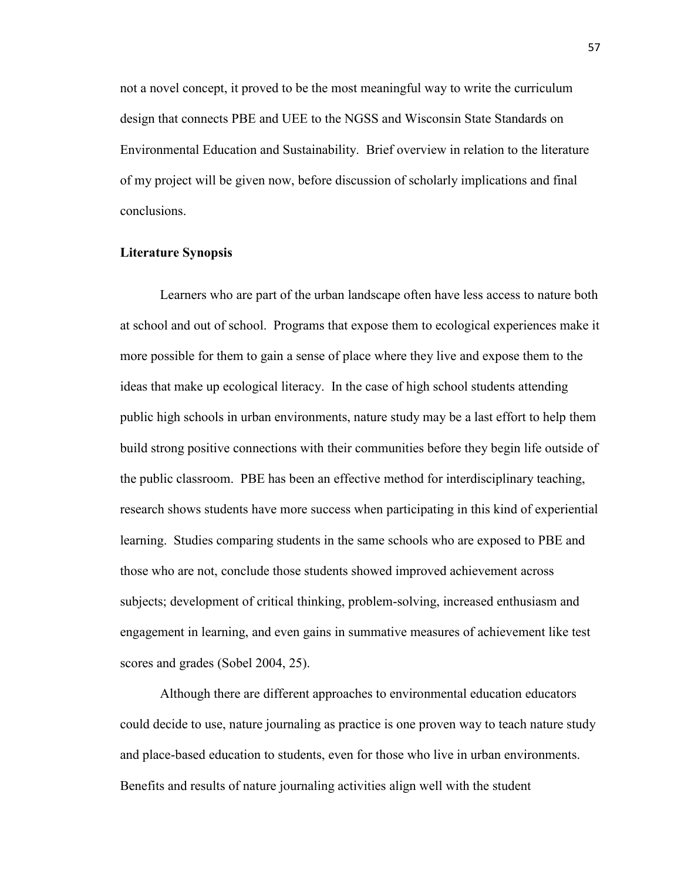not a novel concept, it proved to be the most meaningful way to write the curriculum design that connects PBE and UEE to the NGSS and Wisconsin State Standards on Environmental Education and Sustainability. Brief overview in relation to the literature of my project will be given now, before discussion of scholarly implications and final conclusions.

**Literature Synopsis**

Learners who are part of the urban landscape often have less access to nature both at school and out of school. Programs that expose them to ecological experiences make it more possible for them to gain a sense of place where they live and expose them to the ideas that make up ecological literacy. In the case of high school students attending public high schools in urban environments, nature study may be a last effort to help them build strong positive connections with their communities before they begin life outside of the public classroom. PBE has been an effective method for interdisciplinary teaching, research shows students have more success when participating in this kind of experiential learning. Studies comparing students in the same schools who are exposed to PBE and those who are not, conclude those students showed improved achievement across subjects; development of critical thinking, problem-solving, increased enthusiasm and engagement in learning, and even gains in summative measures of achievement like test scores and grades (Sobel 2004, 25).

Although there are different approaches to environmental education educators could decide to use, nature journaling as practice is one proven way to teach nature study and place-based education to students, even for those who live in urban environments. Benefits and results of nature journaling activities align well with the student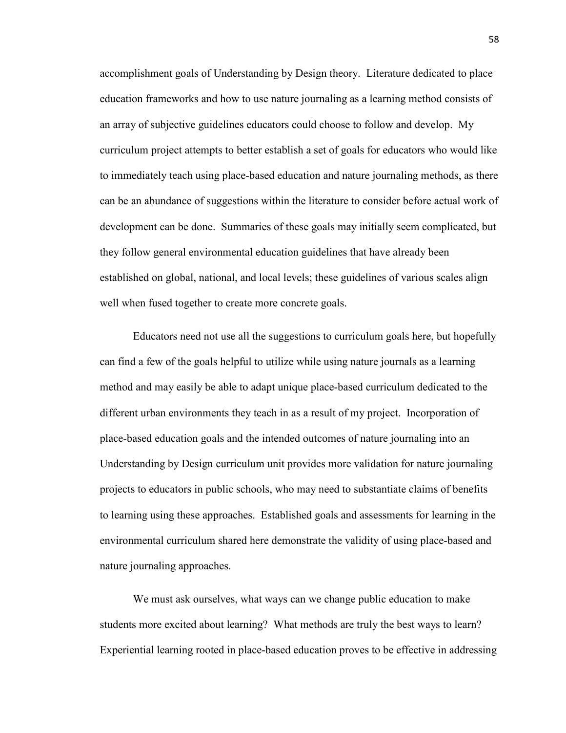accomplishment goals of Understanding by Design theory. Literature dedicated to place education frameworks and how to use nature journaling as a learning method consists of an array of subjective guidelines educators could choose to follow and develop. My curriculum project attempts to better establish a set of goals for educators who would like to immediately teach using place-based education and nature journaling methods, as there can be an abundance of suggestions within the literature to consider before actual work of development can be done. Summaries of these goals may initially seem complicated, but they follow general environmental education guidelines that have already been established on global, national, and local levels; these guidelines of various scales align well when fused together to create more concrete goals.

Educators need not use all the suggestions to curriculum goals here, but hopefully can find a few of the goals helpful to utilize while using nature journals as a learning method and may easily be able to adapt unique place-based curriculum dedicated to the different urban environments they teach in as a result of my project. Incorporation of place-based education goals and the intended outcomes of nature journaling into an Understanding by Design curriculum unit provides more validation for nature journaling projects to educators in public schools, who may need to substantiate claims of benefits to learning using these approaches. Established goals and assessments for learning in the environmental curriculum shared here demonstrate the validity of using place-based and nature journaling approaches.

We must ask ourselves, what ways can we change public education to make students more excited about learning? What methods are truly the best ways to learn? Experiential learning rooted in place-based education proves to be effective in addressing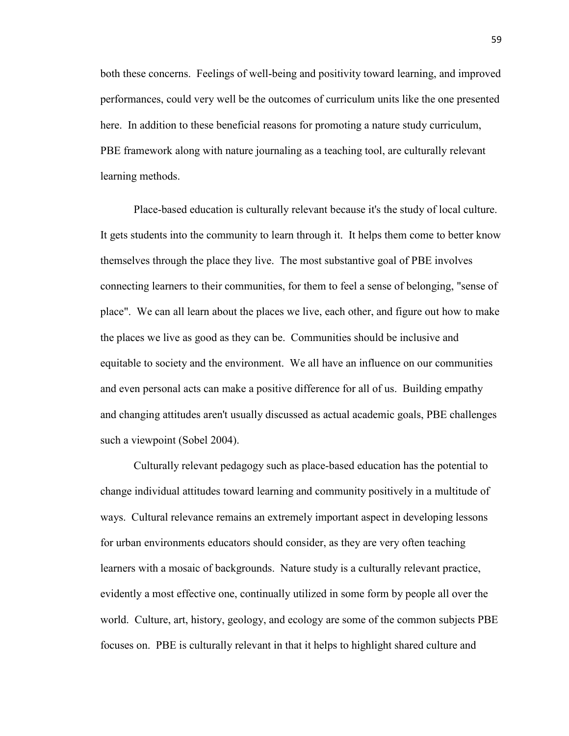both these concerns. Feelings of well-being and positivity toward learning, and improved performances, could very well be the outcomes of curriculum units like the one presented here. In addition to these beneficial reasons for promoting a nature study curriculum, PBE framework along with nature journaling as a teaching tool, are culturally relevant learning methods.

Place-based education is culturally relevant because it's the study of local culture. It gets students into the community to learn through it. It helps them come to better know themselves through the place they live. The most substantive goal of PBE involves connecting learners to their communities, for them to feel a sense of belonging, "sense of place". We can all learn about the places we live, each other, and figure out how to make the places we live as good as they can be. Communities should be inclusive and equitable to society and the environment. We all have an influence on our communities and even personal acts can make a positive difference for all of us. Building empathy and changing attitudes aren't usually discussed as actual academic goals, PBE challenges such a viewpoint (Sobel 2004).

Culturally relevant pedagogy such as place-based education has the potential to change individual attitudes toward learning and community positively in a multitude of ways. Cultural relevance remains an extremely important aspect in developing lessons for urban environments educators should consider, as they are very often teaching learners with a mosaic of backgrounds. Nature study is a culturally relevant practice, evidently a most effective one, continually utilized in some form by people all over the world. Culture, art, history, geology, and ecology are some of the common subjects PBE focuses on. PBE is culturally relevant in that it helps to highlight shared culture and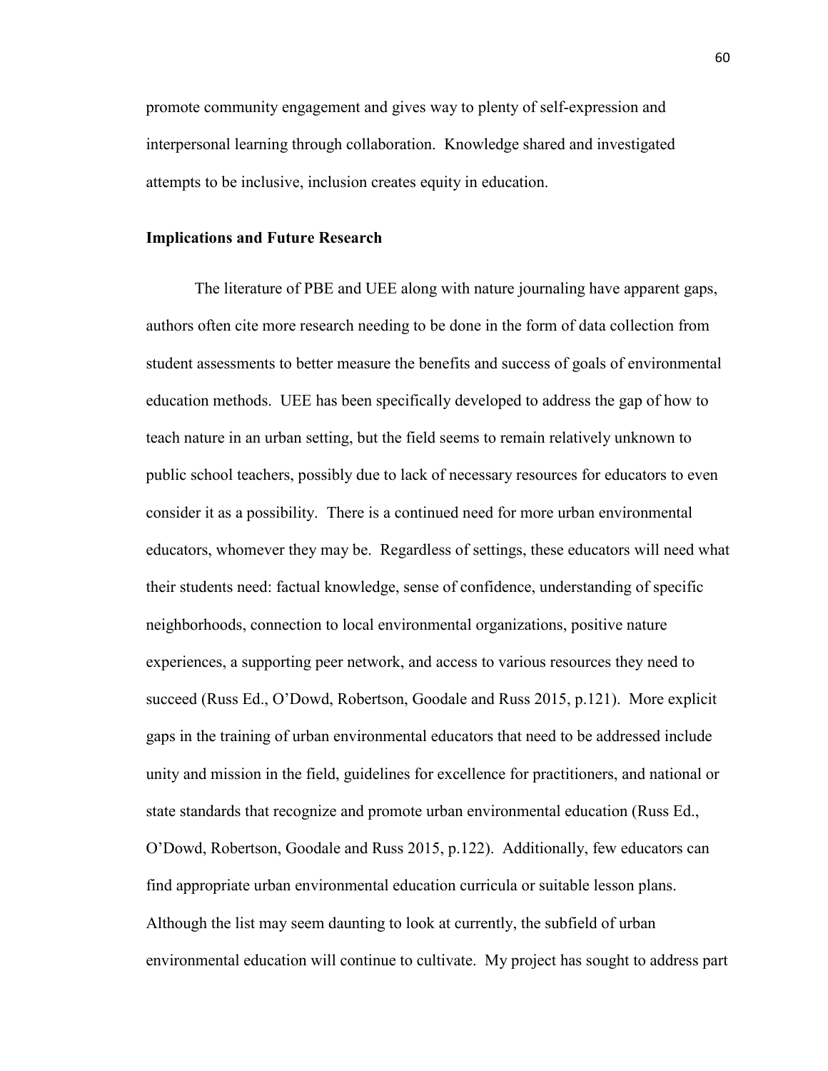promote community engagement and gives way to plenty of self-expression and interpersonal learning through collaboration. Knowledge shared and investigated attempts to be inclusive, inclusion creates equity in education.

**Implications and Future Research**

The literature of PBE and UEE along with nature journaling have apparent gaps, authors often cite more research needing to be done in the form of data collection from student assessments to better measure the benefits and success of goals of environmental education methods. UEE has been specifically developed to address the gap of how to teach nature in an urban setting, but the field seems to remain relatively unknown to public school teachers, possibly due to lack of necessary resources for educators to even consider it as a possibility. There is a continued need for more urban environmental educators, whomever they may be. Regardless of settings, these educators will need what their students need: factual knowledge, sense of confidence, understanding of specific neighborhoods, connection to local environmental organizations, positive nature experiences, a supporting peer network, and access to various resources they need to succeed (Russ Ed., O'Dowd, Robertson, Goodale and Russ 2015, p.121). More explicit gaps in the training of urban environmental educators that need to be addressed include unity and mission in the field, guidelines for excellence for practitioners, and national or state standards that recognize and promote urban environmental education (Russ Ed., O'Dowd, Robertson, Goodale and Russ 2015, p.122). Additionally, few educators can find appropriate urban environmental education curricula or suitable lesson plans. Although the list may seem daunting to look at currently, the subfield of urban environmental education will continue to cultivate. My project has sought to address part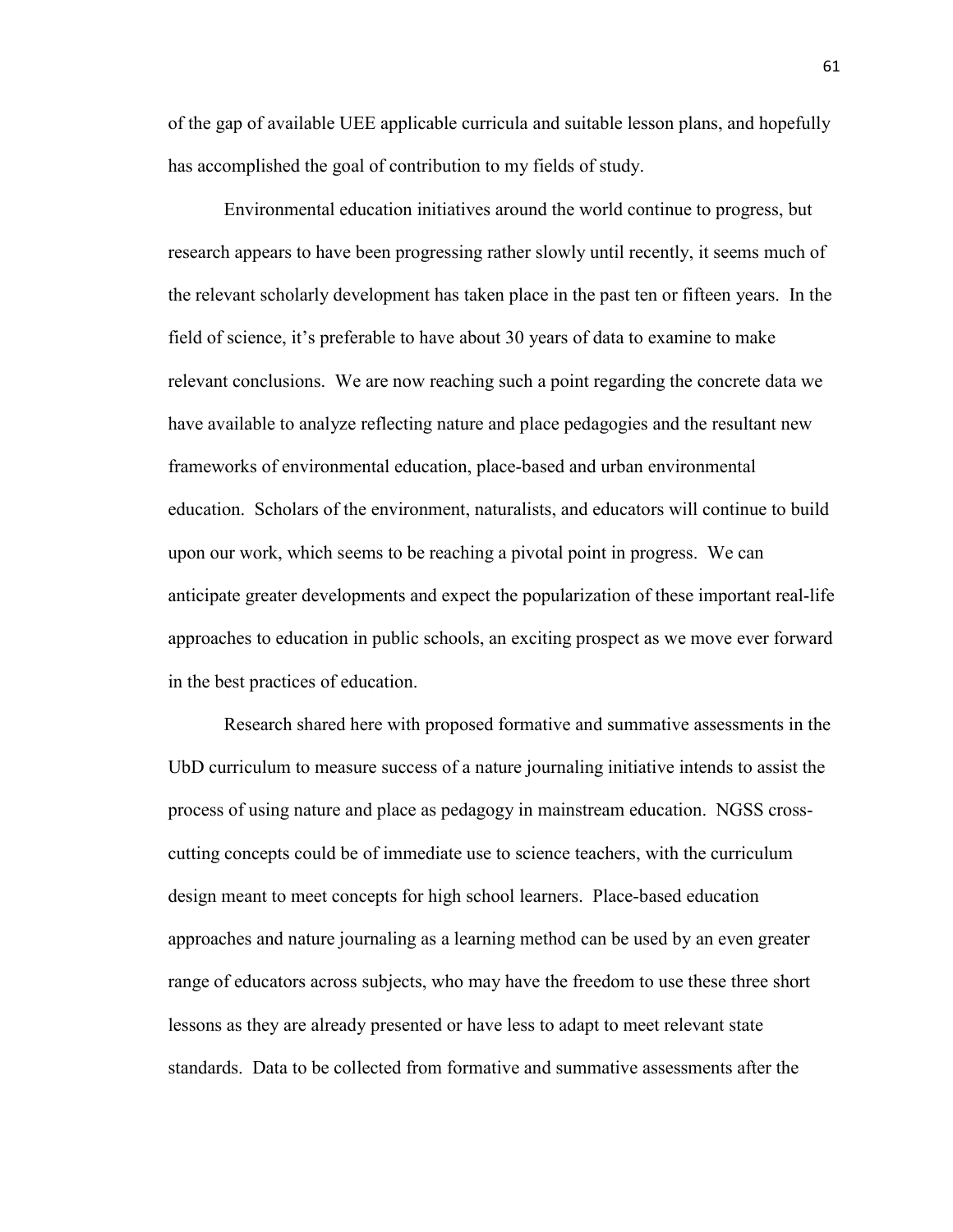of the gap of available UEE applicable curricula and suitable lesson plans, and hopefully has accomplished the goal of contribution to my fields of study.

Environmental education initiatives around the world continue to progress, but research appears to have been progressing rather slowly until recently, it seems much of the relevant scholarly development has taken place in the past ten or fifteen years. In the field of science, it's preferable to have about 30 years of data to examine to make relevant conclusions. We are now reaching such a point regarding the concrete data we have available to analyze reflecting nature and place pedagogies and the resultant new frameworks of environmental education, place-based and urban environmental education. Scholars of the environment, naturalists, and educators will continue to build upon our work, which seems to be reaching a pivotal point in progress. We can anticipate greater developments and expect the popularization of these important real-life approaches to education in public schools, an exciting prospect as we move ever forward in the best practices of education.

Research shared here with proposed formative and summative assessments in the UbD curriculum to measure success of a nature journaling initiative intends to assist the process of using nature and place as pedagogy in mainstream education. NGSS cross-cutting concepts could be of immediate use to science teachers, with the curriculum design meant to meet concepts for high school learners. Place-based education approaches and nature journaling as a learning method can be used by an even greater range of educators across subjects, who may have the freedom to use these three short lessons as they are already presented or have less to adapt to meet relevant state standards. Data to be collected from formative and summative assessments after the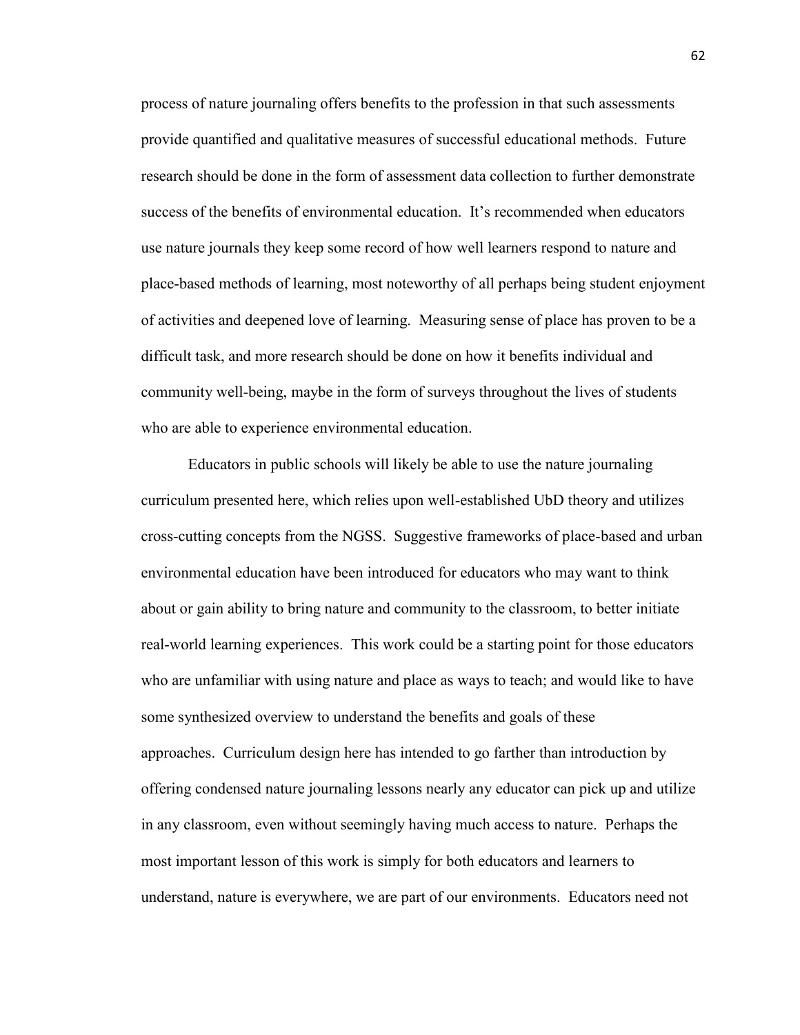process of nature journaling offers benefits to the profession in that such assessments provide quantified and qualitative measures of successful educational methods. Future research should be done in the form of assessment data collection to further demonstrate success of the benefits of environmental education. It's recommended when educators use nature journals they keep some record of how well learners respond to nature and place-based methods of learning, most noteworthy of all perhaps being student enjoyment of activities and deepened love of learning. Measuring sense of place has proven to be a difficult task, and more research should be done on how it benefits individual and community well-being, maybe in the form of surveys throughout the lives of students who are able to experience environmental education.

Educators in public schools will likely be able to use the nature journaling curriculum presented here, which relies upon well-established UbD theory and utilizes cross-cutting concepts from the NGSS. Suggestive frameworks of place-based and urban environmental education have been introduced for educators who may want to think about or gain ability to bring nature and community to the classroom, to better initiate real-world learning experiences. This work could be a starting point for those educators who are unfamiliar with using nature and place as ways to teach; and would like to have some synthesized overview to understand the benefits and goals of these approaches. Curriculum design here has intended to go farther than introduction by offering condensed nature journaling lessons nearly any educator can pick up and utilize in any classroom, even without seemingly having much access to nature. Perhaps the most important lesson of this work is simply for both educators and learners to understand, nature is everywhere, we are part of our environments. Educators need not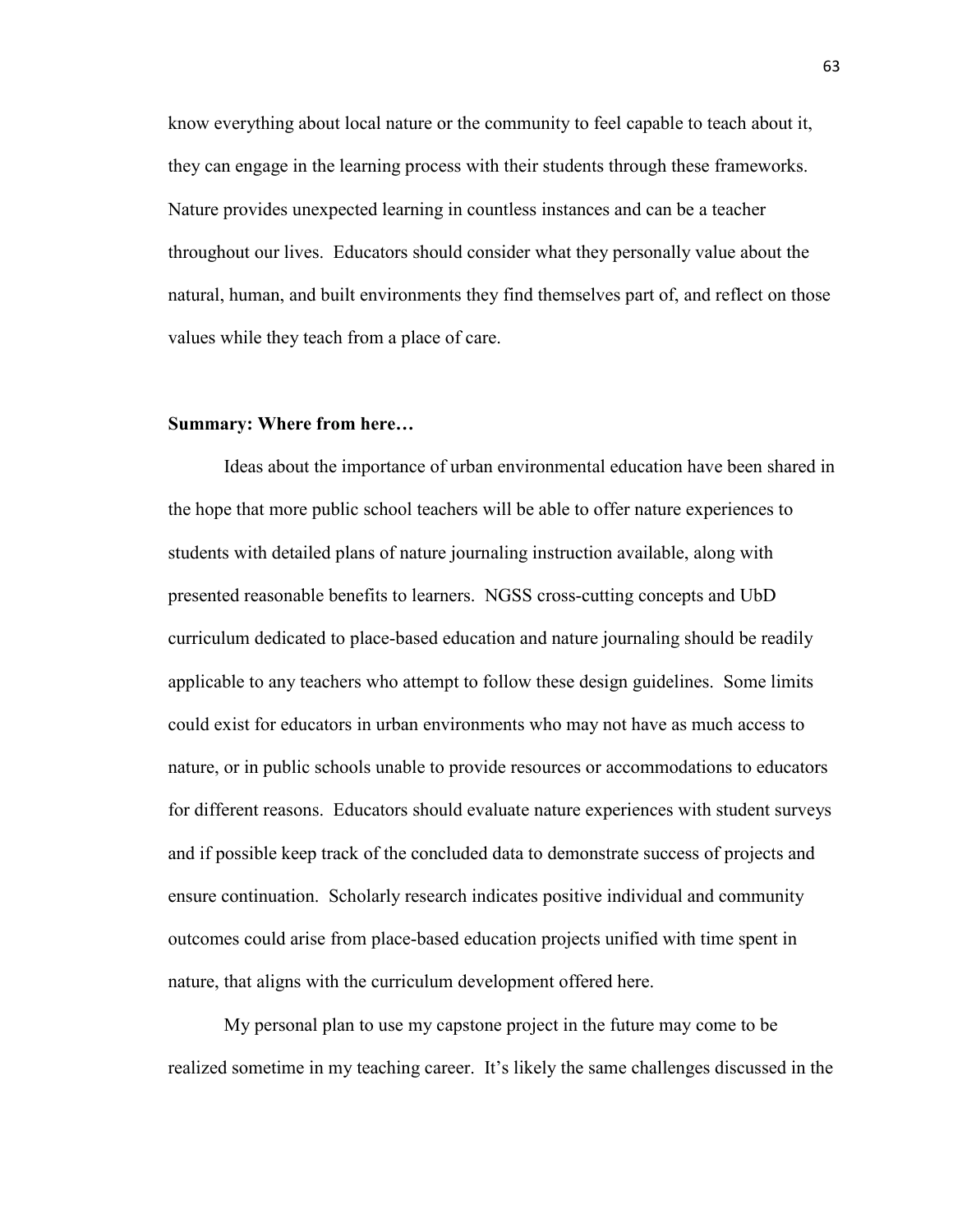know everything about local nature or the community to feel capable to teach about it, they can engage in the learning process with their students through these frameworks. Nature provides unexpected learning in countless instances and can be a teacher throughout our lives. Educators should consider what they personally value about the natural, human, and built environments they find themselves part of, and reflect on those values while they teach from a place of care.

**Summary: Where from here…**

Ideas about the importance of urban environmental education have been shared in the hope that more public school teachers will be able to offer nature experiences to students with detailed plans of nature journaling instruction available, along with presented reasonable benefits to learners. NGSS cross-cutting concepts and UbD curriculum dedicated to place-based education and nature journaling should be readily applicable to any teachers who attempt to follow these design guidelines. Some limits could exist for educators in urban environments who may not have as much access to nature, or in public schools unable to provide resources or accommodations to educators for different reasons. Educators should evaluate nature experiences with student surveys and if possible keep track of the concluded data to demonstrate success of projects and ensure continuation. Scholarly research indicates positive individual and community outcomes could arise from place-based education projects unified with time spent in nature, that aligns with the curriculum development offered here.

My personal plan to use my capstone project in the future may come to be realized sometime in my teaching career. It's likely the same challenges discussed in the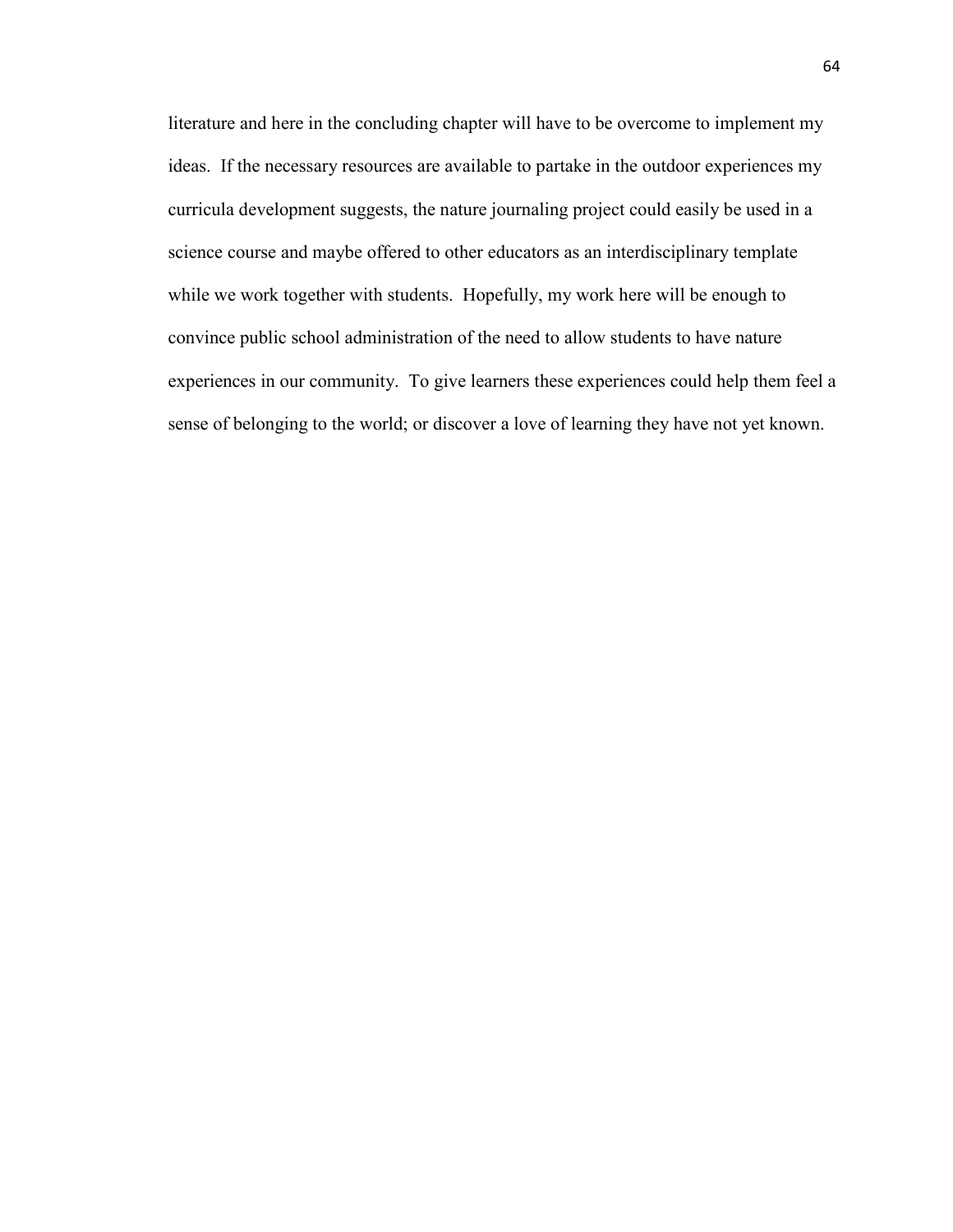literature and here in the concluding chapter will have to be overcome to implement my ideas. If the necessary resources are available to partake in the outdoor experiences my curricula development suggests, the nature journaling project could easily be used in a science course and maybe offered to other educators as an interdisciplinary template while we work together with students. Hopefully, my work here will be enough to convince public school administration of the need to allow students to have nature experiences in our community. To give learners these experiences could help them feel a sense of belonging to the world; or discover a love of learning they have not yet known.